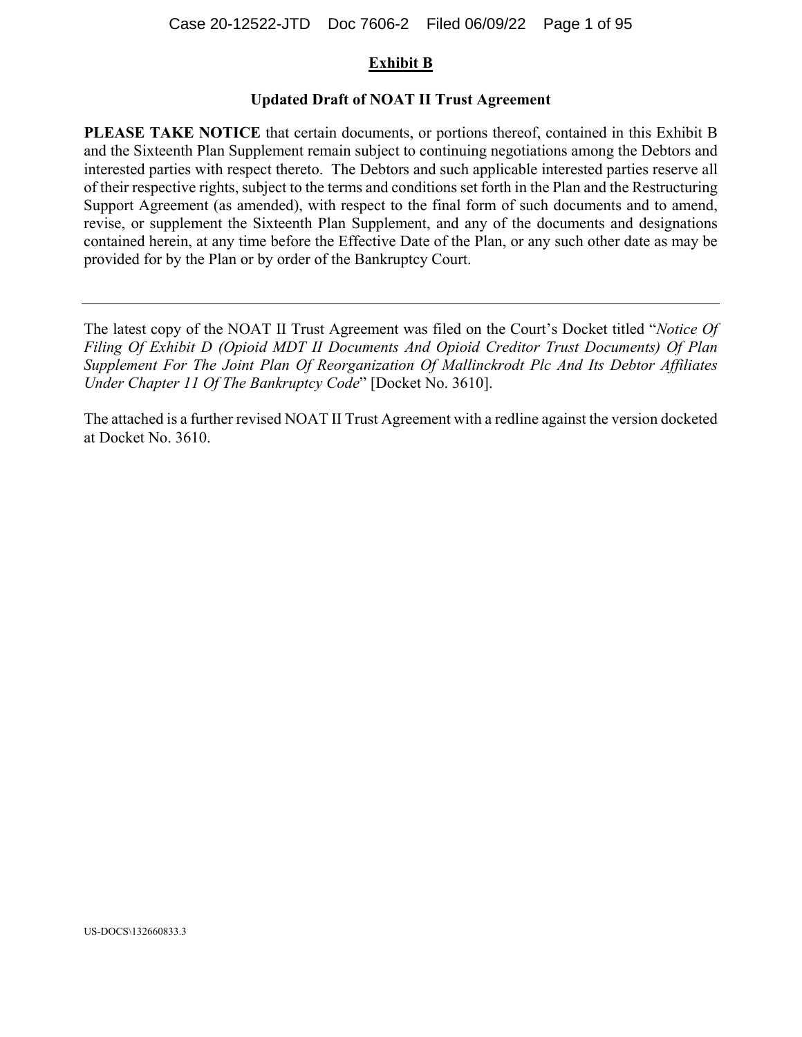# Exhibit B

## Updated Draft of NOAT II Trust Agreement

**PLEASE TAKE NOTICE** that certain documents, or portions thereof, contained in this Exhibit B and the Sixteenth Plan Supplement remain subject to continuing negotiations among the Debtors and interested parties with respect thereto. The Debtors and such applicable interested parties reserve all of their respective rights, subject to the terms and conditions set forth in the Plan and the Restructuring Support Agreement (as amended), with respect to the final form of such documents and to amend, revise, or supplement the Sixteenth Plan Supplement, and any of the documents and designations contained herein, at any time before the Effective Date of the Plan, or any such other date as may be provided for by the Plan or by order of the Bankruptcy Court.

---

The latest copy of the NOAT II Trust Agreement was filed on the Court's Docket titled "*Notice Of Filing Of Exhibit D (Opioid MDT II Documents And Opioid Creditor Trust Documents) Of Plan Supplement For The Joint Plan Of Reorganization Of Mallinckrodt Plc And Its Debtor Affiliates Under Chapter 11 Of The Bankruptcy Code*" [Docket No. 3610].

The attached is a further revised NOAT II Trust Agreement with a redline against the version docketed at Docket No. 3610.

US-DOCS\132660833.3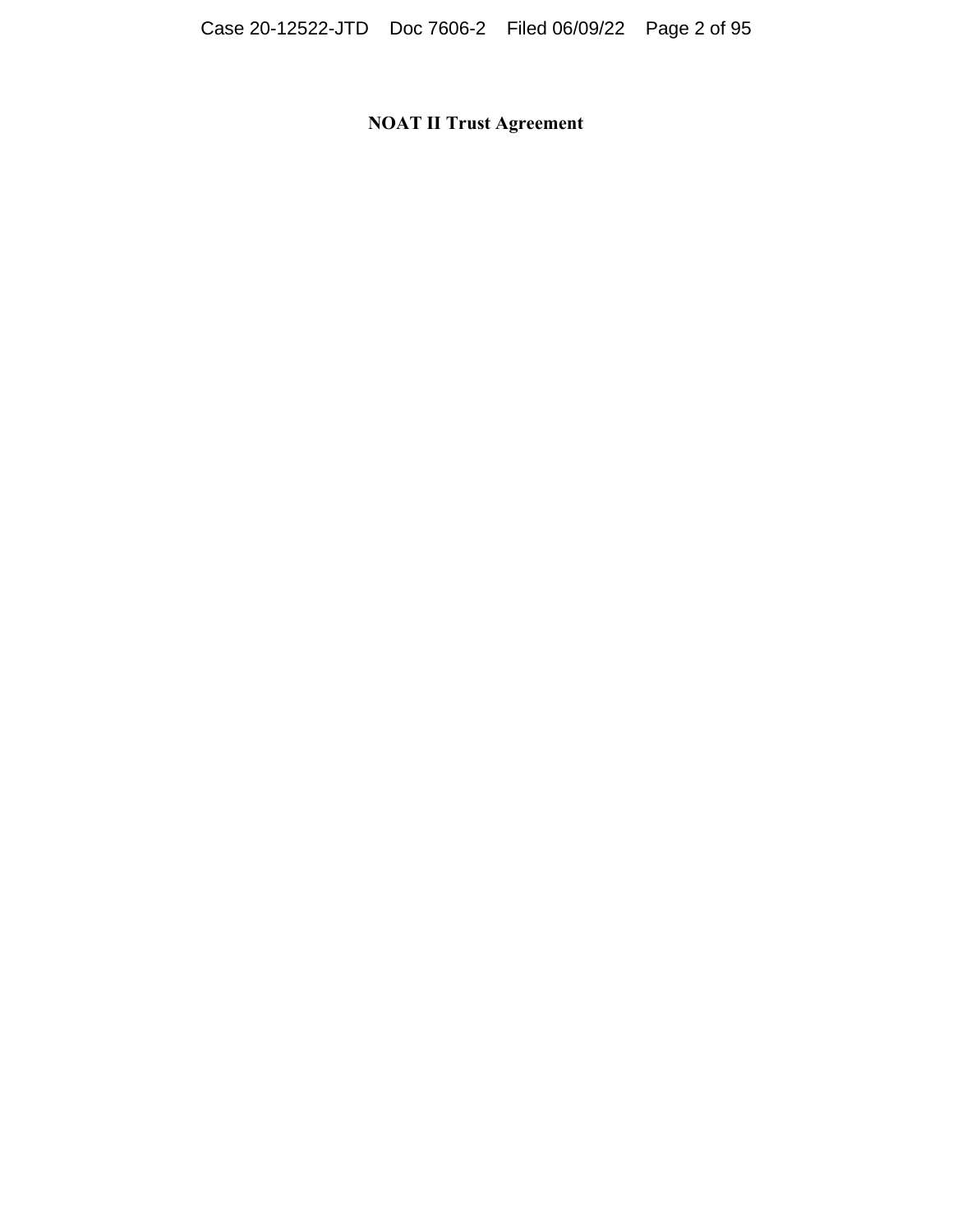# NOAT II Trust Agreement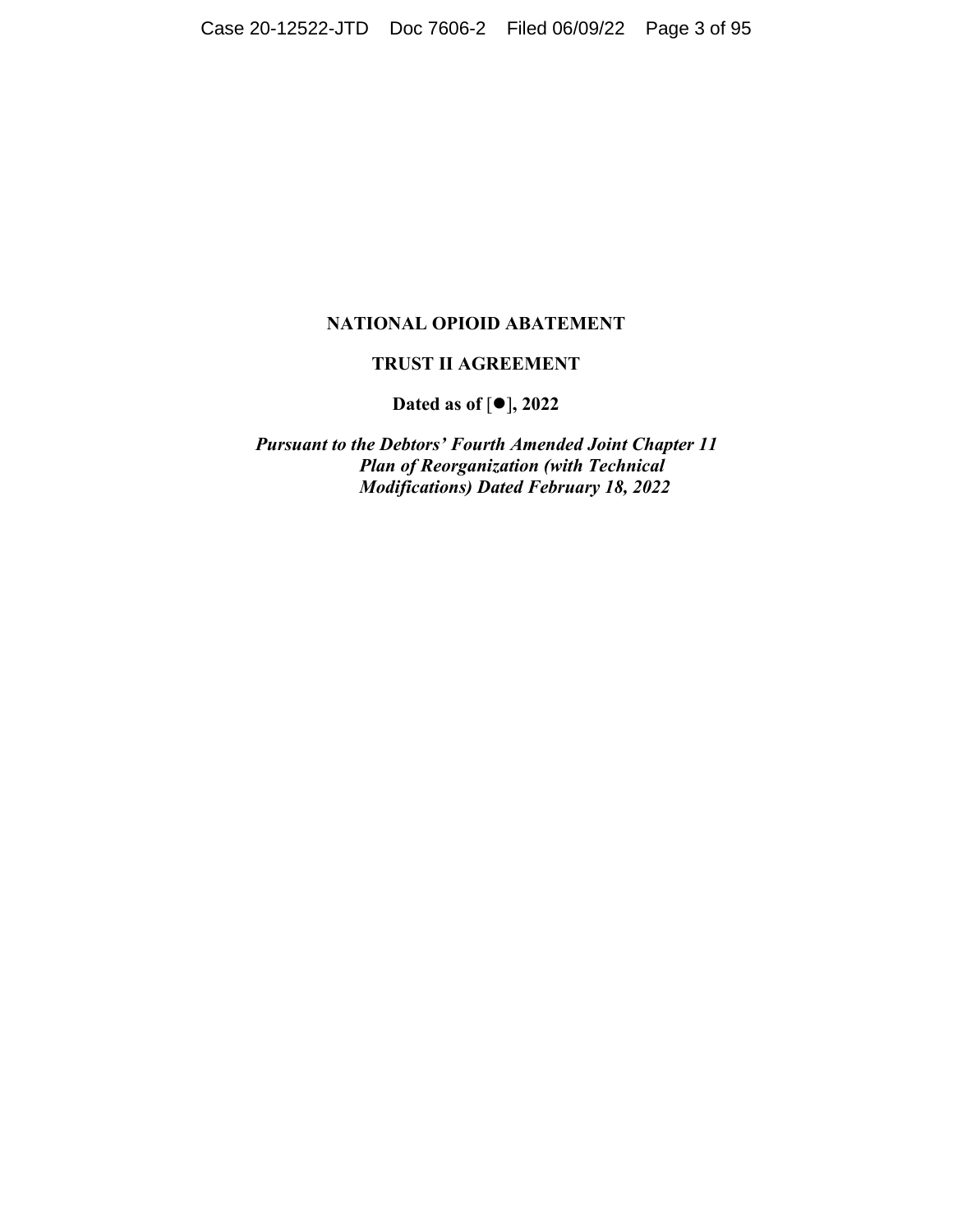# NATIONAL OPIOID ABATEMENT

# TRUST II AGREEMENT

**Dated as of [●], 2022**

***Pursuant to the Debtors' Fourth Amended Joint Chapter 11 Plan of Reorganization (with Technical Modifications) Dated February 18, 2022***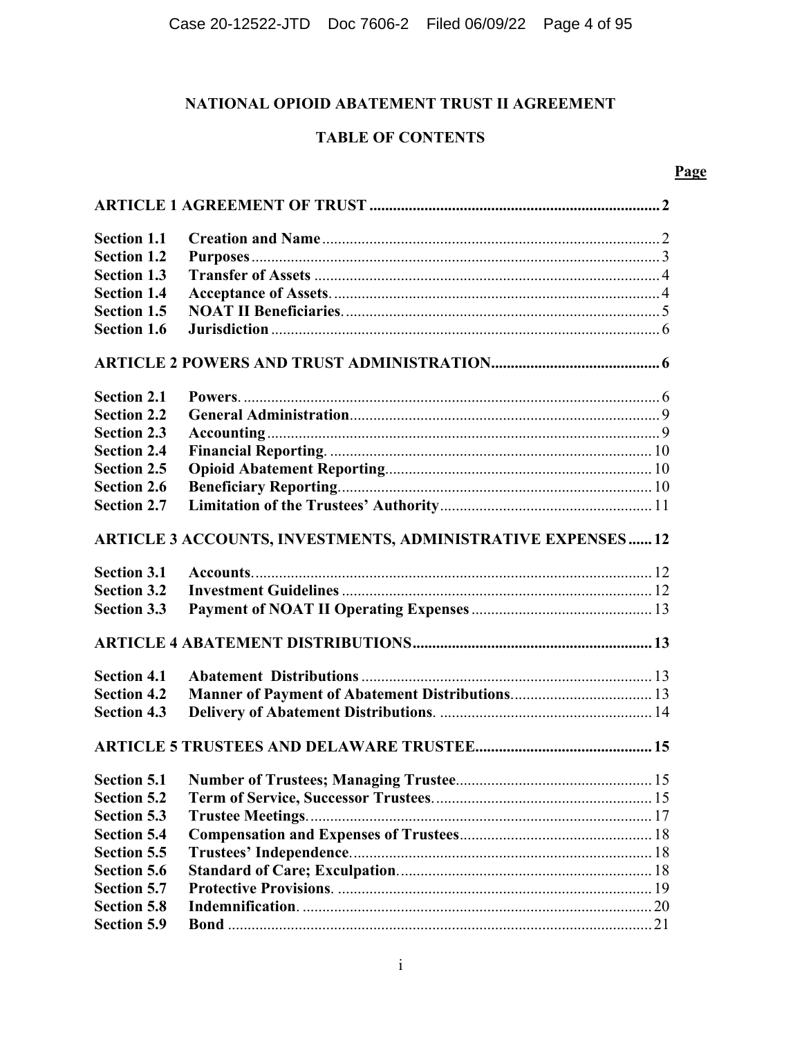## NATIONAL OPIOID ABATEMENT TRUST II AGREEMENT

## TABLE OF CONTENTS

| | | Page |
|---|---|---|
| **ARTICLE 1 AGREEMENT OF TRUST** | | **2** |
| **Section 1.1** | **Creation and Name** | 2 |
| **Section 1.2** | **Purposes** | 3 |
| **Section 1.3** | **Transfer of Assets** | 4 |
| **Section 1.4** | **Acceptance of Assets**. | 4 |
| **Section 1.5** | **NOAT II Beneficiaries**. | 5 |
| **Section 1.6** | **Jurisdiction** | 6 |
| **ARTICLE 2 POWERS AND TRUST ADMINISTRATION** | | **6** |
| **Section 2.1** | **Powers**. | 6 |
| **Section 2.2** | **General Administration** | 9 |
| **Section 2.3** | **Accounting** | 9 |
| **Section 2.4** | **Financial Reporting**. | 10 |
| **Section 2.5** | **Opioid Abatement Reporting** | 10 |
| **Section 2.6** | **Beneficiary Reporting** | 10 |
| **Section 2.7** | **Limitation of the Trustees' Authority** | 11 |
| **ARTICLE 3 ACCOUNTS, INVESTMENTS, ADMINISTRATIVE EXPENSES** | | **12** |
| **Section 3.1** | **Accounts**. | 12 |
| **Section 3.2** | **Investment Guidelines** | 12 |
| **Section 3.3** | **Payment of NOAT II Operating Expenses** | 13 |
| **ARTICLE 4 ABATEMENT DISTRIBUTIONS** | | **13** |
| **Section 4.1** | **Abatement Distributions** | 13 |
| **Section 4.2** | **Manner of Payment of Abatement Distributions** | 13 |
| **Section 4.3** | **Delivery of Abatement Distributions**. | 14 |
| **ARTICLE 5 TRUSTEES AND DELAWARE TRUSTEE** | | **15** |
| **Section 5.1** | **Number of Trustees; Managing Trustee** | 15 |
| **Section 5.2** | **Term of Service, Successor Trustees**. | 15 |
| **Section 5.3** | **Trustee Meetings**. | 17 |
| **Section 5.4** | **Compensation and Expenses of Trustees** | 18 |
| **Section 5.5** | **Trustees' Independence**. | 18 |
| **Section 5.6** | **Standard of Care; Exculpation**. | 18 |
| **Section 5.7** | **Protective Provisions**. | 19 |
| **Section 5.8** | **Indemnification**. | 20 |
| **Section 5.9** | **Bond** | 21 |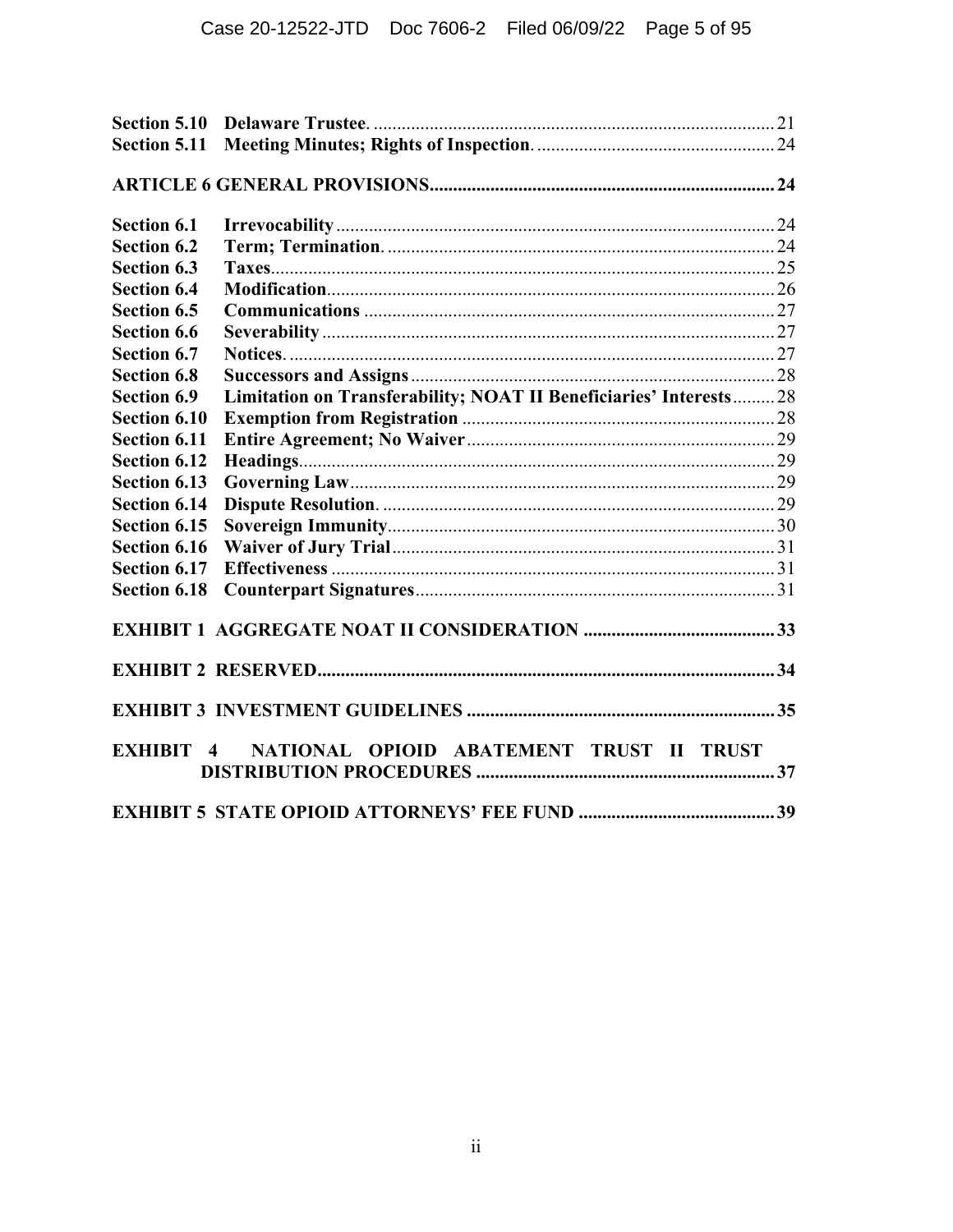| | | |
|---|---|---|
| **Section 5.10** | **Delaware Trustee.** | 21 |
| **Section 5.11** | **Meeting Minutes; Rights of Inspection.** | 24 |

**ARTICLE 6 GENERAL PROVISIONS** ........ **24**

| | | |
|---|---|---|
| **Section 6.1** | **Irrevocability** | 24 |
| **Section 6.2** | **Term; Termination.** | 24 |
| **Section 6.3** | **Taxes** | 25 |
| **Section 6.4** | **Modification** | 26 |
| **Section 6.5** | **Communications** | 27 |
| **Section 6.6** | **Severability** | 27 |
| **Section 6.7** | **Notices.** | 27 |
| **Section 6.8** | **Successors and Assigns** | 28 |
| **Section 6.9** | **Limitation on Transferability; NOAT II Beneficiaries' Interests** | 28 |
| **Section 6.10** | **Exemption from Registration** | 28 |
| **Section 6.11** | **Entire Agreement; No Waiver** | 29 |
| **Section 6.12** | **Headings** | 29 |
| **Section 6.13** | **Governing Law** | 29 |
| **Section 6.14** | **Dispute Resolution.** | 29 |
| **Section 6.15** | **Sovereign Immunity** | 30 |
| **Section 6.16** | **Waiver of Jury Trial** | 31 |
| **Section 6.17** | **Effectiveness** | 31 |
| **Section 6.18** | **Counterpart Signatures** | 31 |

**EXHIBIT 1 AGGREGATE NOAT II CONSIDERATION** ........ **33**

**EXHIBIT 2 RESERVED** ........ **34**

**EXHIBIT 3 INVESTMENT GUIDELINES** ........ **35**

**EXHIBIT 4 NATIONAL OPIOID ABATEMENT TRUST II TRUST DISTRIBUTION PROCEDURES** ........ **37**

**EXHIBIT 5 STATE OPIOID ATTORNEYS' FEE FUND** ........ **39**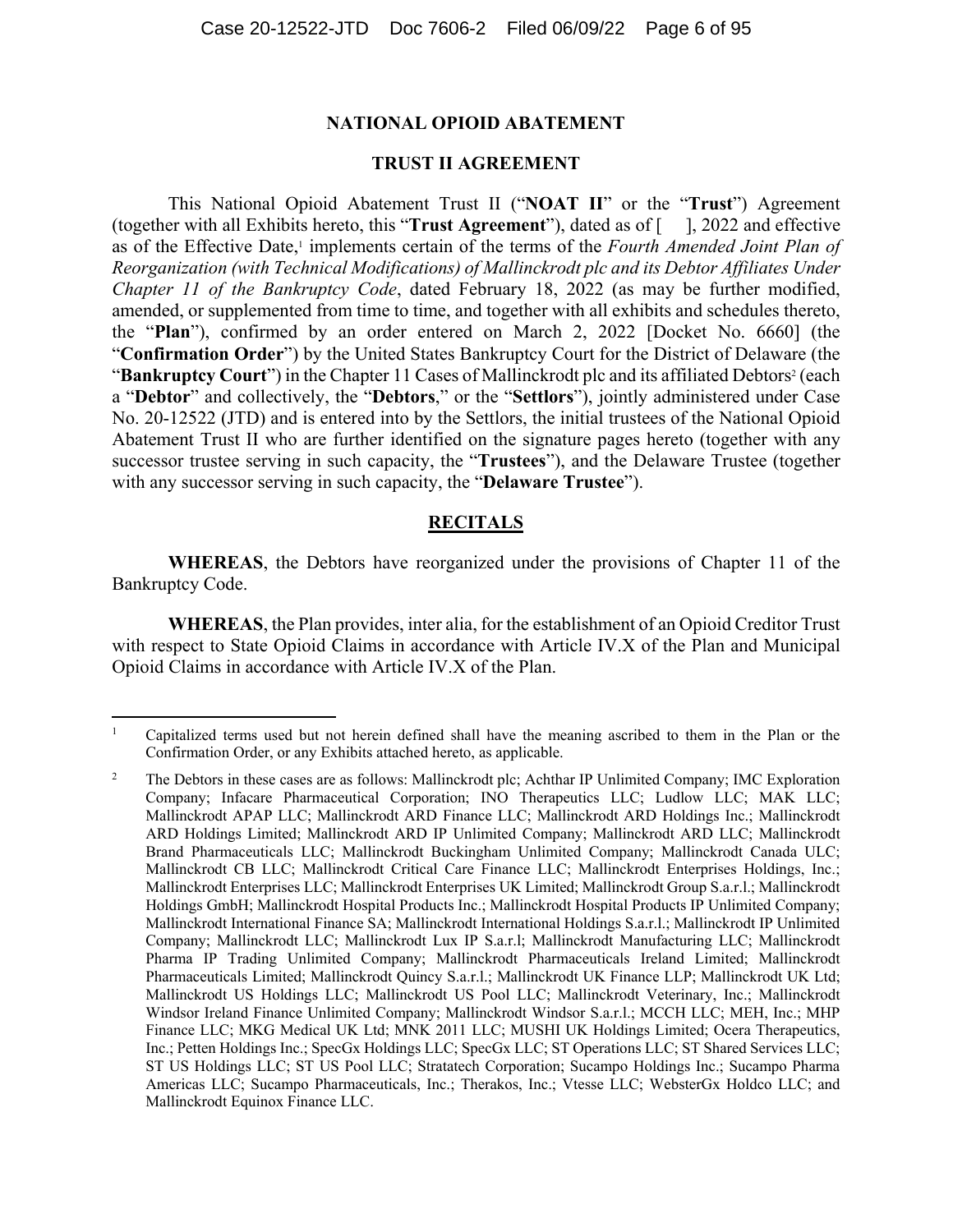# NATIONAL OPIOID ABATEMENT

## TRUST II AGREEMENT

This National Opioid Abatement Trust II ("**NOAT II**" or the "**Trust**") Agreement (together with all Exhibits hereto, this "**Trust Agreement**"), dated as of [ ], 2022 and effective as of the Effective Date,[1] implements certain of the terms of the *Fourth Amended Joint Plan of Reorganization (with Technical Modifications) of Mallinckrodt plc and its Debtor Affiliates Under Chapter 11 of the Bankruptcy Code*, dated February 18, 2022 (as may be further modified, amended, or supplemented from time to time, and together with all exhibits and schedules thereto, the "**Plan**"), confirmed by an order entered on March 2, 2022 [Docket No. 6660] (the "**Confirmation Order**") by the United States Bankruptcy Court for the District of Delaware (the "**Bankruptcy Court**") in the Chapter 11 Cases of Mallinckrodt plc and its affiliated Debtors[2] (each a "**Debtor**" and collectively, the "**Debtors**," or the "**Settlors**"), jointly administered under Case No. 20-12522 (JTD) and is entered into by the Settlors, the initial trustees of the National Opioid Abatement Trust II who are further identified on the signature pages hereto (together with any successor trustee serving in such capacity, the "**Trustees**"), and the Delaware Trustee (together with any successor serving in such capacity, the "**Delaware Trustee**").

## RECITALS

**WHEREAS**, the Debtors have reorganized under the provisions of Chapter 11 of the Bankruptcy Code.

**WHEREAS**, the Plan provides, inter alia, for the establishment of an Opioid Creditor Trust with respect to State Opioid Claims in accordance with Article IV.X of the Plan and Municipal Opioid Claims in accordance with Article IV.X of the Plan.

---

[1] Capitalized terms used but not herein defined shall have the meaning ascribed to them in the Plan or the Confirmation Order, or any Exhibits attached hereto, as applicable.

[2] The Debtors in these cases are as follows: Mallinckrodt plc; Achthar IP Unlimited Company; IMC Exploration Company; Infacare Pharmaceutical Corporation; INO Therapeutics LLC; Ludlow LLC; MAK LLC; Mallinckrodt APAP LLC; Mallinckrodt ARD Finance LLC; Mallinckrodt ARD Holdings Inc.; Mallinckrodt ARD Holdings Limited; Mallinckrodt ARD IP Unlimited Company; Mallinckrodt ARD LLC; Mallinckrodt Brand Pharmaceuticals LLC; Mallinckrodt Buckingham Unlimited Company; Mallinckrodt Canada ULC; Mallinckrodt CB LLC; Mallinckrodt Critical Care Finance LLC; Mallinckrodt Enterprises Holdings, Inc.; Mallinckrodt Enterprises LLC; Mallinckrodt Enterprises UK Limited; Mallinckrodt Group S.a.r.l.; Mallinckrodt Holdings GmbH; Mallinckrodt Hospital Products Inc.; Mallinckrodt Hospital Products IP Unlimited Company; Mallinckrodt International Finance SA; Mallinckrodt International Holdings S.a.r.l.; Mallinckrodt IP Unlimited Company; Mallinckrodt LLC; Mallinckrodt Lux IP S.a.r.l; Mallinckrodt Manufacturing LLC; Mallinckrodt Pharma IP Trading Unlimited Company; Mallinckrodt Pharmaceuticals Ireland Limited; Mallinckrodt Pharmaceuticals Limited; Mallinckrodt Quincy S.a.r.l.; Mallinckrodt UK Finance LLP; Mallinckrodt UK Ltd; Mallinckrodt US Holdings LLC; Mallinckrodt US Pool LLC; Mallinckrodt Veterinary, Inc.; Mallinckrodt Windsor Ireland Finance Unlimited Company; Mallinckrodt Windsor S.a.r.l.; MCCH LLC; MEH, Inc.; MHP Finance LLC; MKG Medical UK Ltd; MNK 2011 LLC; MUSHI UK Holdings Limited; Ocera Therapeutics, Inc.; Petten Holdings Inc.; SpecGx Holdings LLC; SpecGx LLC; ST Operations LLC; ST Shared Services LLC; ST US Holdings LLC; ST US Pool LLC; Stratatech Corporation; Sucampo Holdings Inc.; Sucampo Pharma Americas LLC; Sucampo Pharmaceuticals, Inc.; Therakos, Inc.; Vtesse LLC; WebsterGx Holdco LLC; and Mallinckrodt Equinox Finance LLC.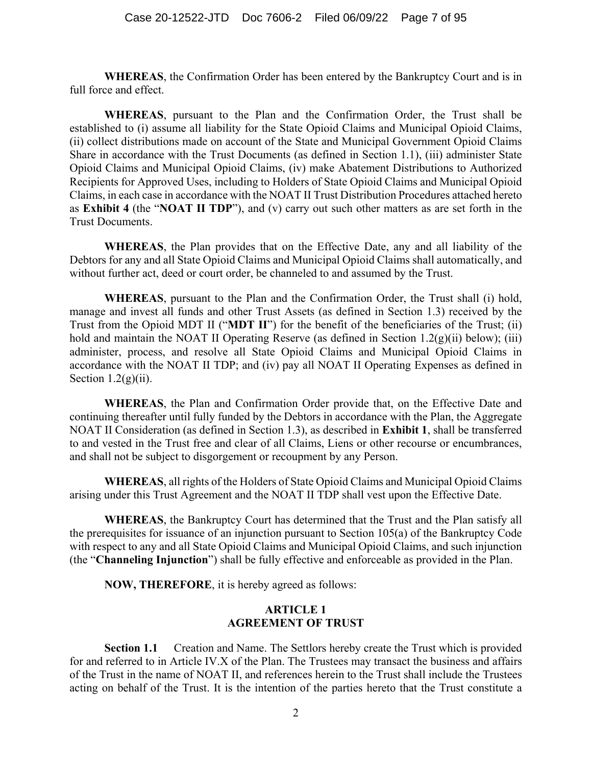**WHEREAS**, the Confirmation Order has been entered by the Bankruptcy Court and is in full force and effect.

**WHEREAS**, pursuant to the Plan and the Confirmation Order, the Trust shall be established to (i) assume all liability for the State Opioid Claims and Municipal Opioid Claims, (ii) collect distributions made on account of the State and Municipal Government Opioid Claims Share in accordance with the Trust Documents (as defined in Section 1.1), (iii) administer State Opioid Claims and Municipal Opioid Claims, (iv) make Abatement Distributions to Authorized Recipients for Approved Uses, including to Holders of State Opioid Claims and Municipal Opioid Claims, in each case in accordance with the NOAT II Trust Distribution Procedures attached hereto as **Exhibit 4** (the "**NOAT II TDP**"), and (v) carry out such other matters as are set forth in the Trust Documents.

**WHEREAS**, the Plan provides that on the Effective Date, any and all liability of the Debtors for any and all State Opioid Claims and Municipal Opioid Claims shall automatically, and without further act, deed or court order, be channeled to and assumed by the Trust.

**WHEREAS**, pursuant to the Plan and the Confirmation Order, the Trust shall (i) hold, manage and invest all funds and other Trust Assets (as defined in Section 1.3) received by the Trust from the Opioid MDT II ("**MDT II**") for the benefit of the beneficiaries of the Trust; (ii) hold and maintain the NOAT II Operating Reserve (as defined in Section 1.2(g)(ii) below); (iii) administer, process, and resolve all State Opioid Claims and Municipal Opioid Claims in accordance with the NOAT II TDP; and (iv) pay all NOAT II Operating Expenses as defined in Section 1.2(g)(ii).

**WHEREAS**, the Plan and Confirmation Order provide that, on the Effective Date and continuing thereafter until fully funded by the Debtors in accordance with the Plan, the Aggregate NOAT II Consideration (as defined in Section 1.3), as described in **Exhibit 1**, shall be transferred to and vested in the Trust free and clear of all Claims, Liens or other recourse or encumbrances, and shall not be subject to disgorgement or recoupment by any Person.

**WHEREAS**, all rights of the Holders of State Opioid Claims and Municipal Opioid Claims arising under this Trust Agreement and the NOAT II TDP shall vest upon the Effective Date.

**WHEREAS**, the Bankruptcy Court has determined that the Trust and the Plan satisfy all the prerequisites for issuance of an injunction pursuant to Section 105(a) of the Bankruptcy Code with respect to any and all State Opioid Claims and Municipal Opioid Claims, and such injunction (the "**Channeling Injunction**") shall be fully effective and enforceable as provided in the Plan.

**NOW, THEREFORE**, it is hereby agreed as follows:

## ARTICLE 1
## AGREEMENT OF TRUST

**Section 1.1** Creation and Name. The Settlors hereby create the Trust which is provided for and referred to in Article IV.X of the Plan. The Trustees may transact the business and affairs of the Trust in the name of NOAT II, and references herein to the Trust shall include the Trustees acting on behalf of the Trust. It is the intention of the parties hereto that the Trust constitute a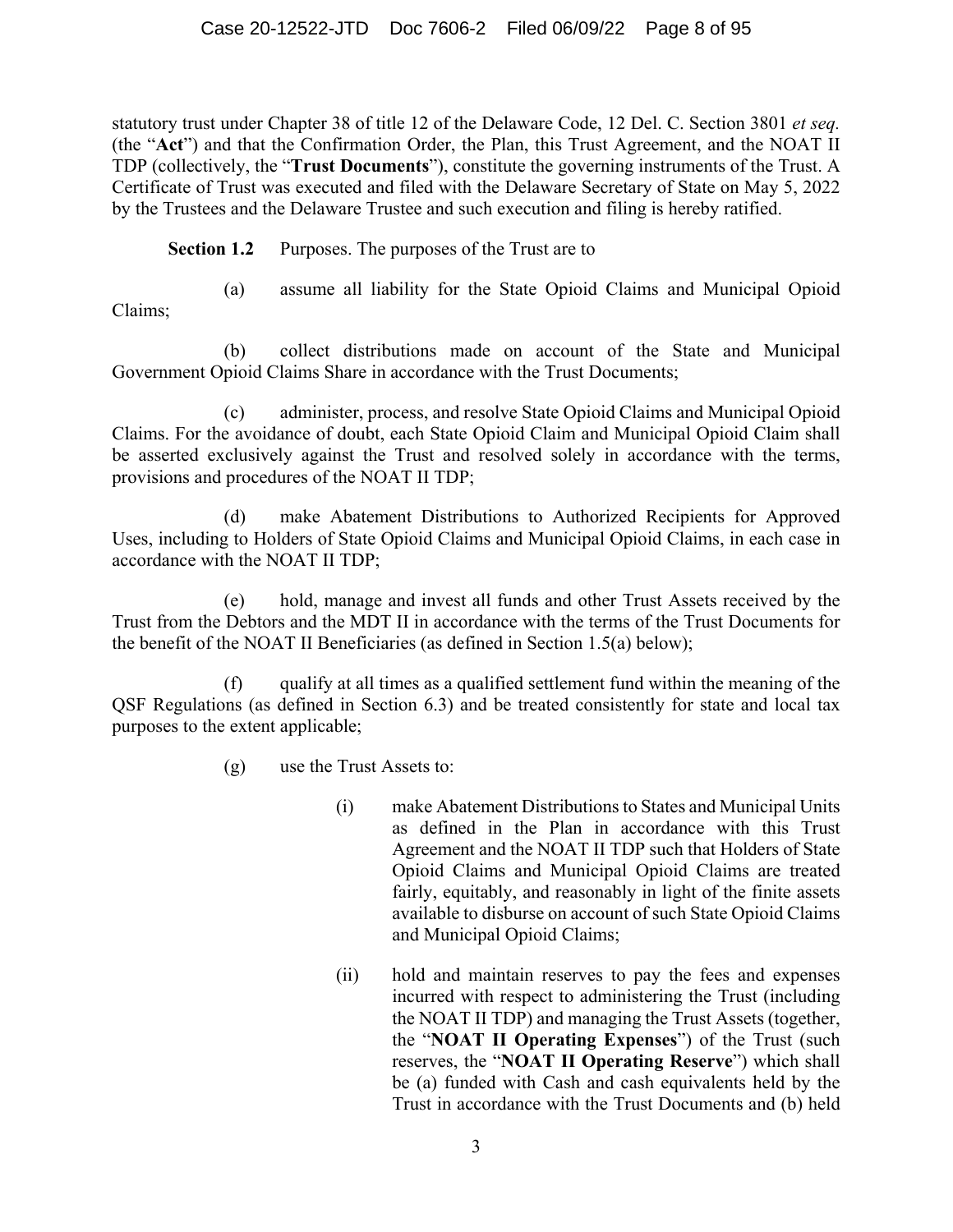statutory trust under Chapter 38 of title 12 of the Delaware Code, 12 Del. C. Section 3801 *et seq.* (the "**Act**") and that the Confirmation Order, the Plan, this Trust Agreement, and the NOAT II TDP (collectively, the "**Trust Documents**"), constitute the governing instruments of the Trust. A Certificate of Trust was executed and filed with the Delaware Secretary of State on May 5, 2022 by the Trustees and the Delaware Trustee and such execution and filing is hereby ratified.

**Section 1.2** Purposes. The purposes of the Trust are to

(a) assume all liability for the State Opioid Claims and Municipal Opioid Claims;

(b) collect distributions made on account of the State and Municipal Government Opioid Claims Share in accordance with the Trust Documents;

(c) administer, process, and resolve State Opioid Claims and Municipal Opioid Claims. For the avoidance of doubt, each State Opioid Claim and Municipal Opioid Claim shall be asserted exclusively against the Trust and resolved solely in accordance with the terms, provisions and procedures of the NOAT II TDP;

(d) make Abatement Distributions to Authorized Recipients for Approved Uses, including to Holders of State Opioid Claims and Municipal Opioid Claims, in each case in accordance with the NOAT II TDP;

(e) hold, manage and invest all funds and other Trust Assets received by the Trust from the Debtors and the MDT II in accordance with the terms of the Trust Documents for the benefit of the NOAT II Beneficiaries (as defined in Section 1.5(a) below);

(f) qualify at all times as a qualified settlement fund within the meaning of the QSF Regulations (as defined in Section 6.3) and be treated consistently for state and local tax purposes to the extent applicable;

(g) use the Trust Assets to:

(i) make Abatement Distributions to States and Municipal Units as defined in the Plan in accordance with this Trust Agreement and the NOAT II TDP such that Holders of State Opioid Claims and Municipal Opioid Claims are treated fairly, equitably, and reasonably in light of the finite assets available to disburse on account of such State Opioid Claims and Municipal Opioid Claims;

(ii) hold and maintain reserves to pay the fees and expenses incurred with respect to administering the Trust (including the NOAT II TDP) and managing the Trust Assets (together, the "**NOAT II Operating Expenses**") of the Trust (such reserves, the "**NOAT II Operating Reserve**") which shall be (a) funded with Cash and cash equivalents held by the Trust in accordance with the Trust Documents and (b) held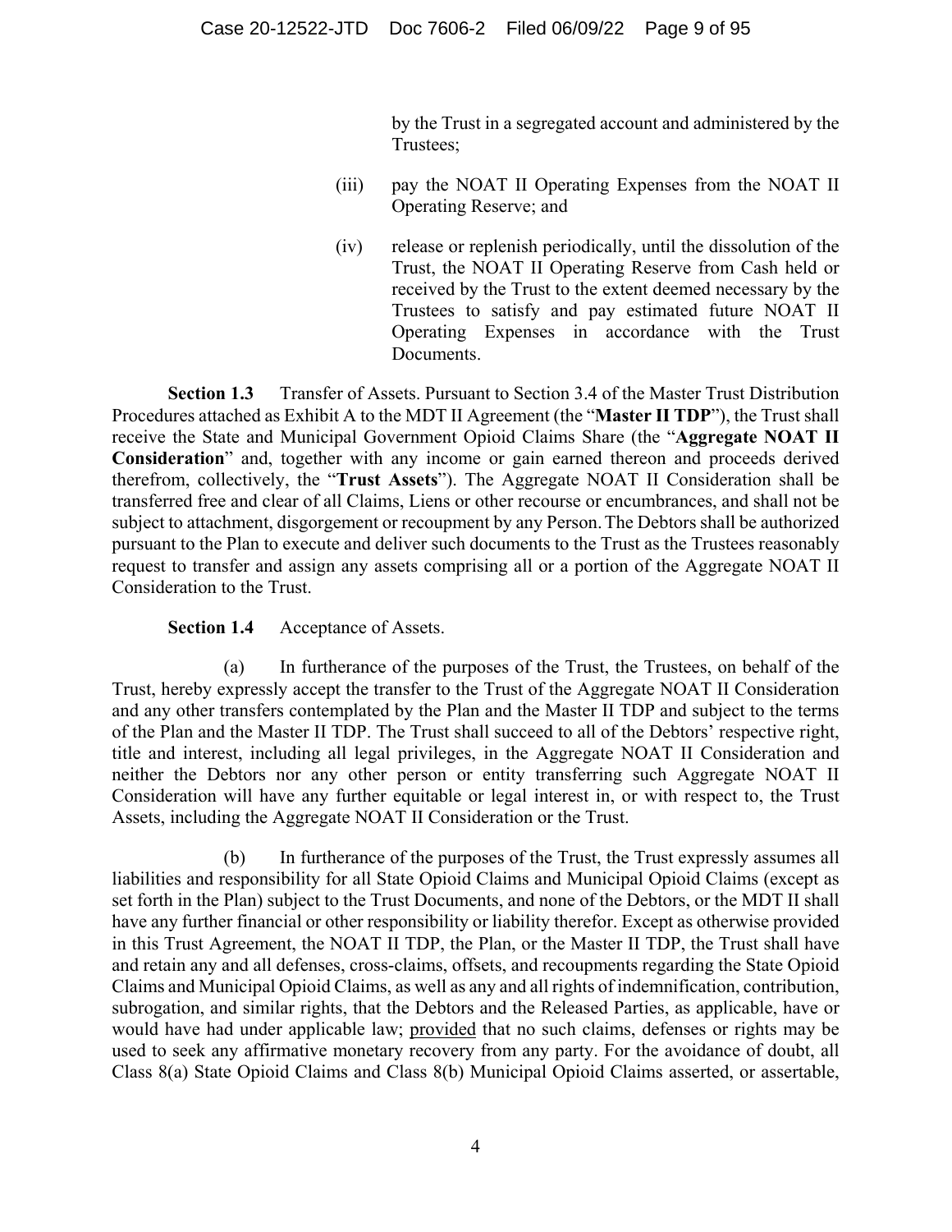by the Trust in a segregated account and administered by the Trustees;

(iii) pay the NOAT II Operating Expenses from the NOAT II Operating Reserve; and

(iv) release or replenish periodically, until the dissolution of the Trust, the NOAT II Operating Reserve from Cash held or received by the Trust to the extent deemed necessary by the Trustees to satisfy and pay estimated future NOAT II Operating Expenses in accordance with the Trust Documents.

**Section 1.3** Transfer of Assets. Pursuant to Section 3.4 of the Master Trust Distribution Procedures attached as Exhibit A to the MDT II Agreement (the "**Master II TDP**"), the Trust shall receive the State and Municipal Government Opioid Claims Share (the "**Aggregate NOAT II Consideration**" and, together with any income or gain earned thereon and proceeds derived therefrom, collectively, the "**Trust Assets**"). The Aggregate NOAT II Consideration shall be transferred free and clear of all Claims, Liens or other recourse or encumbrances, and shall not be subject to attachment, disgorgement or recoupment by any Person. The Debtors shall be authorized pursuant to the Plan to execute and deliver such documents to the Trust as the Trustees reasonably request to transfer and assign any assets comprising all or a portion of the Aggregate NOAT II Consideration to the Trust.

**Section 1.4** Acceptance of Assets.

(a) In furtherance of the purposes of the Trust, the Trustees, on behalf of the Trust, hereby expressly accept the transfer to the Trust of the Aggregate NOAT II Consideration and any other transfers contemplated by the Plan and the Master II TDP and subject to the terms of the Plan and the Master II TDP. The Trust shall succeed to all of the Debtors' respective right, title and interest, including all legal privileges, in the Aggregate NOAT II Consideration and neither the Debtors nor any other person or entity transferring such Aggregate NOAT II Consideration will have any further equitable or legal interest in, or with respect to, the Trust Assets, including the Aggregate NOAT II Consideration or the Trust.

(b) In furtherance of the purposes of the Trust, the Trust expressly assumes all liabilities and responsibility for all State Opioid Claims and Municipal Opioid Claims (except as set forth in the Plan) subject to the Trust Documents, and none of the Debtors, or the MDT II shall have any further financial or other responsibility or liability therefor. Except as otherwise provided in this Trust Agreement, the NOAT II TDP, the Plan, or the Master II TDP, the Trust shall have and retain any and all defenses, cross-claims, offsets, and recoupments regarding the State Opioid Claims and Municipal Opioid Claims, as well as any and all rights of indemnification, contribution, subrogation, and similar rights, that the Debtors and the Released Parties, as applicable, have or would have had under applicable law; provided that no such claims, defenses or rights may be used to seek any affirmative monetary recovery from any party. For the avoidance of doubt, all Class 8(a) State Opioid Claims and Class 8(b) Municipal Opioid Claims asserted, or assertable,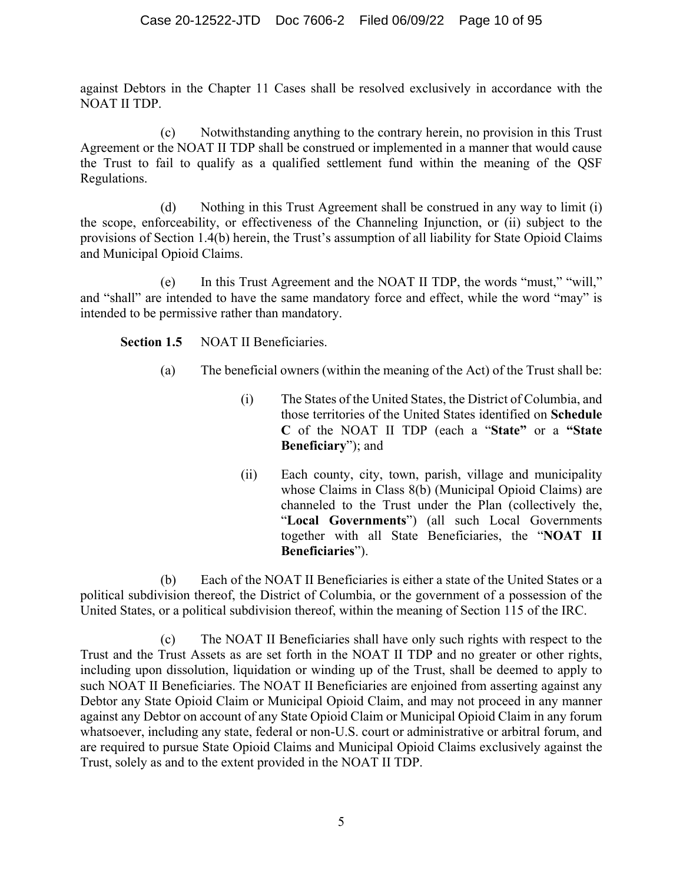against Debtors in the Chapter 11 Cases shall be resolved exclusively in accordance with the NOAT II TDP.

(c) Notwithstanding anything to the contrary herein, no provision in this Trust Agreement or the NOAT II TDP shall be construed or implemented in a manner that would cause the Trust to fail to qualify as a qualified settlement fund within the meaning of the QSF Regulations.

(d) Nothing in this Trust Agreement shall be construed in any way to limit (i) the scope, enforceability, or effectiveness of the Channeling Injunction, or (ii) subject to the provisions of Section 1.4(b) herein, the Trust's assumption of all liability for State Opioid Claims and Municipal Opioid Claims.

(e) In this Trust Agreement and the NOAT II TDP, the words "must," "will," and "shall" are intended to have the same mandatory force and effect, while the word "may" is intended to be permissive rather than mandatory.

**Section 1.5** NOAT II Beneficiaries.

(a) The beneficial owners (within the meaning of the Act) of the Trust shall be:

(i) The States of the United States, the District of Columbia, and those territories of the United States identified on **Schedule C** of the NOAT II TDP (each a "**State**" or a **"State Beneficiary**"); and

(ii) Each county, city, town, parish, village and municipality whose Claims in Class 8(b) (Municipal Opioid Claims) are channeled to the Trust under the Plan (collectively the, "**Local Governments**") (all such Local Governments together with all State Beneficiaries, the "**NOAT II Beneficiaries**").

(b) Each of the NOAT II Beneficiaries is either a state of the United States or a political subdivision thereof, the District of Columbia, or the government of a possession of the United States, or a political subdivision thereof, within the meaning of Section 115 of the IRC.

(c) The NOAT II Beneficiaries shall have only such rights with respect to the Trust and the Trust Assets as are set forth in the NOAT II TDP and no greater or other rights, including upon dissolution, liquidation or winding up of the Trust, shall be deemed to apply to such NOAT II Beneficiaries. The NOAT II Beneficiaries are enjoined from asserting against any Debtor any State Opioid Claim or Municipal Opioid Claim, and may not proceed in any manner against any Debtor on account of any State Opioid Claim or Municipal Opioid Claim in any forum whatsoever, including any state, federal or non-U.S. court or administrative or arbitral forum, and are required to pursue State Opioid Claims and Municipal Opioid Claims exclusively against the Trust, solely as and to the extent provided in the NOAT II TDP.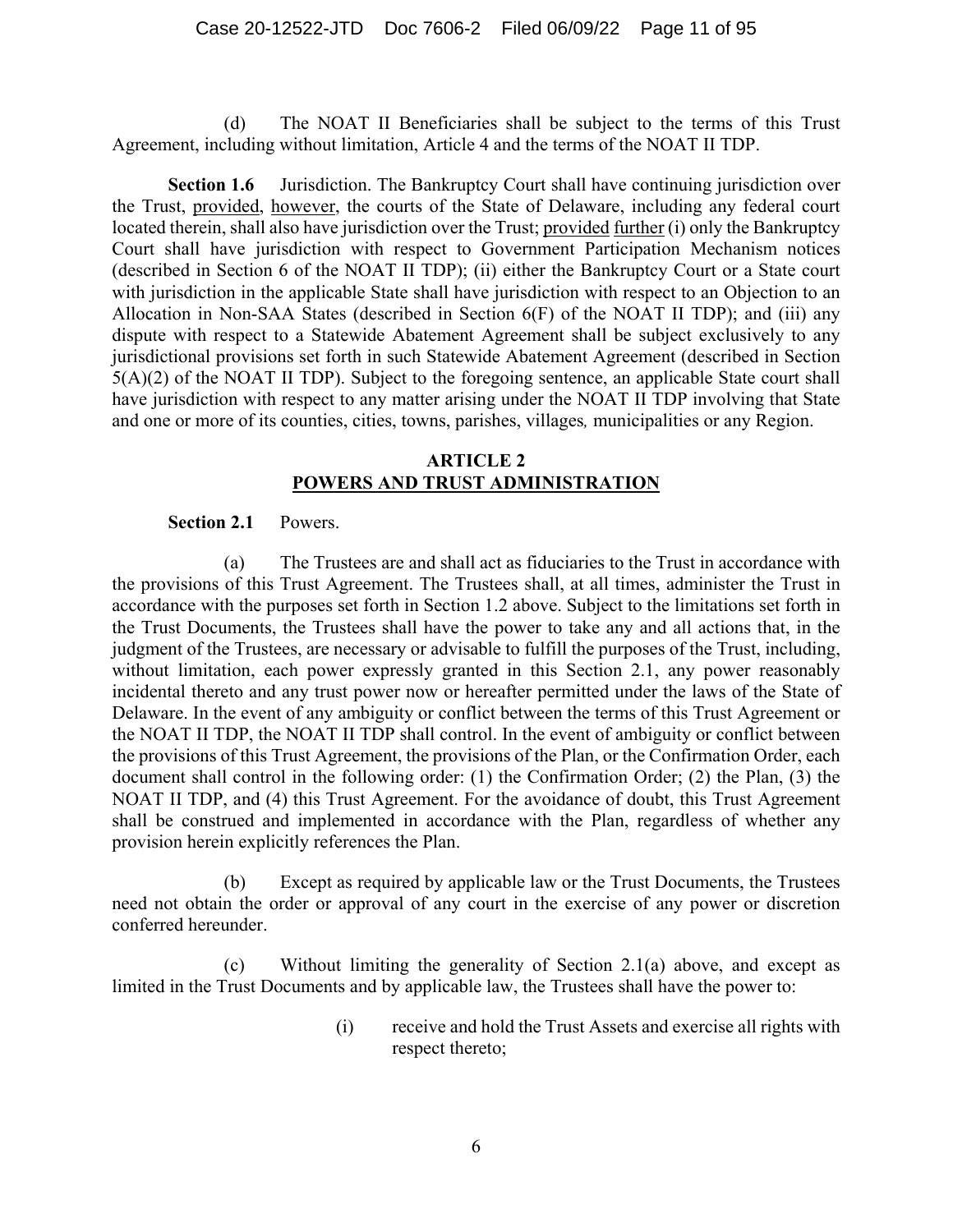(d) The NOAT II Beneficiaries shall be subject to the terms of this Trust Agreement, including without limitation, Article 4 and the terms of the NOAT II TDP.

**Section 1.6** Jurisdiction. The Bankruptcy Court shall have continuing jurisdiction over the Trust, provided, however, the courts of the State of Delaware, including any federal court located therein, shall also have jurisdiction over the Trust; provided further (i) only the Bankruptcy Court shall have jurisdiction with respect to Government Participation Mechanism notices (described in Section 6 of the NOAT II TDP); (ii) either the Bankruptcy Court or a State court with jurisdiction in the applicable State shall have jurisdiction with respect to an Objection to an Allocation in Non-SAA States (described in Section 6(F) of the NOAT II TDP); and (iii) any dispute with respect to a Statewide Abatement Agreement shall be subject exclusively to any jurisdictional provisions set forth in such Statewide Abatement Agreement (described in Section 5(A)(2) of the NOAT II TDP). Subject to the foregoing sentence, an applicable State court shall have jurisdiction with respect to any matter arising under the NOAT II TDP involving that State and one or more of its counties, cities, towns, parishes, villages*,* municipalities or any Region.

## ARTICLE 2
## POWERS AND TRUST ADMINISTRATION

**Section 2.1** Powers.

(a) The Trustees are and shall act as fiduciaries to the Trust in accordance with the provisions of this Trust Agreement. The Trustees shall, at all times, administer the Trust in accordance with the purposes set forth in Section 1.2 above. Subject to the limitations set forth in the Trust Documents, the Trustees shall have the power to take any and all actions that, in the judgment of the Trustees, are necessary or advisable to fulfill the purposes of the Trust, including, without limitation, each power expressly granted in this Section 2.1, any power reasonably incidental thereto and any trust power now or hereafter permitted under the laws of the State of Delaware. In the event of any ambiguity or conflict between the terms of this Trust Agreement or the NOAT II TDP, the NOAT II TDP shall control. In the event of ambiguity or conflict between the provisions of this Trust Agreement, the provisions of the Plan, or the Confirmation Order, each document shall control in the following order: (1) the Confirmation Order; (2) the Plan, (3) the NOAT II TDP, and (4) this Trust Agreement. For the avoidance of doubt, this Trust Agreement shall be construed and implemented in accordance with the Plan, regardless of whether any provision herein explicitly references the Plan.

(b) Except as required by applicable law or the Trust Documents, the Trustees need not obtain the order or approval of any court in the exercise of any power or discretion conferred hereunder.

(c) Without limiting the generality of Section 2.1(a) above, and except as limited in the Trust Documents and by applicable law, the Trustees shall have the power to:

(i) receive and hold the Trust Assets and exercise all rights with respect thereto;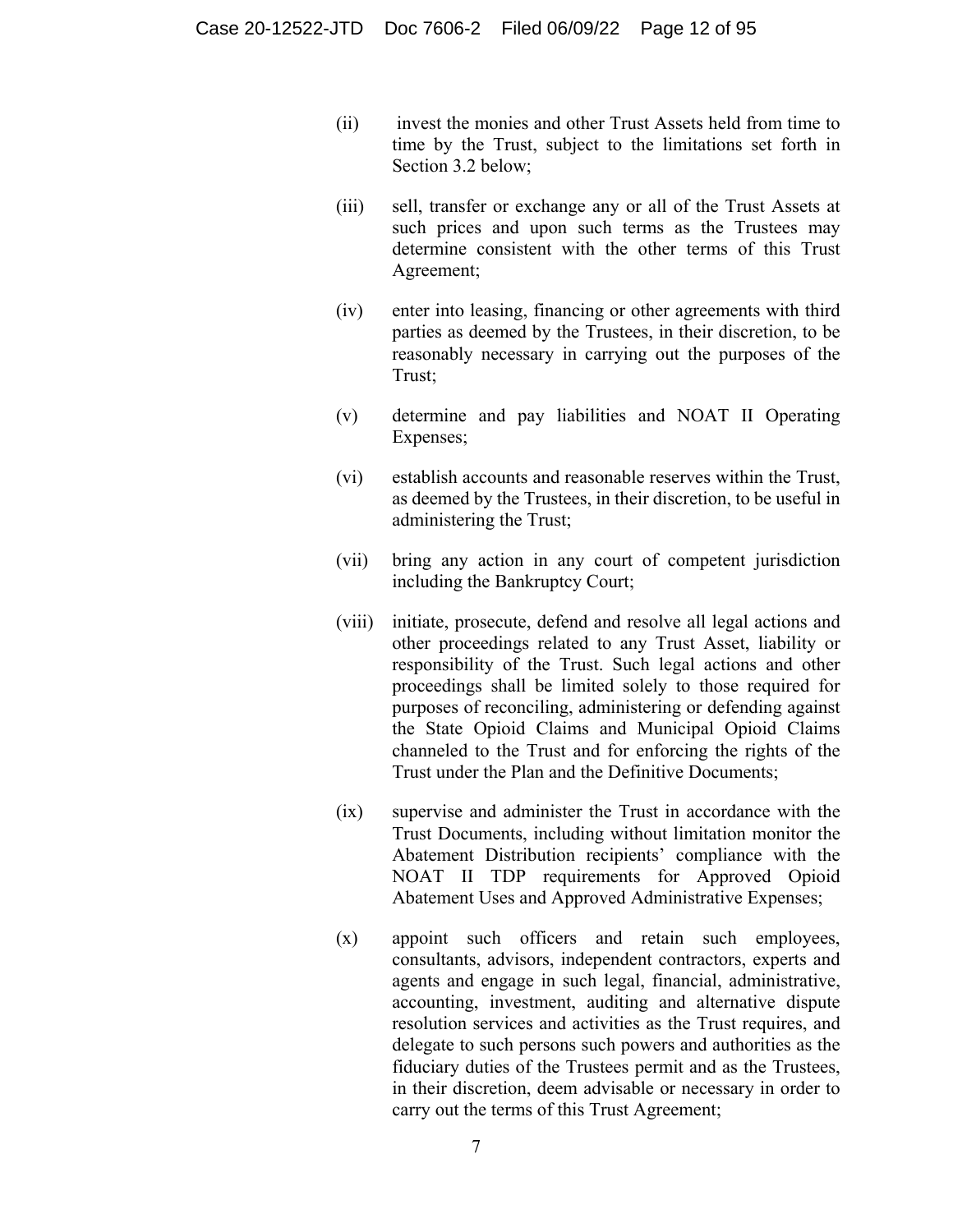(ii) invest the monies and other Trust Assets held from time to time by the Trust, subject to the limitations set forth in Section 3.2 below;

(iii) sell, transfer or exchange any or all of the Trust Assets at such prices and upon such terms as the Trustees may determine consistent with the other terms of this Trust Agreement;

(iv) enter into leasing, financing or other agreements with third parties as deemed by the Trustees, in their discretion, to be reasonably necessary in carrying out the purposes of the Trust;

(v) determine and pay liabilities and NOAT II Operating Expenses;

(vi) establish accounts and reasonable reserves within the Trust, as deemed by the Trustees, in their discretion, to be useful in administering the Trust;

(vii) bring any action in any court of competent jurisdiction including the Bankruptcy Court;

(viii) initiate, prosecute, defend and resolve all legal actions and other proceedings related to any Trust Asset, liability or responsibility of the Trust. Such legal actions and other proceedings shall be limited solely to those required for purposes of reconciling, administering or defending against the State Opioid Claims and Municipal Opioid Claims channeled to the Trust and for enforcing the rights of the Trust under the Plan and the Definitive Documents;

(ix) supervise and administer the Trust in accordance with the Trust Documents, including without limitation monitor the Abatement Distribution recipients' compliance with the NOAT II TDP requirements for Approved Opioid Abatement Uses and Approved Administrative Expenses;

(x) appoint such officers and retain such employees, consultants, advisors, independent contractors, experts and agents and engage in such legal, financial, administrative, accounting, investment, auditing and alternative dispute resolution services and activities as the Trust requires, and delegate to such persons such powers and authorities as the fiduciary duties of the Trustees permit and as the Trustees, in their discretion, deem advisable or necessary in order to carry out the terms of this Trust Agreement;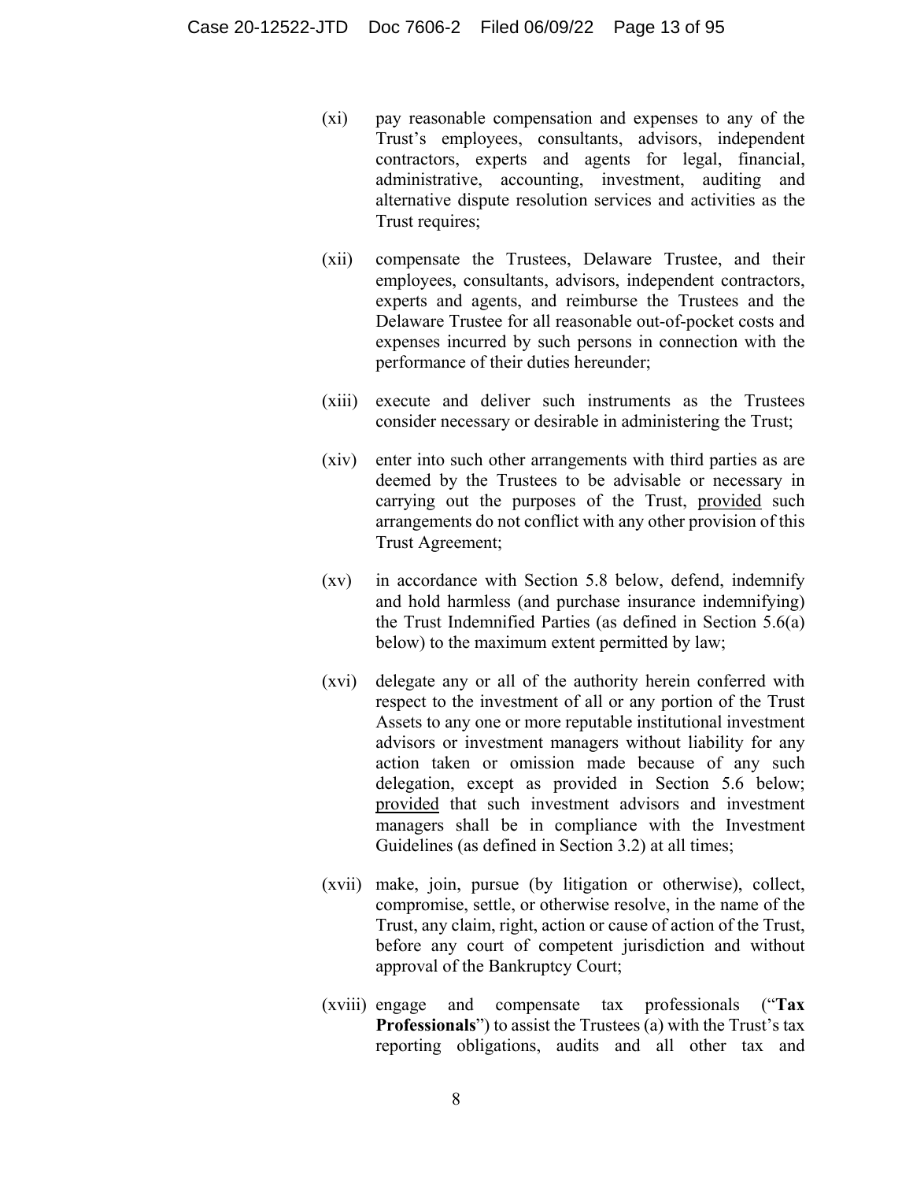(xi) pay reasonable compensation and expenses to any of the Trust's employees, consultants, advisors, independent contractors, experts and agents for legal, financial, administrative, accounting, investment, auditing and alternative dispute resolution services and activities as the Trust requires;

(xii) compensate the Trustees, Delaware Trustee, and their employees, consultants, advisors, independent contractors, experts and agents, and reimburse the Trustees and the Delaware Trustee for all reasonable out-of-pocket costs and expenses incurred by such persons in connection with the performance of their duties hereunder;

(xiii) execute and deliver such instruments as the Trustees consider necessary or desirable in administering the Trust;

(xiv) enter into such other arrangements with third parties as are deemed by the Trustees to be advisable or necessary in carrying out the purposes of the Trust, provided such arrangements do not conflict with any other provision of this Trust Agreement;

(xv) in accordance with Section 5.8 below, defend, indemnify and hold harmless (and purchase insurance indemnifying) the Trust Indemnified Parties (as defined in Section 5.6(a) below) to the maximum extent permitted by law;

(xvi) delegate any or all of the authority herein conferred with respect to the investment of all or any portion of the Trust Assets to any one or more reputable institutional investment advisors or investment managers without liability for any action taken or omission made because of any such delegation, except as provided in Section 5.6 below; provided that such investment advisors and investment managers shall be in compliance with the Investment Guidelines (as defined in Section 3.2) at all times;

(xvii) make, join, pursue (by litigation or otherwise), collect, compromise, settle, or otherwise resolve, in the name of the Trust, any claim, right, action or cause of action of the Trust, before any court of competent jurisdiction and without approval of the Bankruptcy Court;

(xviii) engage and compensate tax professionals ("**Tax Professionals**") to assist the Trustees (a) with the Trust's tax reporting obligations, audits and all other tax and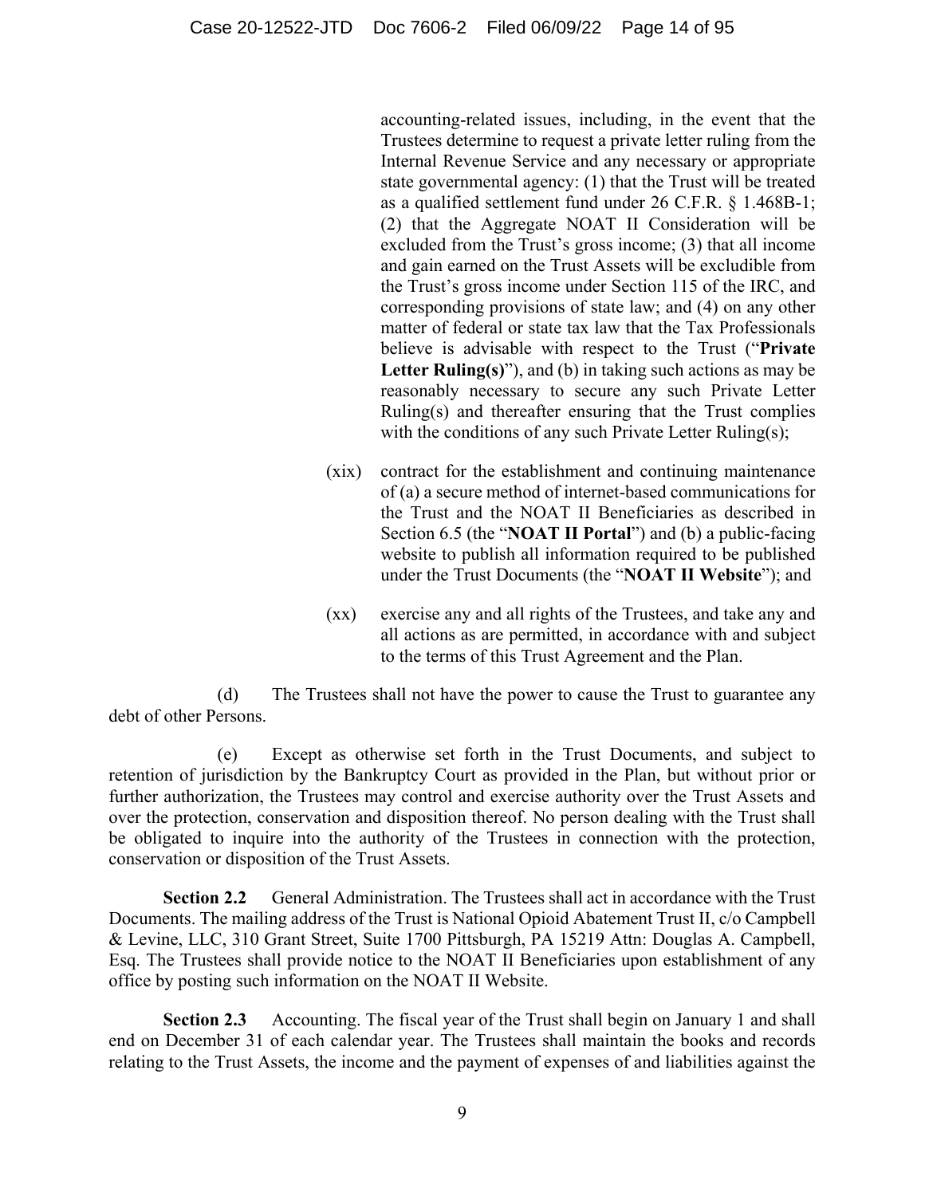accounting-related issues, including, in the event that the Trustees determine to request a private letter ruling from the Internal Revenue Service and any necessary or appropriate state governmental agency: (1) that the Trust will be treated as a qualified settlement fund under 26 C.F.R. § 1.468B-1; (2) that the Aggregate NOAT II Consideration will be excluded from the Trust's gross income; (3) that all income and gain earned on the Trust Assets will be excludible from the Trust's gross income under Section 115 of the IRC, and corresponding provisions of state law; and (4) on any other matter of federal or state tax law that the Tax Professionals believe is advisable with respect to the Trust ("**Private Letter Ruling(s)**"), and (b) in taking such actions as may be reasonably necessary to secure any such Private Letter Ruling(s) and thereafter ensuring that the Trust complies with the conditions of any such Private Letter Ruling(s);

(xix) contract for the establishment and continuing maintenance of (a) a secure method of internet-based communications for the Trust and the NOAT II Beneficiaries as described in Section 6.5 (the "**NOAT II Portal**") and (b) a public-facing website to publish all information required to be published under the Trust Documents (the "**NOAT II Website**"); and

(xx) exercise any and all rights of the Trustees, and take any and all actions as are permitted, in accordance with and subject to the terms of this Trust Agreement and the Plan.

(d) The Trustees shall not have the power to cause the Trust to guarantee any debt of other Persons.

(e) Except as otherwise set forth in the Trust Documents, and subject to retention of jurisdiction by the Bankruptcy Court as provided in the Plan, but without prior or further authorization, the Trustees may control and exercise authority over the Trust Assets and over the protection, conservation and disposition thereof. No person dealing with the Trust shall be obligated to inquire into the authority of the Trustees in connection with the protection, conservation or disposition of the Trust Assets.

**Section 2.2** General Administration. The Trustees shall act in accordance with the Trust Documents. The mailing address of the Trust is National Opioid Abatement Trust II, c/o Campbell & Levine, LLC, 310 Grant Street, Suite 1700 Pittsburgh, PA 15219 Attn: Douglas A. Campbell, Esq. The Trustees shall provide notice to the NOAT II Beneficiaries upon establishment of any office by posting such information on the NOAT II Website.

**Section 2.3** Accounting. The fiscal year of the Trust shall begin on January 1 and shall end on December 31 of each calendar year. The Trustees shall maintain the books and records relating to the Trust Assets, the income and the payment of expenses of and liabilities against the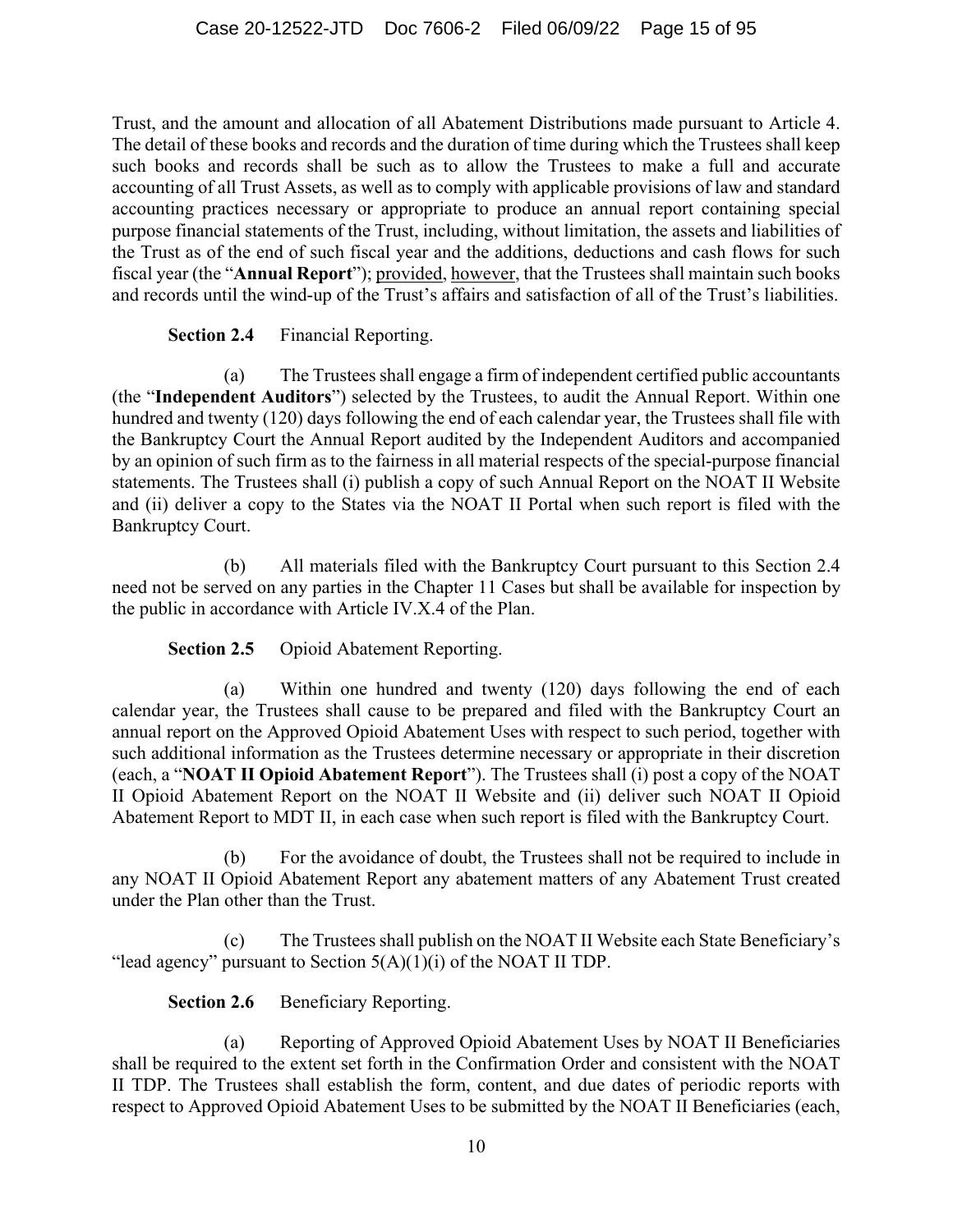Trust, and the amount and allocation of all Abatement Distributions made pursuant to Article 4. The detail of these books and records and the duration of time during which the Trustees shall keep such books and records shall be such as to allow the Trustees to make a full and accurate accounting of all Trust Assets, as well as to comply with applicable provisions of law and standard accounting practices necessary or appropriate to produce an annual report containing special purpose financial statements of the Trust, including, without limitation, the assets and liabilities of the Trust as of the end of such fiscal year and the additions, deductions and cash flows for such fiscal year (the "**Annual Report**"); provided, however, that the Trustees shall maintain such books and records until the wind-up of the Trust's affairs and satisfaction of all of the Trust's liabilities.

**Section 2.4** Financial Reporting.

(a) The Trustees shall engage a firm of independent certified public accountants (the "**Independent Auditors**") selected by the Trustees, to audit the Annual Report. Within one hundred and twenty (120) days following the end of each calendar year, the Trustees shall file with the Bankruptcy Court the Annual Report audited by the Independent Auditors and accompanied by an opinion of such firm as to the fairness in all material respects of the special-purpose financial statements. The Trustees shall (i) publish a copy of such Annual Report on the NOAT II Website and (ii) deliver a copy to the States via the NOAT II Portal when such report is filed with the Bankruptcy Court.

(b) All materials filed with the Bankruptcy Court pursuant to this Section 2.4 need not be served on any parties in the Chapter 11 Cases but shall be available for inspection by the public in accordance with Article IV.X.4 of the Plan.

**Section 2.5** Opioid Abatement Reporting.

(a) Within one hundred and twenty (120) days following the end of each calendar year, the Trustees shall cause to be prepared and filed with the Bankruptcy Court an annual report on the Approved Opioid Abatement Uses with respect to such period, together with such additional information as the Trustees determine necessary or appropriate in their discretion (each, a "**NOAT II Opioid Abatement Report**"). The Trustees shall (i) post a copy of the NOAT II Opioid Abatement Report on the NOAT II Website and (ii) deliver such NOAT II Opioid Abatement Report to MDT II, in each case when such report is filed with the Bankruptcy Court.

(b) For the avoidance of doubt, the Trustees shall not be required to include in any NOAT II Opioid Abatement Report any abatement matters of any Abatement Trust created under the Plan other than the Trust.

(c) The Trustees shall publish on the NOAT II Website each State Beneficiary's "lead agency" pursuant to Section 5(A)(1)(i) of the NOAT II TDP.

**Section 2.6** Beneficiary Reporting.

(a) Reporting of Approved Opioid Abatement Uses by NOAT II Beneficiaries shall be required to the extent set forth in the Confirmation Order and consistent with the NOAT II TDP. The Trustees shall establish the form, content, and due dates of periodic reports with respect to Approved Opioid Abatement Uses to be submitted by the NOAT II Beneficiaries (each,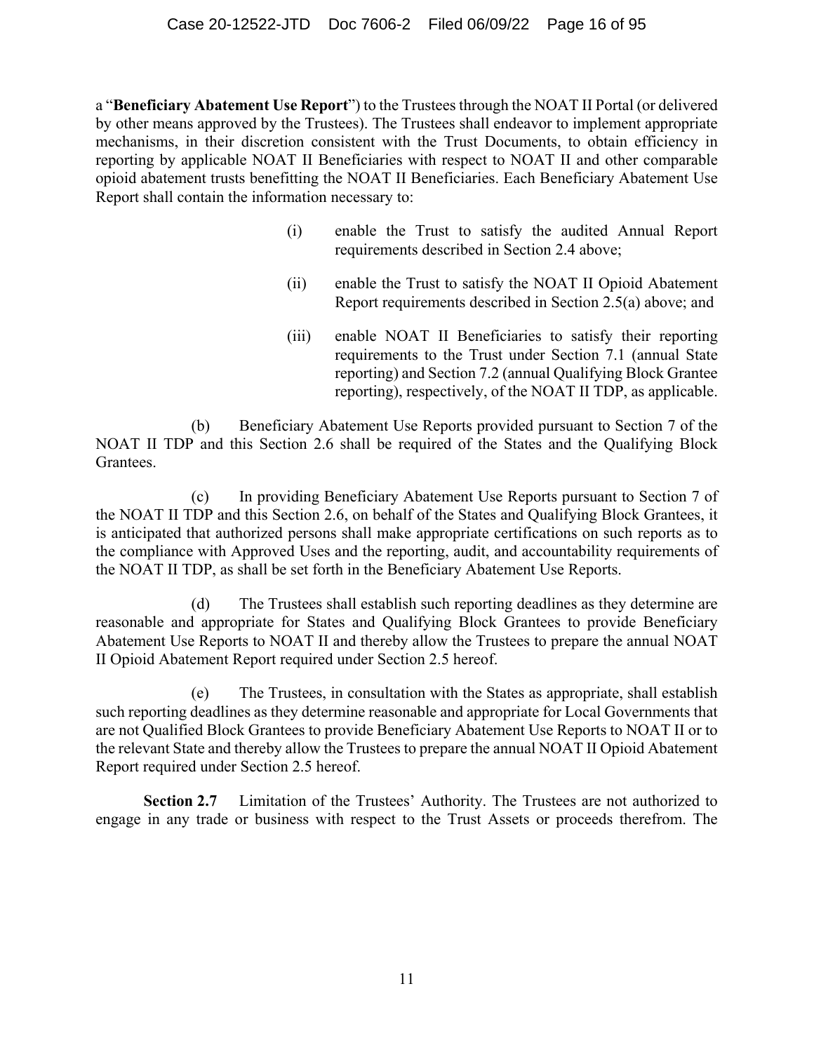a "**Beneficiary Abatement Use Report**") to the Trustees through the NOAT II Portal (or delivered by other means approved by the Trustees). The Trustees shall endeavor to implement appropriate mechanisms, in their discretion consistent with the Trust Documents, to obtain efficiency in reporting by applicable NOAT II Beneficiaries with respect to NOAT II and other comparable opioid abatement trusts benefitting the NOAT II Beneficiaries. Each Beneficiary Abatement Use Report shall contain the information necessary to:

(i) enable the Trust to satisfy the audited Annual Report requirements described in Section 2.4 above;

(ii) enable the Trust to satisfy the NOAT II Opioid Abatement Report requirements described in Section 2.5(a) above; and

(iii) enable NOAT II Beneficiaries to satisfy their reporting requirements to the Trust under Section 7.1 (annual State reporting) and Section 7.2 (annual Qualifying Block Grantee reporting), respectively, of the NOAT II TDP, as applicable.

(b) Beneficiary Abatement Use Reports provided pursuant to Section 7 of the NOAT II TDP and this Section 2.6 shall be required of the States and the Qualifying Block Grantees.

(c) In providing Beneficiary Abatement Use Reports pursuant to Section 7 of the NOAT II TDP and this Section 2.6, on behalf of the States and Qualifying Block Grantees, it is anticipated that authorized persons shall make appropriate certifications on such reports as to the compliance with Approved Uses and the reporting, audit, and accountability requirements of the NOAT II TDP, as shall be set forth in the Beneficiary Abatement Use Reports.

(d) The Trustees shall establish such reporting deadlines as they determine are reasonable and appropriate for States and Qualifying Block Grantees to provide Beneficiary Abatement Use Reports to NOAT II and thereby allow the Trustees to prepare the annual NOAT II Opioid Abatement Report required under Section 2.5 hereof.

(e) The Trustees, in consultation with the States as appropriate, shall establish such reporting deadlines as they determine reasonable and appropriate for Local Governments that are not Qualified Block Grantees to provide Beneficiary Abatement Use Reports to NOAT II or to the relevant State and thereby allow the Trustees to prepare the annual NOAT II Opioid Abatement Report required under Section 2.5 hereof.

**Section 2.7** Limitation of the Trustees' Authority. The Trustees are not authorized to engage in any trade or business with respect to the Trust Assets or proceeds therefrom. The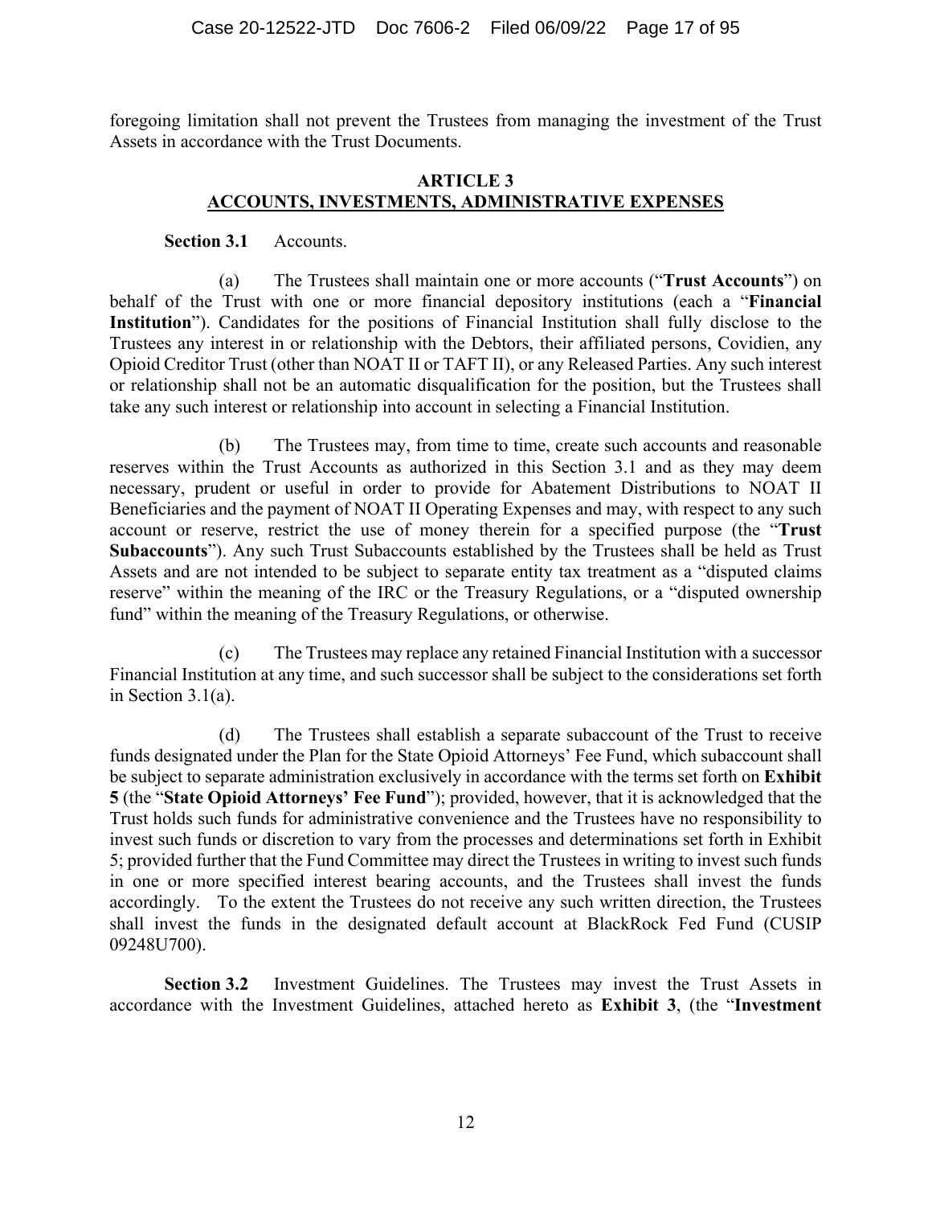foregoing limitation shall not prevent the Trustees from managing the investment of the Trust Assets in accordance with the Trust Documents.

## ARTICLE 3
## ACCOUNTS, INVESTMENTS, ADMINISTRATIVE EXPENSES

**Section 3.1** Accounts.

(a) The Trustees shall maintain one or more accounts ("**Trust Accounts**") on behalf of the Trust with one or more financial depository institutions (each a "**Financial Institution**"). Candidates for the positions of Financial Institution shall fully disclose to the Trustees any interest in or relationship with the Debtors, their affiliated persons, Covidien, any Opioid Creditor Trust (other than NOAT II or TAFT II), or any Released Parties. Any such interest or relationship shall not be an automatic disqualification for the position, but the Trustees shall take any such interest or relationship into account in selecting a Financial Institution.

(b) The Trustees may, from time to time, create such accounts and reasonable reserves within the Trust Accounts as authorized in this Section 3.1 and as they may deem necessary, prudent or useful in order to provide for Abatement Distributions to NOAT II Beneficiaries and the payment of NOAT II Operating Expenses and may, with respect to any such account or reserve, restrict the use of money therein for a specified purpose (the "**Trust Subaccounts**"). Any such Trust Subaccounts established by the Trustees shall be held as Trust Assets and are not intended to be subject to separate entity tax treatment as a "disputed claims reserve" within the meaning of the IRC or the Treasury Regulations, or a "disputed ownership fund" within the meaning of the Treasury Regulations, or otherwise.

(c) The Trustees may replace any retained Financial Institution with a successor Financial Institution at any time, and such successor shall be subject to the considerations set forth in Section 3.1(a).

(d) The Trustees shall establish a separate subaccount of the Trust to receive funds designated under the Plan for the State Opioid Attorneys' Fee Fund, which subaccount shall be subject to separate administration exclusively in accordance with the terms set forth on **Exhibit 5** (the "**State Opioid Attorneys' Fee Fund**"); provided, however, that it is acknowledged that the Trust holds such funds for administrative convenience and the Trustees have no responsibility to invest such funds or discretion to vary from the processes and determinations set forth in Exhibit 5; provided further that the Fund Committee may direct the Trustees in writing to invest such funds in one or more specified interest bearing accounts, and the Trustees shall invest the funds accordingly. To the extent the Trustees do not receive any such written direction, the Trustees shall invest the funds in the designated default account at BlackRock Fed Fund (CUSIP 09248U700).

**Section 3.2** Investment Guidelines. The Trustees may invest the Trust Assets in accordance with the Investment Guidelines, attached hereto as **Exhibit 3**, (the "**Investment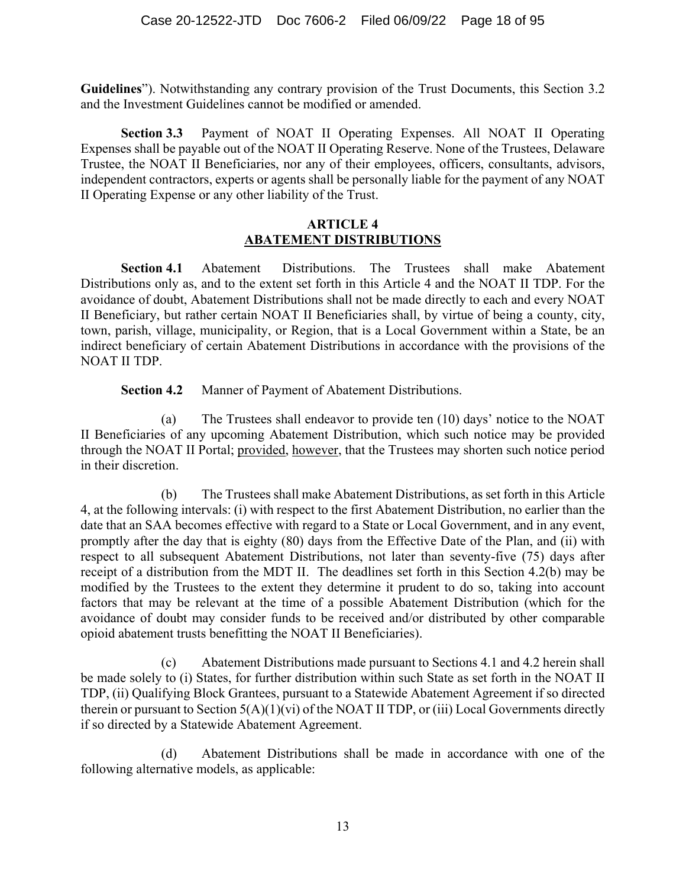**Guidelines**”). Notwithstanding any contrary provision of the Trust Documents, this Section 3.2 and the Investment Guidelines cannot be modified or amended.

**Section 3.3** Payment of NOAT II Operating Expenses. All NOAT II Operating Expenses shall be payable out of the NOAT II Operating Reserve. None of the Trustees, Delaware Trustee, the NOAT II Beneficiaries, nor any of their employees, officers, consultants, advisors, independent contractors, experts or agents shall be personally liable for the payment of any NOAT II Operating Expense or any other liability of the Trust.

## ARTICLE 4
## ABATEMENT DISTRIBUTIONS

**Section 4.1** Abatement Distributions. The Trustees shall make Abatement Distributions only as, and to the extent set forth in this Article 4 and the NOAT II TDP. For the avoidance of doubt, Abatement Distributions shall not be made directly to each and every NOAT II Beneficiary, but rather certain NOAT II Beneficiaries shall, by virtue of being a county, city, town, parish, village, municipality, or Region, that is a Local Government within a State, be an indirect beneficiary of certain Abatement Distributions in accordance with the provisions of the NOAT II TDP.

**Section 4.2** Manner of Payment of Abatement Distributions.

(a) The Trustees shall endeavor to provide ten (10) days’ notice to the NOAT II Beneficiaries of any upcoming Abatement Distribution, which such notice may be provided through the NOAT II Portal; provided, however, that the Trustees may shorten such notice period in their discretion.

(b) The Trustees shall make Abatement Distributions, as set forth in this Article 4, at the following intervals: (i) with respect to the first Abatement Distribution, no earlier than the date that an SAA becomes effective with regard to a State or Local Government, and in any event, promptly after the day that is eighty (80) days from the Effective Date of the Plan, and (ii) with respect to all subsequent Abatement Distributions, not later than seventy-five (75) days after receipt of a distribution from the MDT II. The deadlines set forth in this Section 4.2(b) may be modified by the Trustees to the extent they determine it prudent to do so, taking into account factors that may be relevant at the time of a possible Abatement Distribution (which for the avoidance of doubt may consider funds to be received and/or distributed by other comparable opioid abatement trusts benefitting the NOAT II Beneficiaries).

(c) Abatement Distributions made pursuant to Sections 4.1 and 4.2 herein shall be made solely to (i) States, for further distribution within such State as set forth in the NOAT II TDP, (ii) Qualifying Block Grantees, pursuant to a Statewide Abatement Agreement if so directed therein or pursuant to Section 5(A)(1)(vi) of the NOAT II TDP, or (iii) Local Governments directly if so directed by a Statewide Abatement Agreement.

(d) Abatement Distributions shall be made in accordance with one of the following alternative models, as applicable: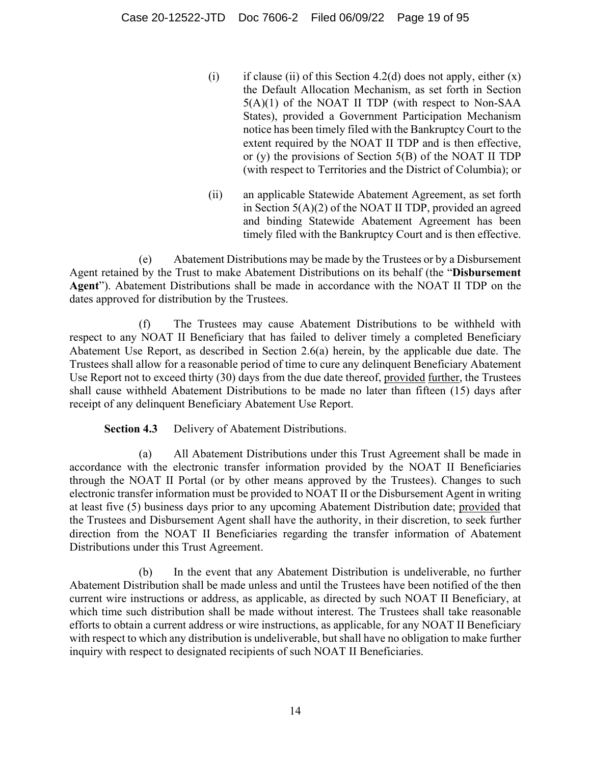(i) if clause (ii) of this Section 4.2(d) does not apply, either (x) the Default Allocation Mechanism, as set forth in Section 5(A)(1) of the NOAT II TDP (with respect to Non-SAA States), provided a Government Participation Mechanism notice has been timely filed with the Bankruptcy Court to the extent required by the NOAT II TDP and is then effective, or (y) the provisions of Section 5(B) of the NOAT II TDP (with respect to Territories and the District of Columbia); or

(ii) an applicable Statewide Abatement Agreement, as set forth in Section 5(A)(2) of the NOAT II TDP, provided an agreed and binding Statewide Abatement Agreement has been timely filed with the Bankruptcy Court and is then effective.

(e) Abatement Distributions may be made by the Trustees or by a Disbursement Agent retained by the Trust to make Abatement Distributions on its behalf (the "**Disbursement Agent**"). Abatement Distributions shall be made in accordance with the NOAT II TDP on the dates approved for distribution by the Trustees.

(f) The Trustees may cause Abatement Distributions to be withheld with respect to any NOAT II Beneficiary that has failed to deliver timely a completed Beneficiary Abatement Use Report, as described in Section 2.6(a) herein, by the applicable due date. The Trustees shall allow for a reasonable period of time to cure any delinquent Beneficiary Abatement Use Report not to exceed thirty (30) days from the due date thereof, provided further, the Trustees shall cause withheld Abatement Distributions to be made no later than fifteen (15) days after receipt of any delinquent Beneficiary Abatement Use Report.

**Section 4.3** Delivery of Abatement Distributions.

(a) All Abatement Distributions under this Trust Agreement shall be made in accordance with the electronic transfer information provided by the NOAT II Beneficiaries through the NOAT II Portal (or by other means approved by the Trustees). Changes to such electronic transfer information must be provided to NOAT II or the Disbursement Agent in writing at least five (5) business days prior to any upcoming Abatement Distribution date; provided that the Trustees and Disbursement Agent shall have the authority, in their discretion, to seek further direction from the NOAT II Beneficiaries regarding the transfer information of Abatement Distributions under this Trust Agreement.

(b) In the event that any Abatement Distribution is undeliverable, no further Abatement Distribution shall be made unless and until the Trustees have been notified of the then current wire instructions or address, as applicable, as directed by such NOAT II Beneficiary, at which time such distribution shall be made without interest. The Trustees shall take reasonable efforts to obtain a current address or wire instructions, as applicable, for any NOAT II Beneficiary with respect to which any distribution is undeliverable, but shall have no obligation to make further inquiry with respect to designated recipients of such NOAT II Beneficiaries.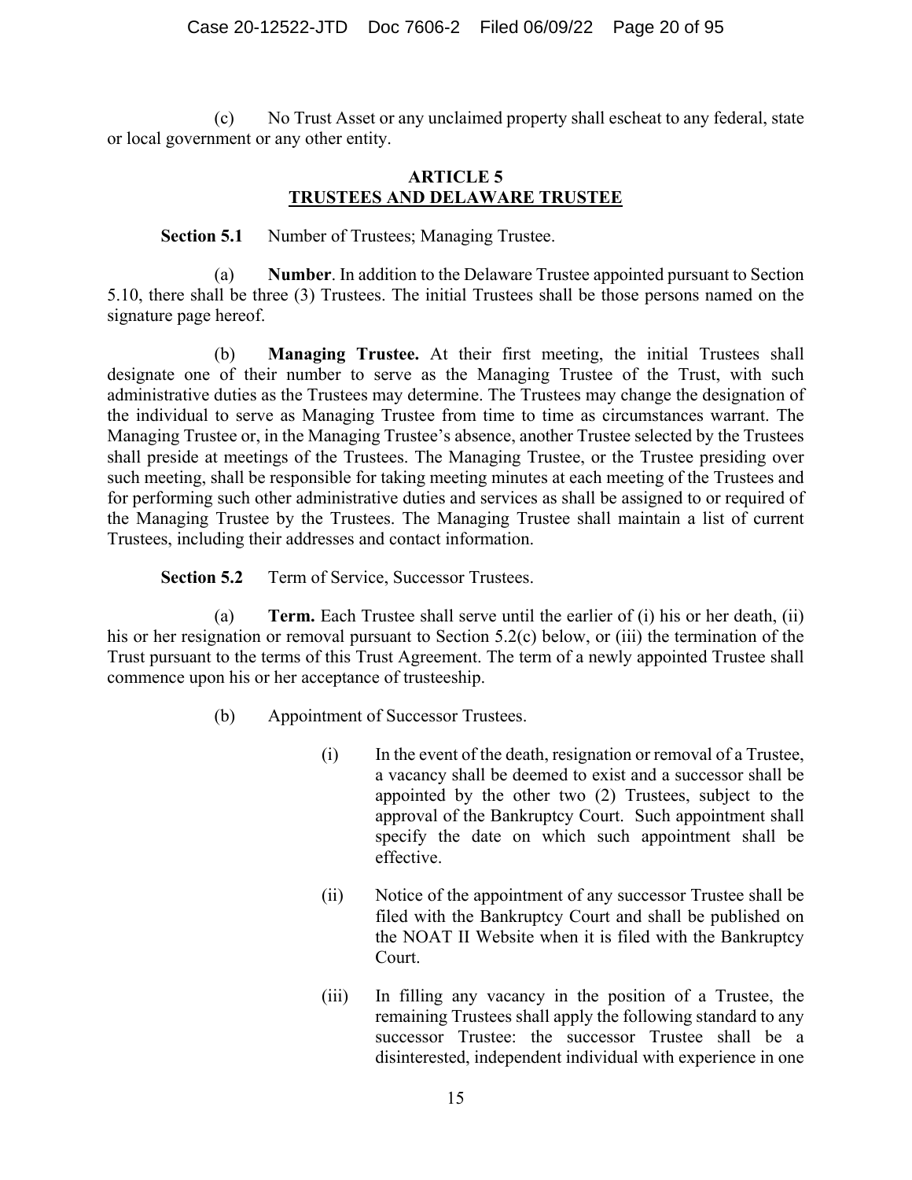(c) No Trust Asset or any unclaimed property shall escheat to any federal, state or local government or any other entity.

## ARTICLE 5
## TRUSTEES AND DELAWARE TRUSTEE

**Section 5.1** Number of Trustees; Managing Trustee.

(a) **Number**. In addition to the Delaware Trustee appointed pursuant to Section 5.10, there shall be three (3) Trustees. The initial Trustees shall be those persons named on the signature page hereof.

(b) **Managing Trustee.** At their first meeting, the initial Trustees shall designate one of their number to serve as the Managing Trustee of the Trust, with such administrative duties as the Trustees may determine. The Trustees may change the designation of the individual to serve as Managing Trustee from time to time as circumstances warrant. The Managing Trustee or, in the Managing Trustee's absence, another Trustee selected by the Trustees shall preside at meetings of the Trustees. The Managing Trustee, or the Trustee presiding over such meeting, shall be responsible for taking meeting minutes at each meeting of the Trustees and for performing such other administrative duties and services as shall be assigned to or required of the Managing Trustee by the Trustees. The Managing Trustee shall maintain a list of current Trustees, including their addresses and contact information.

**Section 5.2** Term of Service, Successor Trustees.

(a) **Term.** Each Trustee shall serve until the earlier of (i) his or her death, (ii) his or her resignation or removal pursuant to Section 5.2(c) below, or (iii) the termination of the Trust pursuant to the terms of this Trust Agreement. The term of a newly appointed Trustee shall commence upon his or her acceptance of trusteeship.

(b) Appointment of Successor Trustees.

(i) In the event of the death, resignation or removal of a Trustee, a vacancy shall be deemed to exist and a successor shall be appointed by the other two (2) Trustees, subject to the approval of the Bankruptcy Court. Such appointment shall specify the date on which such appointment shall be effective.

(ii) Notice of the appointment of any successor Trustee shall be filed with the Bankruptcy Court and shall be published on the NOAT II Website when it is filed with the Bankruptcy Court.

(iii) In filling any vacancy in the position of a Trustee, the remaining Trustees shall apply the following standard to any successor Trustee: the successor Trustee shall be a disinterested, independent individual with experience in one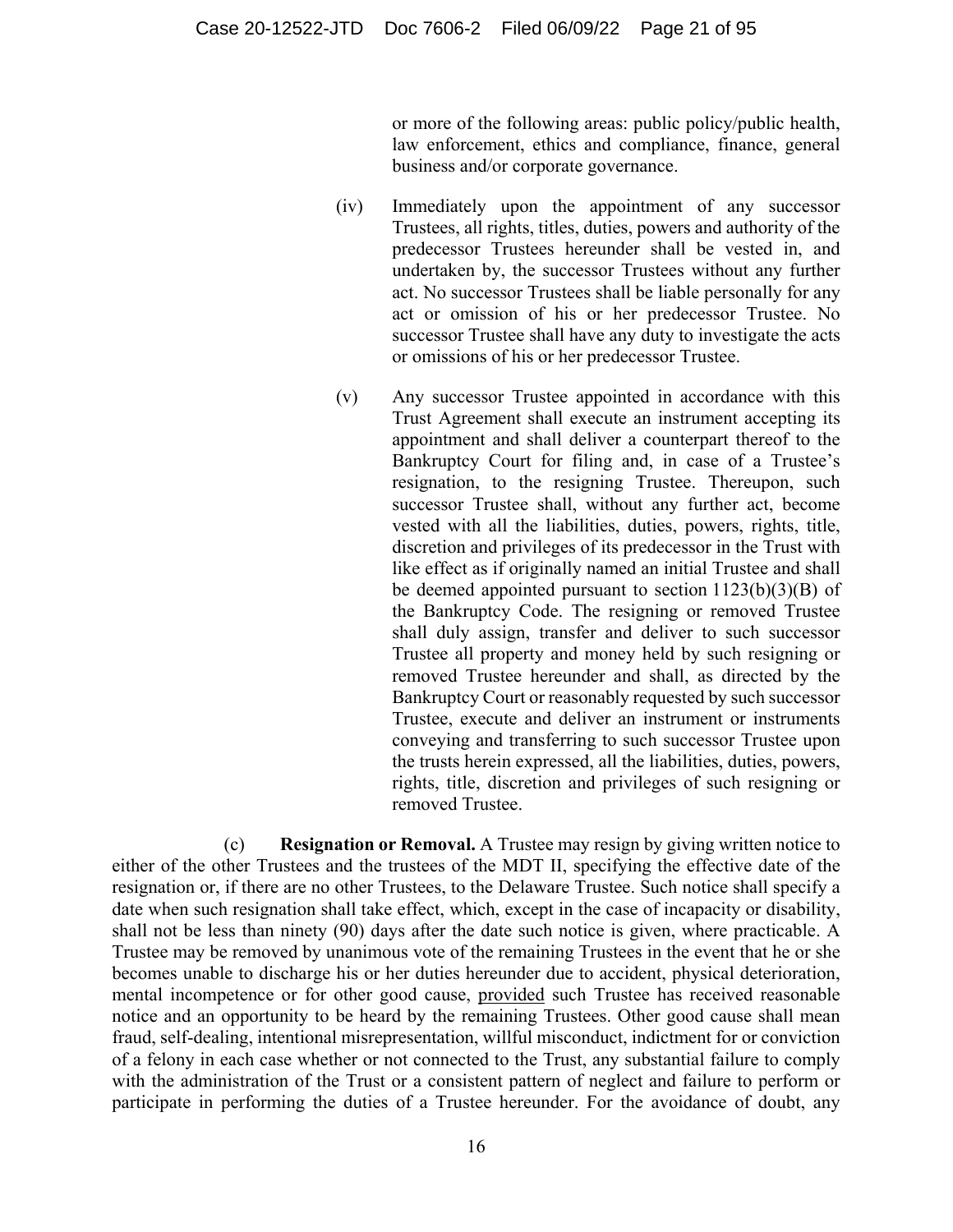or more of the following areas: public policy/public health, law enforcement, ethics and compliance, finance, general business and/or corporate governance.

(iv) Immediately upon the appointment of any successor Trustees, all rights, titles, duties, powers and authority of the predecessor Trustees hereunder shall be vested in, and undertaken by, the successor Trustees without any further act. No successor Trustees shall be liable personally for any act or omission of his or her predecessor Trustee. No successor Trustee shall have any duty to investigate the acts or omissions of his or her predecessor Trustee.

(v) Any successor Trustee appointed in accordance with this Trust Agreement shall execute an instrument accepting its appointment and shall deliver a counterpart thereof to the Bankruptcy Court for filing and, in case of a Trustee's resignation, to the resigning Trustee. Thereupon, such successor Trustee shall, without any further act, become vested with all the liabilities, duties, powers, rights, title, discretion and privileges of its predecessor in the Trust with like effect as if originally named an initial Trustee and shall be deemed appointed pursuant to section 1123(b)(3)(B) of the Bankruptcy Code. The resigning or removed Trustee shall duly assign, transfer and deliver to such successor Trustee all property and money held by such resigning or removed Trustee hereunder and shall, as directed by the Bankruptcy Court or reasonably requested by such successor Trustee, execute and deliver an instrument or instruments conveying and transferring to such successor Trustee upon the trusts herein expressed, all the liabilities, duties, powers, rights, title, discretion and privileges of such resigning or removed Trustee.

(c) **Resignation or Removal.** A Trustee may resign by giving written notice to either of the other Trustees and the trustees of the MDT II, specifying the effective date of the resignation or, if there are no other Trustees, to the Delaware Trustee. Such notice shall specify a date when such resignation shall take effect, which, except in the case of incapacity or disability, shall not be less than ninety (90) days after the date such notice is given, where practicable. A Trustee may be removed by unanimous vote of the remaining Trustees in the event that he or she becomes unable to discharge his or her duties hereunder due to accident, physical deterioration, mental incompetence or for other good cause, provided such Trustee has received reasonable notice and an opportunity to be heard by the remaining Trustees. Other good cause shall mean fraud, self-dealing, intentional misrepresentation, willful misconduct, indictment for or conviction of a felony in each case whether or not connected to the Trust, any substantial failure to comply with the administration of the Trust or a consistent pattern of neglect and failure to perform or participate in performing the duties of a Trustee hereunder. For the avoidance of doubt, any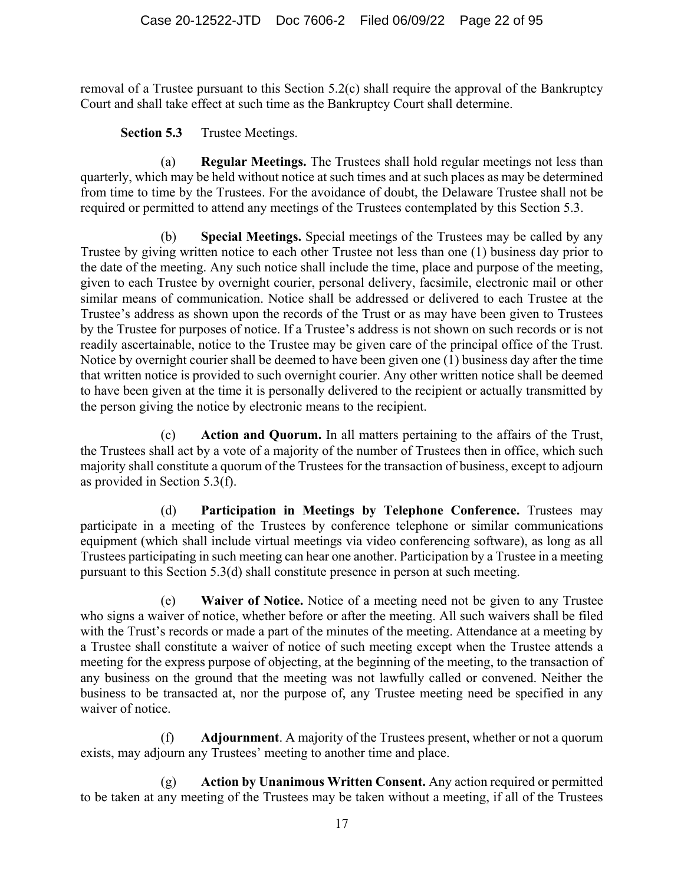removal of a Trustee pursuant to this Section 5.2(c) shall require the approval of the Bankruptcy Court and shall take effect at such time as the Bankruptcy Court shall determine.

**Section 5.3** Trustee Meetings.

(a) **Regular Meetings.** The Trustees shall hold regular meetings not less than quarterly, which may be held without notice at such times and at such places as may be determined from time to time by the Trustees. For the avoidance of doubt, the Delaware Trustee shall not be required or permitted to attend any meetings of the Trustees contemplated by this Section 5.3.

(b) **Special Meetings.** Special meetings of the Trustees may be called by any Trustee by giving written notice to each other Trustee not less than one (1) business day prior to the date of the meeting. Any such notice shall include the time, place and purpose of the meeting, given to each Trustee by overnight courier, personal delivery, facsimile, electronic mail or other similar means of communication. Notice shall be addressed or delivered to each Trustee at the Trustee's address as shown upon the records of the Trust or as may have been given to Trustees by the Trustee for purposes of notice. If a Trustee's address is not shown on such records or is not readily ascertainable, notice to the Trustee may be given care of the principal office of the Trust. Notice by overnight courier shall be deemed to have been given one (1) business day after the time that written notice is provided to such overnight courier. Any other written notice shall be deemed to have been given at the time it is personally delivered to the recipient or actually transmitted by the person giving the notice by electronic means to the recipient.

(c) **Action and Quorum.** In all matters pertaining to the affairs of the Trust, the Trustees shall act by a vote of a majority of the number of Trustees then in office, which such majority shall constitute a quorum of the Trustees for the transaction of business, except to adjourn as provided in Section 5.3(f).

(d) **Participation in Meetings by Telephone Conference.** Trustees may participate in a meeting of the Trustees by conference telephone or similar communications equipment (which shall include virtual meetings via video conferencing software), as long as all Trustees participating in such meeting can hear one another. Participation by a Trustee in a meeting pursuant to this Section 5.3(d) shall constitute presence in person at such meeting.

(e) **Waiver of Notice.** Notice of a meeting need not be given to any Trustee who signs a waiver of notice, whether before or after the meeting. All such waivers shall be filed with the Trust's records or made a part of the minutes of the meeting. Attendance at a meeting by a Trustee shall constitute a waiver of notice of such meeting except when the Trustee attends a meeting for the express purpose of objecting, at the beginning of the meeting, to the transaction of any business on the ground that the meeting was not lawfully called or convened. Neither the business to be transacted at, nor the purpose of, any Trustee meeting need be specified in any waiver of notice.

(f) **Adjournment**. A majority of the Trustees present, whether or not a quorum exists, may adjourn any Trustees' meeting to another time and place.

(g) **Action by Unanimous Written Consent.** Any action required or permitted to be taken at any meeting of the Trustees may be taken without a meeting, if all of the Trustees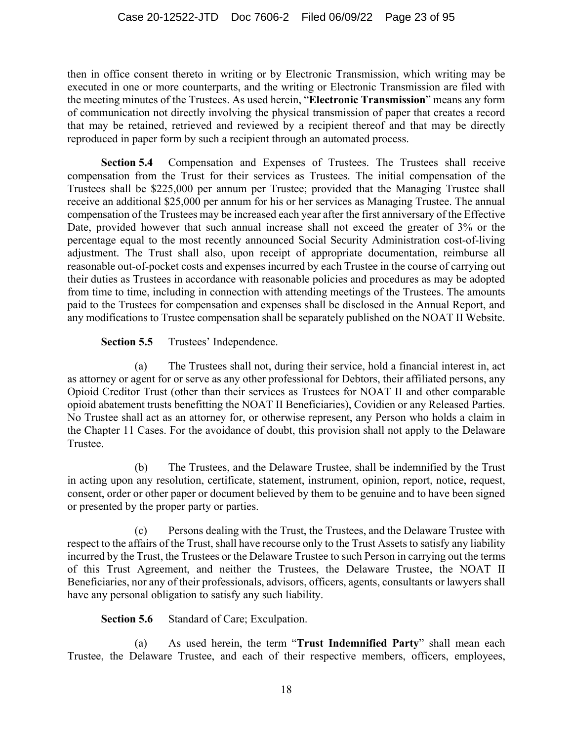then in office consent thereto in writing or by Electronic Transmission, which writing may be executed in one or more counterparts, and the writing or Electronic Transmission are filed with the meeting minutes of the Trustees. As used herein, "**Electronic Transmission**" means any form of communication not directly involving the physical transmission of paper that creates a record that may be retained, retrieved and reviewed by a recipient thereof and that may be directly reproduced in paper form by such a recipient through an automated process.

**Section 5.4** Compensation and Expenses of Trustees. The Trustees shall receive compensation from the Trust for their services as Trustees. The initial compensation of the Trustees shall be $225,000 per annum per Trustee; provided that the Managing Trustee shall receive an additional $25,000 per annum for his or her services as Managing Trustee. The annual compensation of the Trustees may be increased each year after the first anniversary of the Effective Date, provided however that such annual increase shall not exceed the greater of 3% or the percentage equal to the most recently announced Social Security Administration cost-of-living adjustment. The Trust shall also, upon receipt of appropriate documentation, reimburse all reasonable out-of-pocket costs and expenses incurred by each Trustee in the course of carrying out their duties as Trustees in accordance with reasonable policies and procedures as may be adopted from time to time, including in connection with attending meetings of the Trustees. The amounts paid to the Trustees for compensation and expenses shall be disclosed in the Annual Report, and any modifications to Trustee compensation shall be separately published on the NOAT II Website.

**Section 5.5** Trustees' Independence.

(a) The Trustees shall not, during their service, hold a financial interest in, act as attorney or agent for or serve as any other professional for Debtors, their affiliated persons, any Opioid Creditor Trust (other than their services as Trustees for NOAT II and other comparable opioid abatement trusts benefitting the NOAT II Beneficiaries), Covidien or any Released Parties. No Trustee shall act as an attorney for, or otherwise represent, any Person who holds a claim in the Chapter 11 Cases. For the avoidance of doubt, this provision shall not apply to the Delaware Trustee.

(b) The Trustees, and the Delaware Trustee, shall be indemnified by the Trust in acting upon any resolution, certificate, statement, instrument, opinion, report, notice, request, consent, order or other paper or document believed by them to be genuine and to have been signed or presented by the proper party or parties.

(c) Persons dealing with the Trust, the Trustees, and the Delaware Trustee with respect to the affairs of the Trust, shall have recourse only to the Trust Assets to satisfy any liability incurred by the Trust, the Trustees or the Delaware Trustee to such Person in carrying out the terms of this Trust Agreement, and neither the Trustees, the Delaware Trustee, the NOAT II Beneficiaries, nor any of their professionals, advisors, officers, agents, consultants or lawyers shall have any personal obligation to satisfy any such liability.

**Section 5.6** Standard of Care; Exculpation.

(a) As used herein, the term "**Trust Indemnified Party**" shall mean each Trustee, the Delaware Trustee, and each of their respective members, officers, employees,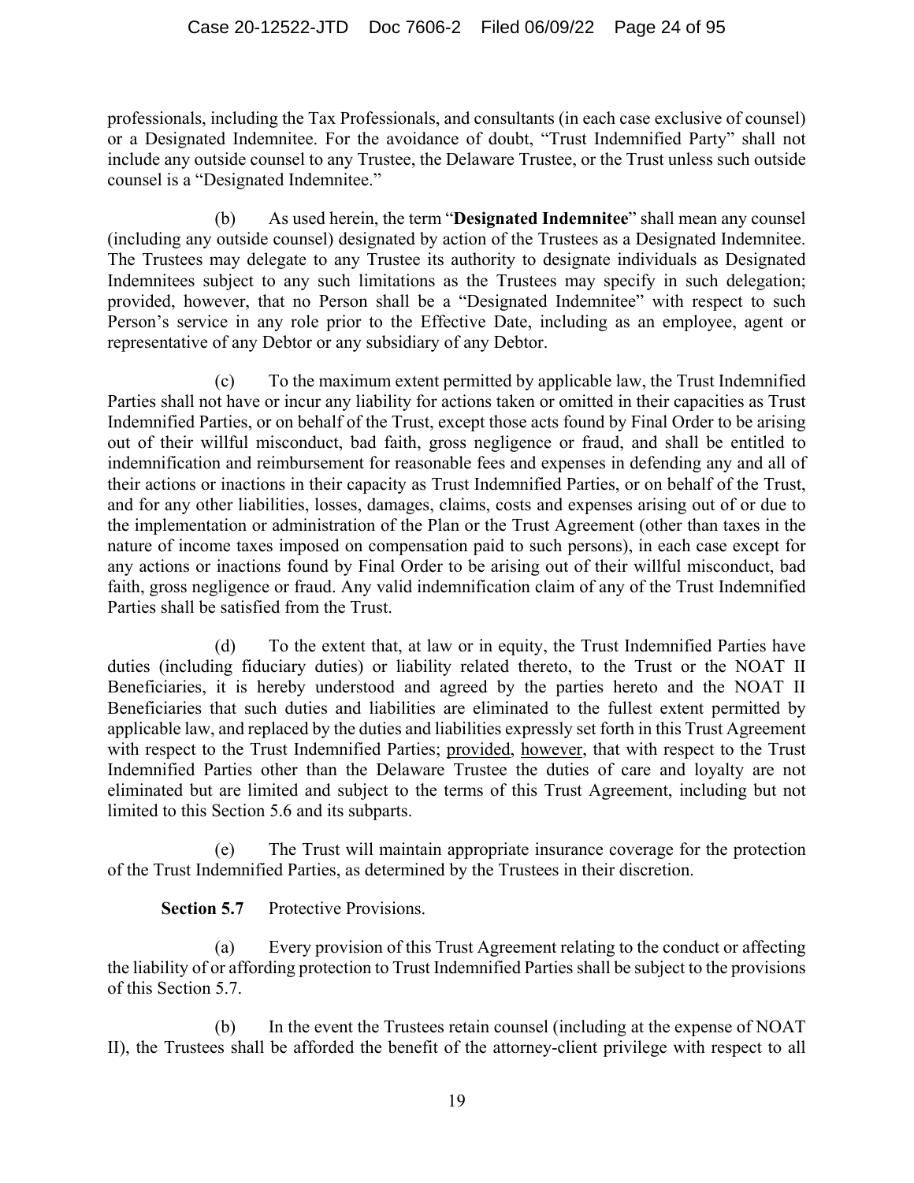professionals, including the Tax Professionals, and consultants (in each case exclusive of counsel) or a Designated Indemnitee. For the avoidance of doubt, "Trust Indemnified Party" shall not include any outside counsel to any Trustee, the Delaware Trustee, or the Trust unless such outside counsel is a "Designated Indemnitee."

(b) As used herein, the term "**Designated Indemnitee**" shall mean any counsel (including any outside counsel) designated by action of the Trustees as a Designated Indemnitee. The Trustees may delegate to any Trustee its authority to designate individuals as Designated Indemnitees subject to any such limitations as the Trustees may specify in such delegation; provided, however, that no Person shall be a "Designated Indemnitee" with respect to such Person's service in any role prior to the Effective Date, including as an employee, agent or representative of any Debtor or any subsidiary of any Debtor.

(c) To the maximum extent permitted by applicable law, the Trust Indemnified Parties shall not have or incur any liability for actions taken or omitted in their capacities as Trust Indemnified Parties, or on behalf of the Trust, except those acts found by Final Order to be arising out of their willful misconduct, bad faith, gross negligence or fraud, and shall be entitled to indemnification and reimbursement for reasonable fees and expenses in defending any and all of their actions or inactions in their capacity as Trust Indemnified Parties, or on behalf of the Trust, and for any other liabilities, losses, damages, claims, costs and expenses arising out of or due to the implementation or administration of the Plan or the Trust Agreement (other than taxes in the nature of income taxes imposed on compensation paid to such persons), in each case except for any actions or inactions found by Final Order to be arising out of their willful misconduct, bad faith, gross negligence or fraud. Any valid indemnification claim of any of the Trust Indemnified Parties shall be satisfied from the Trust.

(d) To the extent that, at law or in equity, the Trust Indemnified Parties have duties (including fiduciary duties) or liability related thereto, to the Trust or the NOAT II Beneficiaries, it is hereby understood and agreed by the parties hereto and the NOAT II Beneficiaries that such duties and liabilities are eliminated to the fullest extent permitted by applicable law, and replaced by the duties and liabilities expressly set forth in this Trust Agreement with respect to the Trust Indemnified Parties; provided, however, that with respect to the Trust Indemnified Parties other than the Delaware Trustee the duties of care and loyalty are not eliminated but are limited and subject to the terms of this Trust Agreement, including but not limited to this Section 5.6 and its subparts.

(e) The Trust will maintain appropriate insurance coverage for the protection of the Trust Indemnified Parties, as determined by the Trustees in their discretion.

**Section 5.7** Protective Provisions.

(a) Every provision of this Trust Agreement relating to the conduct or affecting the liability of or affording protection to Trust Indemnified Parties shall be subject to the provisions of this Section 5.7.

(b) In the event the Trustees retain counsel (including at the expense of NOAT II), the Trustees shall be afforded the benefit of the attorney-client privilege with respect to all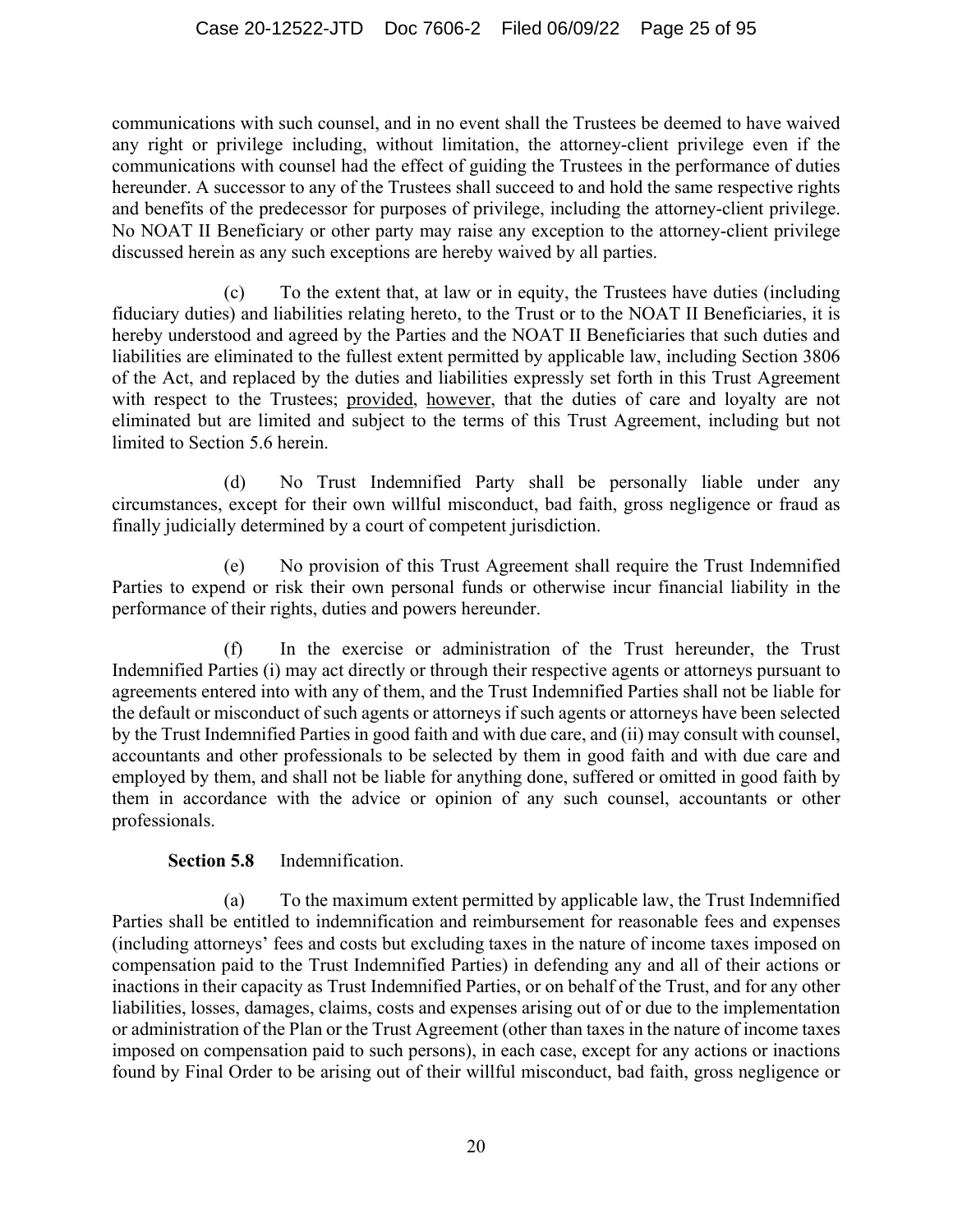communications with such counsel, and in no event shall the Trustees be deemed to have waived any right or privilege including, without limitation, the attorney-client privilege even if the communications with counsel had the effect of guiding the Trustees in the performance of duties hereunder. A successor to any of the Trustees shall succeed to and hold the same respective rights and benefits of the predecessor for purposes of privilege, including the attorney-client privilege. No NOAT II Beneficiary or other party may raise any exception to the attorney-client privilege discussed herein as any such exceptions are hereby waived by all parties.

(c) To the extent that, at law or in equity, the Trustees have duties (including fiduciary duties) and liabilities relating hereto, to the Trust or to the NOAT II Beneficiaries, it is hereby understood and agreed by the Parties and the NOAT II Beneficiaries that such duties and liabilities are eliminated to the fullest extent permitted by applicable law, including Section 3806 of the Act, and replaced by the duties and liabilities expressly set forth in this Trust Agreement with respect to the Trustees; provided, however, that the duties of care and loyalty are not eliminated but are limited and subject to the terms of this Trust Agreement, including but not limited to Section 5.6 herein.

(d) No Trust Indemnified Party shall be personally liable under any circumstances, except for their own willful misconduct, bad faith, gross negligence or fraud as finally judicially determined by a court of competent jurisdiction.

(e) No provision of this Trust Agreement shall require the Trust Indemnified Parties to expend or risk their own personal funds or otherwise incur financial liability in the performance of their rights, duties and powers hereunder.

(f) In the exercise or administration of the Trust hereunder, the Trust Indemnified Parties (i) may act directly or through their respective agents or attorneys pursuant to agreements entered into with any of them, and the Trust Indemnified Parties shall not be liable for the default or misconduct of such agents or attorneys if such agents or attorneys have been selected by the Trust Indemnified Parties in good faith and with due care, and (ii) may consult with counsel, accountants and other professionals to be selected by them in good faith and with due care and employed by them, and shall not be liable for anything done, suffered or omitted in good faith by them in accordance with the advice or opinion of any such counsel, accountants or other professionals.

**Section 5.8** Indemnification.

(a) To the maximum extent permitted by applicable law, the Trust Indemnified Parties shall be entitled to indemnification and reimbursement for reasonable fees and expenses (including attorneys' fees and costs but excluding taxes in the nature of income taxes imposed on compensation paid to the Trust Indemnified Parties) in defending any and all of their actions or inactions in their capacity as Trust Indemnified Parties, or on behalf of the Trust, and for any other liabilities, losses, damages, claims, costs and expenses arising out of or due to the implementation or administration of the Plan or the Trust Agreement (other than taxes in the nature of income taxes imposed on compensation paid to such persons), in each case, except for any actions or inactions found by Final Order to be arising out of their willful misconduct, bad faith, gross negligence or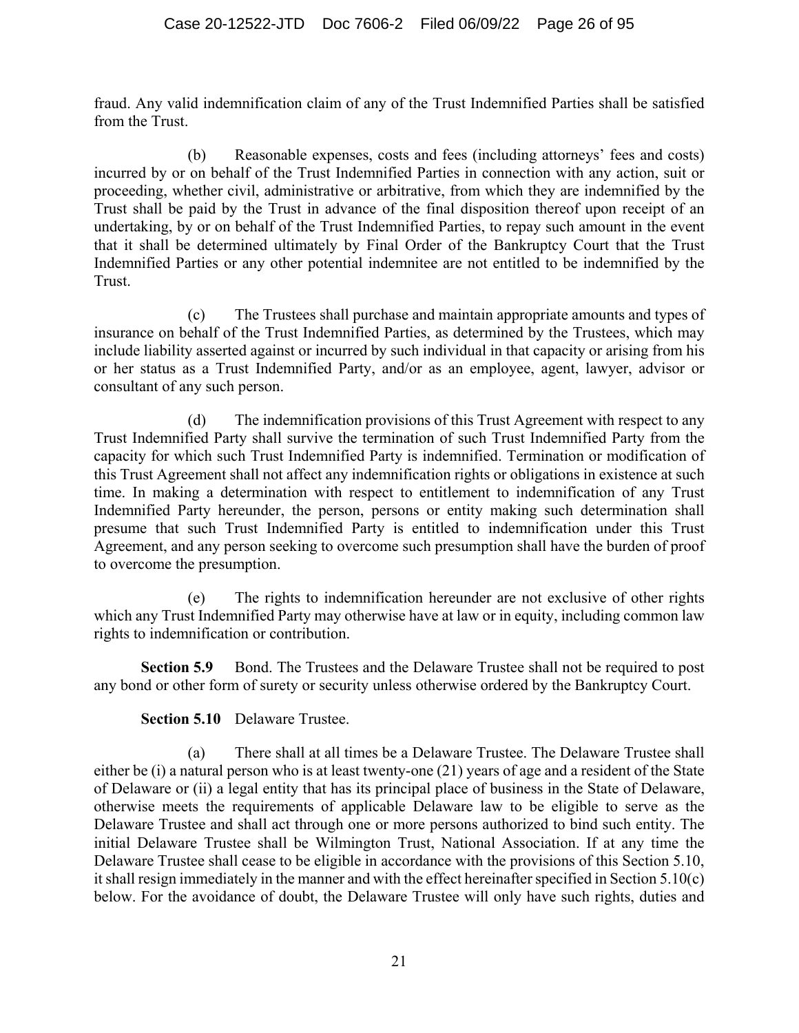fraud. Any valid indemnification claim of any of the Trust Indemnified Parties shall be satisfied from the Trust.

(b) Reasonable expenses, costs and fees (including attorneys' fees and costs) incurred by or on behalf of the Trust Indemnified Parties in connection with any action, suit or proceeding, whether civil, administrative or arbitrative, from which they are indemnified by the Trust shall be paid by the Trust in advance of the final disposition thereof upon receipt of an undertaking, by or on behalf of the Trust Indemnified Parties, to repay such amount in the event that it shall be determined ultimately by Final Order of the Bankruptcy Court that the Trust Indemnified Parties or any other potential indemnitee are not entitled to be indemnified by the Trust.

(c) The Trustees shall purchase and maintain appropriate amounts and types of insurance on behalf of the Trust Indemnified Parties, as determined by the Trustees, which may include liability asserted against or incurred by such individual in that capacity or arising from his or her status as a Trust Indemnified Party, and/or as an employee, agent, lawyer, advisor or consultant of any such person.

(d) The indemnification provisions of this Trust Agreement with respect to any Trust Indemnified Party shall survive the termination of such Trust Indemnified Party from the capacity for which such Trust Indemnified Party is indemnified. Termination or modification of this Trust Agreement shall not affect any indemnification rights or obligations in existence at such time. In making a determination with respect to entitlement to indemnification of any Trust Indemnified Party hereunder, the person, persons or entity making such determination shall presume that such Trust Indemnified Party is entitled to indemnification under this Trust Agreement, and any person seeking to overcome such presumption shall have the burden of proof to overcome the presumption.

(e) The rights to indemnification hereunder are not exclusive of other rights which any Trust Indemnified Party may otherwise have at law or in equity, including common law rights to indemnification or contribution.

**Section 5.9** Bond. The Trustees and the Delaware Trustee shall not be required to post any bond or other form of surety or security unless otherwise ordered by the Bankruptcy Court.

**Section 5.10** Delaware Trustee.

(a) There shall at all times be a Delaware Trustee. The Delaware Trustee shall either be (i) a natural person who is at least twenty-one (21) years of age and a resident of the State of Delaware or (ii) a legal entity that has its principal place of business in the State of Delaware, otherwise meets the requirements of applicable Delaware law to be eligible to serve as the Delaware Trustee and shall act through one or more persons authorized to bind such entity. The initial Delaware Trustee shall be Wilmington Trust, National Association. If at any time the Delaware Trustee shall cease to be eligible in accordance with the provisions of this Section 5.10, it shall resign immediately in the manner and with the effect hereinafter specified in Section 5.10(c) below. For the avoidance of doubt, the Delaware Trustee will only have such rights, duties and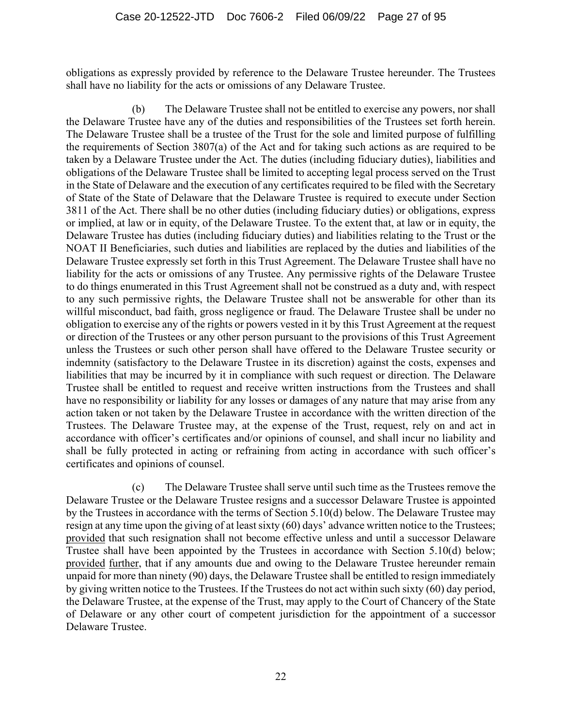obligations as expressly provided by reference to the Delaware Trustee hereunder. The Trustees shall have no liability for the acts or omissions of any Delaware Trustee.

(b) The Delaware Trustee shall not be entitled to exercise any powers, nor shall the Delaware Trustee have any of the duties and responsibilities of the Trustees set forth herein. The Delaware Trustee shall be a trustee of the Trust for the sole and limited purpose of fulfilling the requirements of Section 3807(a) of the Act and for taking such actions as are required to be taken by a Delaware Trustee under the Act. The duties (including fiduciary duties), liabilities and obligations of the Delaware Trustee shall be limited to accepting legal process served on the Trust in the State of Delaware and the execution of any certificates required to be filed with the Secretary of State of the State of Delaware that the Delaware Trustee is required to execute under Section 3811 of the Act. There shall be no other duties (including fiduciary duties) or obligations, express or implied, at law or in equity, of the Delaware Trustee. To the extent that, at law or in equity, the Delaware Trustee has duties (including fiduciary duties) and liabilities relating to the Trust or the NOAT II Beneficiaries, such duties and liabilities are replaced by the duties and liabilities of the Delaware Trustee expressly set forth in this Trust Agreement. The Delaware Trustee shall have no liability for the acts or omissions of any Trustee. Any permissive rights of the Delaware Trustee to do things enumerated in this Trust Agreement shall not be construed as a duty and, with respect to any such permissive rights, the Delaware Trustee shall not be answerable for other than its willful misconduct, bad faith, gross negligence or fraud. The Delaware Trustee shall be under no obligation to exercise any of the rights or powers vested in it by this Trust Agreement at the request or direction of the Trustees or any other person pursuant to the provisions of this Trust Agreement unless the Trustees or such other person shall have offered to the Delaware Trustee security or indemnity (satisfactory to the Delaware Trustee in its discretion) against the costs, expenses and liabilities that may be incurred by it in compliance with such request or direction. The Delaware Trustee shall be entitled to request and receive written instructions from the Trustees and shall have no responsibility or liability for any losses or damages of any nature that may arise from any action taken or not taken by the Delaware Trustee in accordance with the written direction of the Trustees. The Delaware Trustee may, at the expense of the Trust, request, rely on and act in accordance with officer's certificates and/or opinions of counsel, and shall incur no liability and shall be fully protected in acting or refraining from acting in accordance with such officer's certificates and opinions of counsel.

(c) The Delaware Trustee shall serve until such time as the Trustees remove the Delaware Trustee or the Delaware Trustee resigns and a successor Delaware Trustee is appointed by the Trustees in accordance with the terms of Section 5.10(d) below. The Delaware Trustee may resign at any time upon the giving of at least sixty (60) days' advance written notice to the Trustees; provided that such resignation shall not become effective unless and until a successor Delaware Trustee shall have been appointed by the Trustees in accordance with Section 5.10(d) below; provided further, that if any amounts due and owing to the Delaware Trustee hereunder remain unpaid for more than ninety (90) days, the Delaware Trustee shall be entitled to resign immediately by giving written notice to the Trustees. If the Trustees do not act within such sixty (60) day period, the Delaware Trustee, at the expense of the Trust, may apply to the Court of Chancery of the State of Delaware or any other court of competent jurisdiction for the appointment of a successor Delaware Trustee.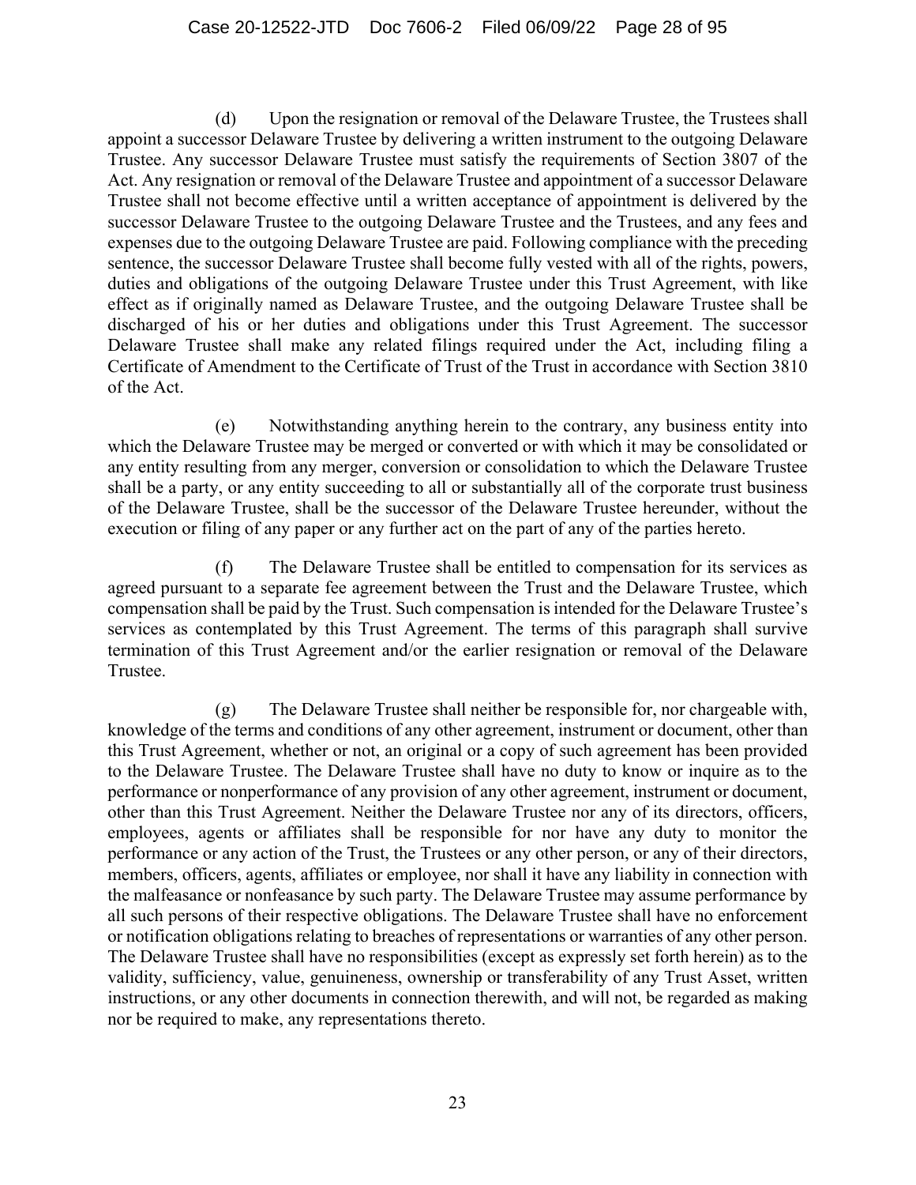(d) Upon the resignation or removal of the Delaware Trustee, the Trustees shall appoint a successor Delaware Trustee by delivering a written instrument to the outgoing Delaware Trustee. Any successor Delaware Trustee must satisfy the requirements of Section 3807 of the Act. Any resignation or removal of the Delaware Trustee and appointment of a successor Delaware Trustee shall not become effective until a written acceptance of appointment is delivered by the successor Delaware Trustee to the outgoing Delaware Trustee and the Trustees, and any fees and expenses due to the outgoing Delaware Trustee are paid. Following compliance with the preceding sentence, the successor Delaware Trustee shall become fully vested with all of the rights, powers, duties and obligations of the outgoing Delaware Trustee under this Trust Agreement, with like effect as if originally named as Delaware Trustee, and the outgoing Delaware Trustee shall be discharged of his or her duties and obligations under this Trust Agreement. The successor Delaware Trustee shall make any related filings required under the Act, including filing a Certificate of Amendment to the Certificate of Trust of the Trust in accordance with Section 3810 of the Act.

(e) Notwithstanding anything herein to the contrary, any business entity into which the Delaware Trustee may be merged or converted or with which it may be consolidated or any entity resulting from any merger, conversion or consolidation to which the Delaware Trustee shall be a party, or any entity succeeding to all or substantially all of the corporate trust business of the Delaware Trustee, shall be the successor of the Delaware Trustee hereunder, without the execution or filing of any paper or any further act on the part of any of the parties hereto.

(f) The Delaware Trustee shall be entitled to compensation for its services as agreed pursuant to a separate fee agreement between the Trust and the Delaware Trustee, which compensation shall be paid by the Trust. Such compensation is intended for the Delaware Trustee's services as contemplated by this Trust Agreement. The terms of this paragraph shall survive termination of this Trust Agreement and/or the earlier resignation or removal of the Delaware Trustee.

(g) The Delaware Trustee shall neither be responsible for, nor chargeable with, knowledge of the terms and conditions of any other agreement, instrument or document, other than this Trust Agreement, whether or not, an original or a copy of such agreement has been provided to the Delaware Trustee. The Delaware Trustee shall have no duty to know or inquire as to the performance or nonperformance of any provision of any other agreement, instrument or document, other than this Trust Agreement. Neither the Delaware Trustee nor any of its directors, officers, employees, agents or affiliates shall be responsible for nor have any duty to monitor the performance or any action of the Trust, the Trustees or any other person, or any of their directors, members, officers, agents, affiliates or employee, nor shall it have any liability in connection with the malfeasance or nonfeasance by such party. The Delaware Trustee may assume performance by all such persons of their respective obligations. The Delaware Trustee shall have no enforcement or notification obligations relating to breaches of representations or warranties of any other person. The Delaware Trustee shall have no responsibilities (except as expressly set forth herein) as to the validity, sufficiency, value, genuineness, ownership or transferability of any Trust Asset, written instructions, or any other documents in connection therewith, and will not, be regarded as making nor be required to make, any representations thereto.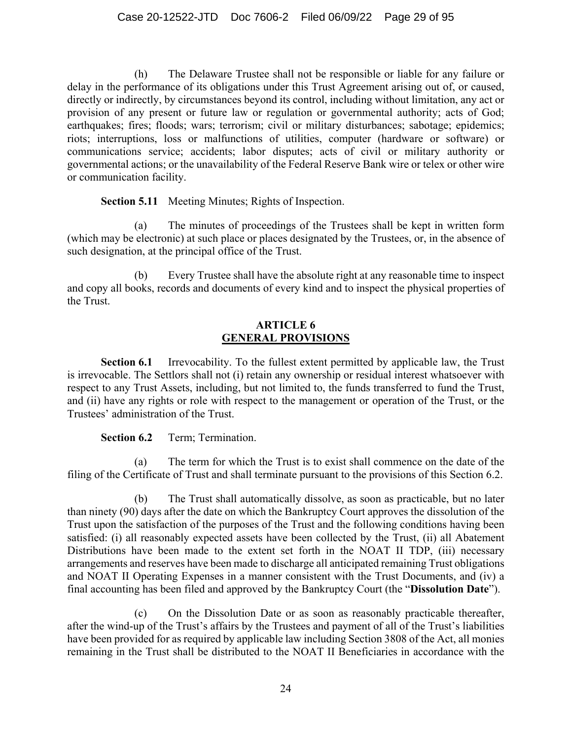(h) The Delaware Trustee shall not be responsible or liable for any failure or delay in the performance of its obligations under this Trust Agreement arising out of, or caused, directly or indirectly, by circumstances beyond its control, including without limitation, any act or provision of any present or future law or regulation or governmental authority; acts of God; earthquakes; fires; floods; wars; terrorism; civil or military disturbances; sabotage; epidemics; riots; interruptions, loss or malfunctions of utilities, computer (hardware or software) or communications service; accidents; labor disputes; acts of civil or military authority or governmental actions; or the unavailability of the Federal Reserve Bank wire or telex or other wire or communication facility.

**Section 5.11** Meeting Minutes; Rights of Inspection.

(a) The minutes of proceedings of the Trustees shall be kept in written form (which may be electronic) at such place or places designated by the Trustees, or, in the absence of such designation, at the principal office of the Trust.

(b) Every Trustee shall have the absolute right at any reasonable time to inspect and copy all books, records and documents of every kind and to inspect the physical properties of the Trust.

## ARTICLE 6
## GENERAL PROVISIONS

**Section 6.1** Irrevocability. To the fullest extent permitted by applicable law, the Trust is irrevocable. The Settlors shall not (i) retain any ownership or residual interest whatsoever with respect to any Trust Assets, including, but not limited to, the funds transferred to fund the Trust, and (ii) have any rights or role with respect to the management or operation of the Trust, or the Trustees' administration of the Trust.

**Section 6.2** Term; Termination.

(a) The term for which the Trust is to exist shall commence on the date of the filing of the Certificate of Trust and shall terminate pursuant to the provisions of this Section 6.2.

(b) The Trust shall automatically dissolve, as soon as practicable, but no later than ninety (90) days after the date on which the Bankruptcy Court approves the dissolution of the Trust upon the satisfaction of the purposes of the Trust and the following conditions having been satisfied: (i) all reasonably expected assets have been collected by the Trust, (ii) all Abatement Distributions have been made to the extent set forth in the NOAT II TDP, (iii) necessary arrangements and reserves have been made to discharge all anticipated remaining Trust obligations and NOAT II Operating Expenses in a manner consistent with the Trust Documents, and (iv) a final accounting has been filed and approved by the Bankruptcy Court (the "**Dissolution Date**").

(c) On the Dissolution Date or as soon as reasonably practicable thereafter, after the wind-up of the Trust's affairs by the Trustees and payment of all of the Trust's liabilities have been provided for as required by applicable law including Section 3808 of the Act, all monies remaining in the Trust shall be distributed to the NOAT II Beneficiaries in accordance with the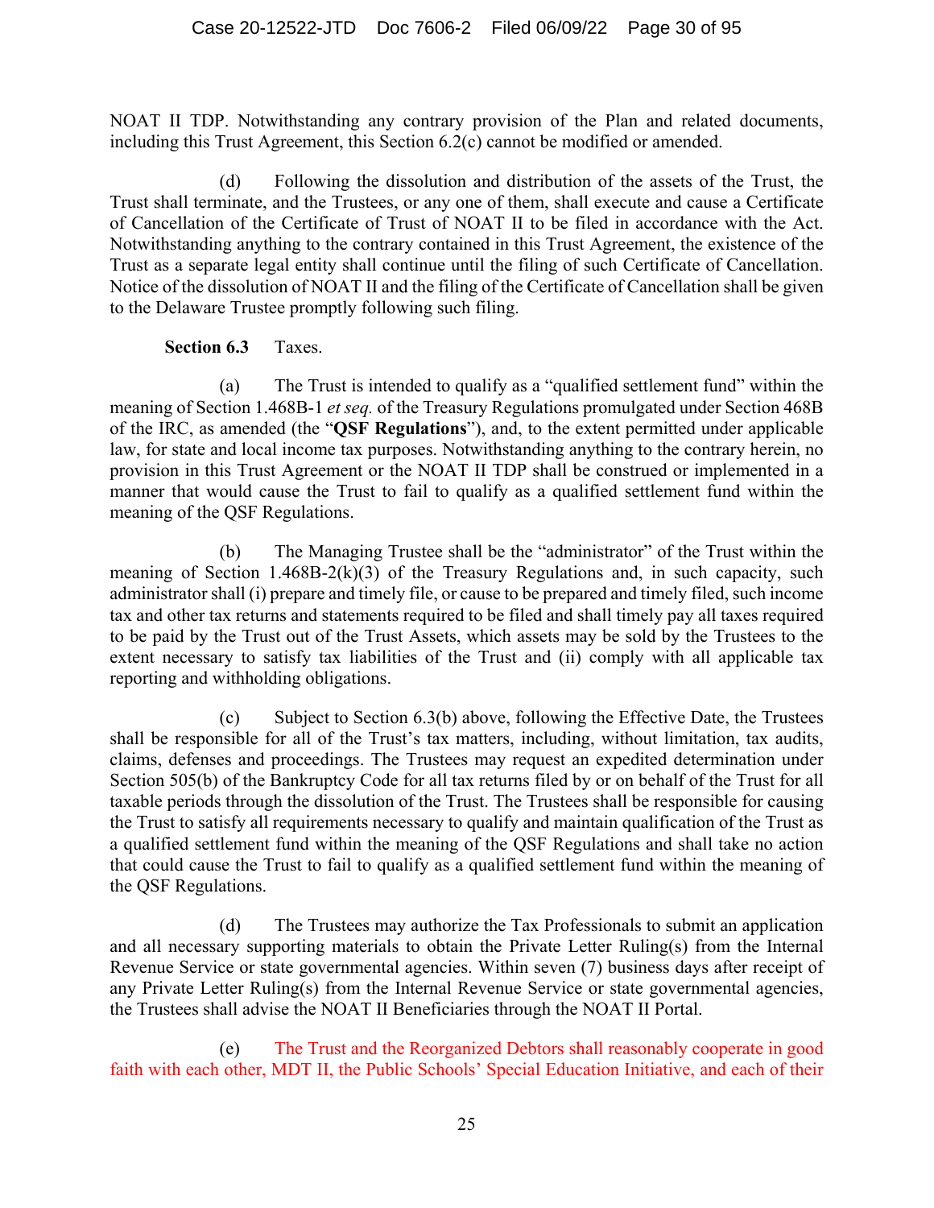NOAT II TDP. Notwithstanding any contrary provision of the Plan and related documents, including this Trust Agreement, this Section 6.2(c) cannot be modified or amended.

(d) Following the dissolution and distribution of the assets of the Trust, the Trust shall terminate, and the Trustees, or any one of them, shall execute and cause a Certificate of Cancellation of the Certificate of Trust of NOAT II to be filed in accordance with the Act. Notwithstanding anything to the contrary contained in this Trust Agreement, the existence of the Trust as a separate legal entity shall continue until the filing of such Certificate of Cancellation. Notice of the dissolution of NOAT II and the filing of the Certificate of Cancellation shall be given to the Delaware Trustee promptly following such filing.

**Section 6.3** Taxes.

(a) The Trust is intended to qualify as a "qualified settlement fund" within the meaning of Section 1.468B-1 *et seq.* of the Treasury Regulations promulgated under Section 468B of the IRC, as amended (the "**QSF Regulations**"), and, to the extent permitted under applicable law, for state and local income tax purposes. Notwithstanding anything to the contrary herein, no provision in this Trust Agreement or the NOAT II TDP shall be construed or implemented in a manner that would cause the Trust to fail to qualify as a qualified settlement fund within the meaning of the QSF Regulations.

(b) The Managing Trustee shall be the "administrator" of the Trust within the meaning of Section 1.468B-2(k)(3) of the Treasury Regulations and, in such capacity, such administrator shall (i) prepare and timely file, or cause to be prepared and timely filed, such income tax and other tax returns and statements required to be filed and shall timely pay all taxes required to be paid by the Trust out of the Trust Assets, which assets may be sold by the Trustees to the extent necessary to satisfy tax liabilities of the Trust and (ii) comply with all applicable tax reporting and withholding obligations.

(c) Subject to Section 6.3(b) above, following the Effective Date, the Trustees shall be responsible for all of the Trust's tax matters, including, without limitation, tax audits, claims, defenses and proceedings. The Trustees may request an expedited determination under Section 505(b) of the Bankruptcy Code for all tax returns filed by or on behalf of the Trust for all taxable periods through the dissolution of the Trust. The Trustees shall be responsible for causing the Trust to satisfy all requirements necessary to qualify and maintain qualification of the Trust as a qualified settlement fund within the meaning of the QSF Regulations and shall take no action that could cause the Trust to fail to qualify as a qualified settlement fund within the meaning of the QSF Regulations.

(d) The Trustees may authorize the Tax Professionals to submit an application and all necessary supporting materials to obtain the Private Letter Ruling(s) from the Internal Revenue Service or state governmental agencies. Within seven (7) business days after receipt of any Private Letter Ruling(s) from the Internal Revenue Service or state governmental agencies, the Trustees shall advise the NOAT II Beneficiaries through the NOAT II Portal.

(e) The Trust and the Reorganized Debtors shall reasonably cooperate in good faith with each other, MDT II, the Public Schools' Special Education Initiative, and each of their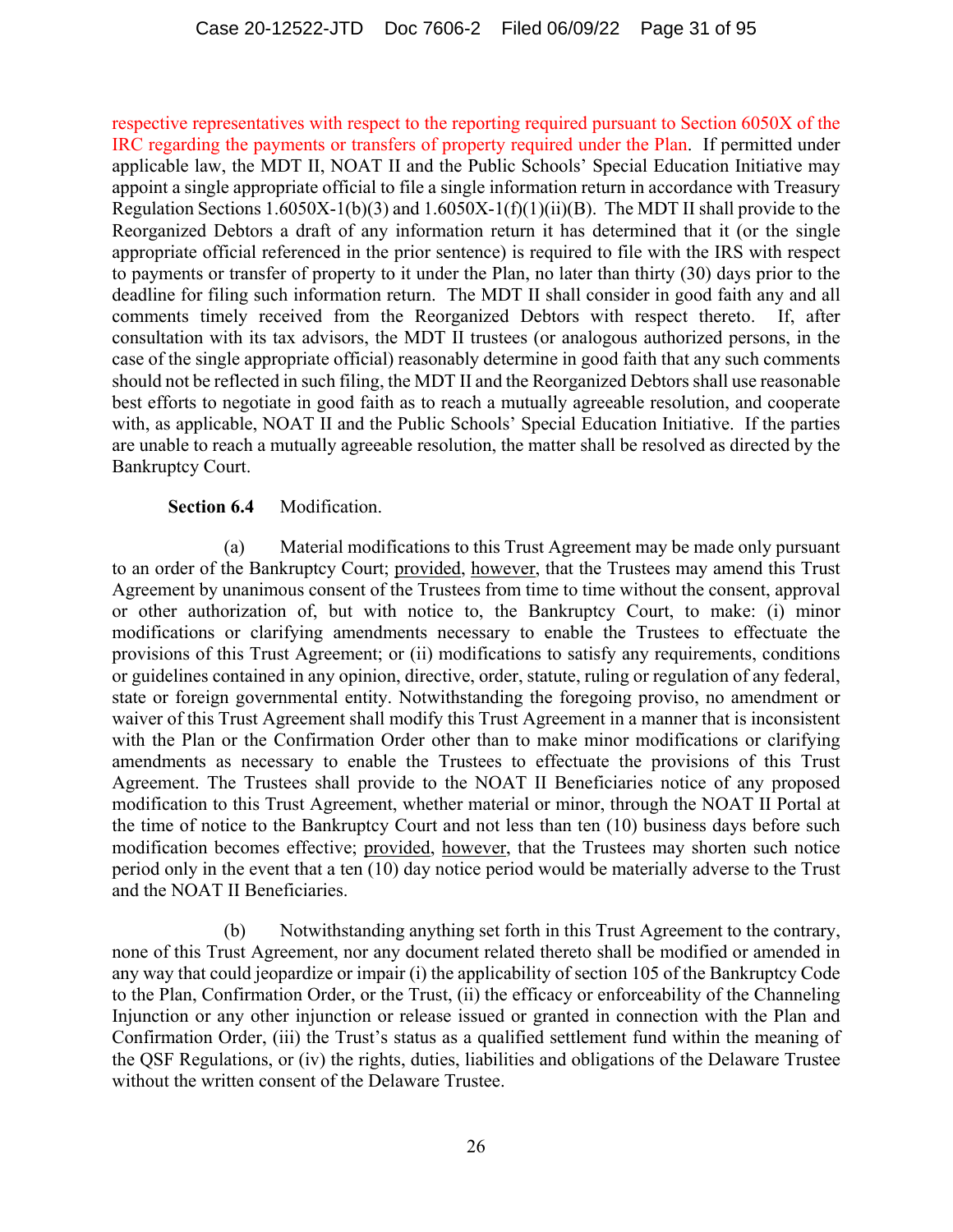respective representatives with respect to the reporting required pursuant to Section 6050X of the IRC regarding the payments or transfers of property required under the Plan. If permitted under applicable law, the MDT II, NOAT II and the Public Schools' Special Education Initiative may appoint a single appropriate official to file a single information return in accordance with Treasury Regulation Sections 1.6050X-1(b)(3) and 1.6050X-1(f)(1)(ii)(B). The MDT II shall provide to the Reorganized Debtors a draft of any information return it has determined that it (or the single appropriate official referenced in the prior sentence) is required to file with the IRS with respect to payments or transfer of property to it under the Plan, no later than thirty (30) days prior to the deadline for filing such information return. The MDT II shall consider in good faith any and all comments timely received from the Reorganized Debtors with respect thereto. If, after consultation with its tax advisors, the MDT II trustees (or analogous authorized persons, in the case of the single appropriate official) reasonably determine in good faith that any such comments should not be reflected in such filing, the MDT II and the Reorganized Debtors shall use reasonable best efforts to negotiate in good faith as to reach a mutually agreeable resolution, and cooperate with, as applicable, NOAT II and the Public Schools' Special Education Initiative. If the parties are unable to reach a mutually agreeable resolution, the matter shall be resolved as directed by the Bankruptcy Court.

**Section 6.4** Modification.

(a) Material modifications to this Trust Agreement may be made only pursuant to an order of the Bankruptcy Court; provided, however, that the Trustees may amend this Trust Agreement by unanimous consent of the Trustees from time to time without the consent, approval or other authorization of, but with notice to, the Bankruptcy Court, to make: (i) minor modifications or clarifying amendments necessary to enable the Trustees to effectuate the provisions of this Trust Agreement; or (ii) modifications to satisfy any requirements, conditions or guidelines contained in any opinion, directive, order, statute, ruling or regulation of any federal, state or foreign governmental entity. Notwithstanding the foregoing proviso, no amendment or waiver of this Trust Agreement shall modify this Trust Agreement in a manner that is inconsistent with the Plan or the Confirmation Order other than to make minor modifications or clarifying amendments as necessary to enable the Trustees to effectuate the provisions of this Trust Agreement. The Trustees shall provide to the NOAT II Beneficiaries notice of any proposed modification to this Trust Agreement, whether material or minor, through the NOAT II Portal at the time of notice to the Bankruptcy Court and not less than ten (10) business days before such modification becomes effective; provided, however, that the Trustees may shorten such notice period only in the event that a ten (10) day notice period would be materially adverse to the Trust and the NOAT II Beneficiaries.

(b) Notwithstanding anything set forth in this Trust Agreement to the contrary, none of this Trust Agreement, nor any document related thereto shall be modified or amended in any way that could jeopardize or impair (i) the applicability of section 105 of the Bankruptcy Code to the Plan, Confirmation Order, or the Trust, (ii) the efficacy or enforceability of the Channeling Injunction or any other injunction or release issued or granted in connection with the Plan and Confirmation Order, (iii) the Trust's status as a qualified settlement fund within the meaning of the QSF Regulations, or (iv) the rights, duties, liabilities and obligations of the Delaware Trustee without the written consent of the Delaware Trustee.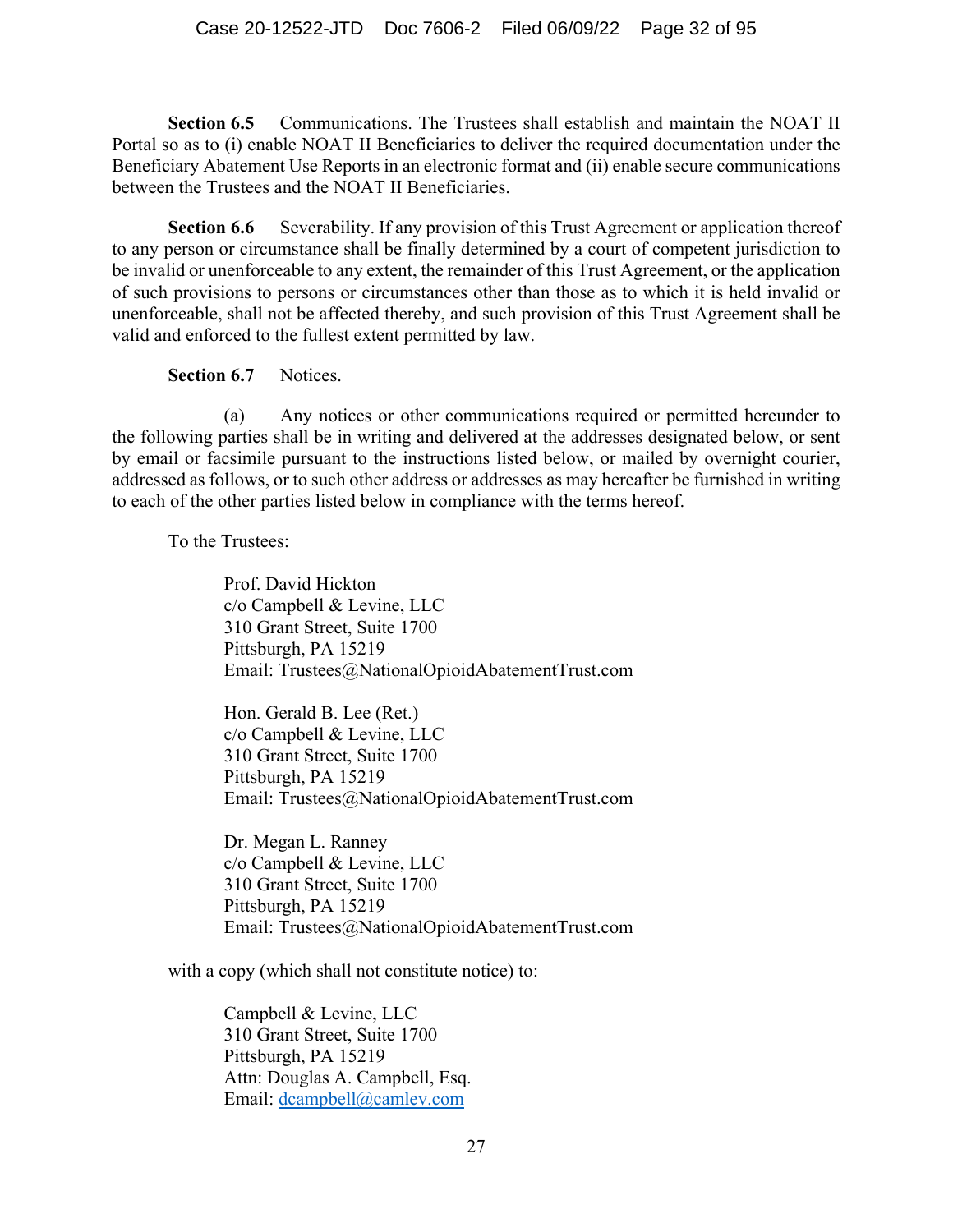**Section 6.5** Communications. The Trustees shall establish and maintain the NOAT II Portal so as to (i) enable NOAT II Beneficiaries to deliver the required documentation under the Beneficiary Abatement Use Reports in an electronic format and (ii) enable secure communications between the Trustees and the NOAT II Beneficiaries.

**Section 6.6** Severability. If any provision of this Trust Agreement or application thereof to any person or circumstance shall be finally determined by a court of competent jurisdiction to be invalid or unenforceable to any extent, the remainder of this Trust Agreement, or the application of such provisions to persons or circumstances other than those as to which it is held invalid or unenforceable, shall not be affected thereby, and such provision of this Trust Agreement shall be valid and enforced to the fullest extent permitted by law.

**Section 6.7** Notices.

(a) Any notices or other communications required or permitted hereunder to the following parties shall be in writing and delivered at the addresses designated below, or sent by email or facsimile pursuant to the instructions listed below, or mailed by overnight courier, addressed as follows, or to such other address or addresses as may hereafter be furnished in writing to each of the other parties listed below in compliance with the terms hereof.

To the Trustees:

Prof. David Hickton
c/o Campbell & Levine, LLC
310 Grant Street, Suite 1700
Pittsburgh, PA 15219
Email: Trustees@NationalOpioidAbatementTrust.com

Hon. Gerald B. Lee (Ret.)
c/o Campbell & Levine, LLC
310 Grant Street, Suite 1700
Pittsburgh, PA 15219
Email: Trustees@NationalOpioidAbatementTrust.com

Dr. Megan L. Ranney
c/o Campbell & Levine, LLC
310 Grant Street, Suite 1700
Pittsburgh, PA 15219
Email: Trustees@NationalOpioidAbatementTrust.com

with a copy (which shall not constitute notice) to:

Campbell & Levine, LLC
310 Grant Street, Suite 1700
Pittsburgh, PA 15219
Attn: Douglas A. Campbell, Esq.
Email: dcampbell@camlev.com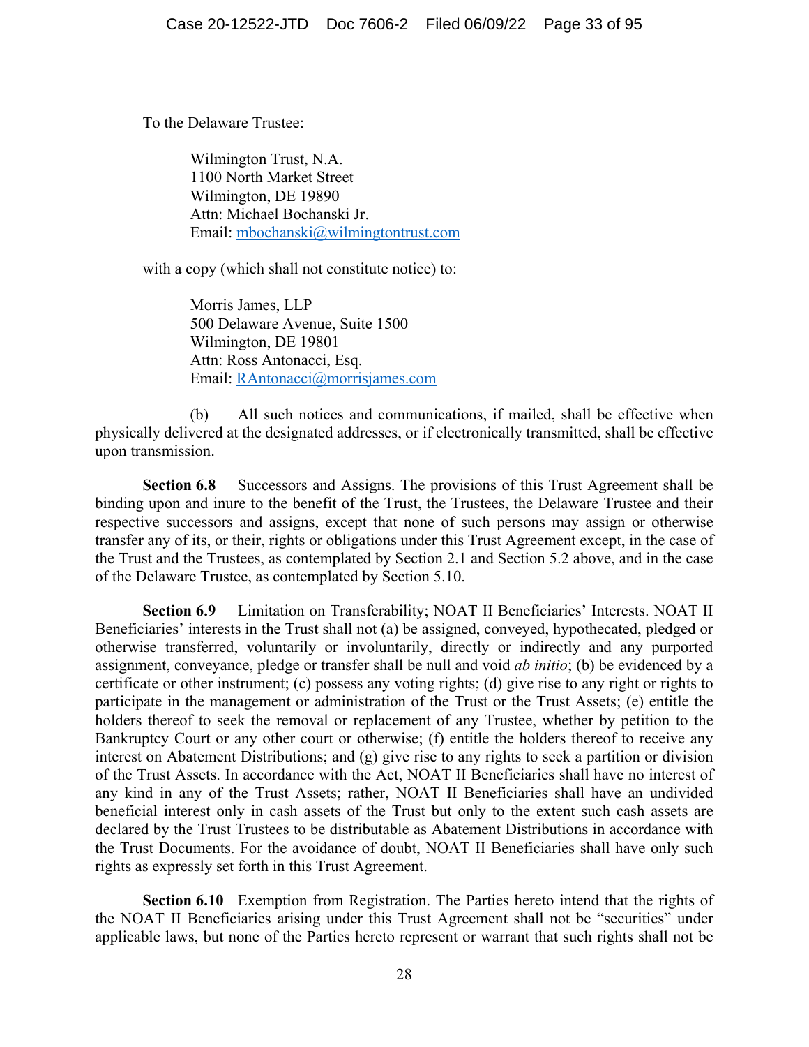To the Delaware Trustee:

> Wilmington Trust, N.A.
> 1100 North Market Street
> Wilmington, DE 19890
> Attn: Michael Bochanski Jr.
> Email: mbochanski@wilmingtontrust.com

with a copy (which shall not constitute notice) to:

> Morris James, LLP
> 500 Delaware Avenue, Suite 1500
> Wilmington, DE 19801
> Attn: Ross Antonacci, Esq.
> Email: RAntonacci@morrisjames.com

(b) All such notices and communications, if mailed, shall be effective when physically delivered at the designated addresses, or if electronically transmitted, shall be effective upon transmission.

**Section 6.8** Successors and Assigns. The provisions of this Trust Agreement shall be binding upon and inure to the benefit of the Trust, the Trustees, the Delaware Trustee and their respective successors and assigns, except that none of such persons may assign or otherwise transfer any of its, or their, rights or obligations under this Trust Agreement except, in the case of the Trust and the Trustees, as contemplated by Section 2.1 and Section 5.2 above, and in the case of the Delaware Trustee, as contemplated by Section 5.10.

**Section 6.9** Limitation on Transferability; NOAT II Beneficiaries' Interests. NOAT II Beneficiaries' interests in the Trust shall not (a) be assigned, conveyed, hypothecated, pledged or otherwise transferred, voluntarily or involuntarily, directly or indirectly and any purported assignment, conveyance, pledge or transfer shall be null and void *ab initio*; (b) be evidenced by a certificate or other instrument; (c) possess any voting rights; (d) give rise to any right or rights to participate in the management or administration of the Trust or the Trust Assets; (e) entitle the holders thereof to seek the removal or replacement of any Trustee, whether by petition to the Bankruptcy Court or any other court or otherwise; (f) entitle the holders thereof to receive any interest on Abatement Distributions; and (g) give rise to any rights to seek a partition or division of the Trust Assets. In accordance with the Act, NOAT II Beneficiaries shall have no interest of any kind in any of the Trust Assets; rather, NOAT II Beneficiaries shall have an undivided beneficial interest only in cash assets of the Trust but only to the extent such cash assets are declared by the Trust Trustees to be distributable as Abatement Distributions in accordance with the Trust Documents. For the avoidance of doubt, NOAT II Beneficiaries shall have only such rights as expressly set forth in this Trust Agreement.

**Section 6.10** Exemption from Registration. The Parties hereto intend that the rights of the NOAT II Beneficiaries arising under this Trust Agreement shall not be "securities" under applicable laws, but none of the Parties hereto represent or warrant that such rights shall not be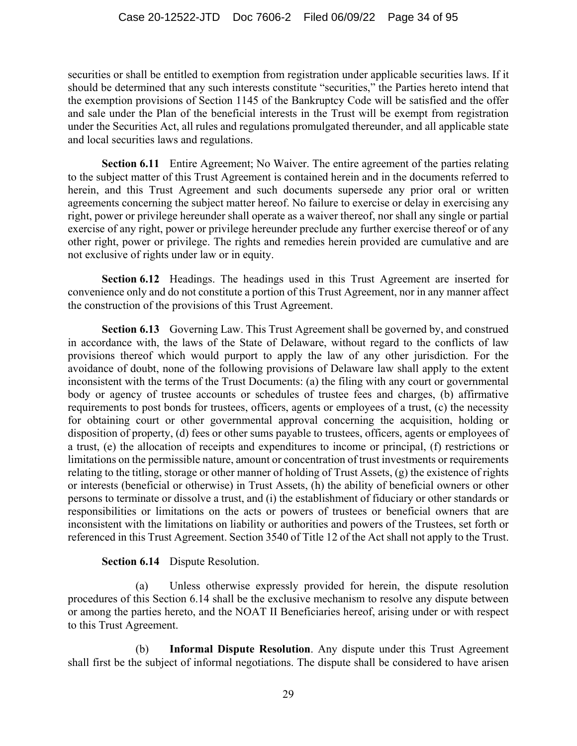securities or shall be entitled to exemption from registration under applicable securities laws. If it should be determined that any such interests constitute "securities," the Parties hereto intend that the exemption provisions of Section 1145 of the Bankruptcy Code will be satisfied and the offer and sale under the Plan of the beneficial interests in the Trust will be exempt from registration under the Securities Act, all rules and regulations promulgated thereunder, and all applicable state and local securities laws and regulations.

**Section 6.11** Entire Agreement; No Waiver. The entire agreement of the parties relating to the subject matter of this Trust Agreement is contained herein and in the documents referred to herein, and this Trust Agreement and such documents supersede any prior oral or written agreements concerning the subject matter hereof. No failure to exercise or delay in exercising any right, power or privilege hereunder shall operate as a waiver thereof, nor shall any single or partial exercise of any right, power or privilege hereunder preclude any further exercise thereof or of any other right, power or privilege. The rights and remedies herein provided are cumulative and are not exclusive of rights under law or in equity.

**Section 6.12** Headings. The headings used in this Trust Agreement are inserted for convenience only and do not constitute a portion of this Trust Agreement, nor in any manner affect the construction of the provisions of this Trust Agreement.

**Section 6.13** Governing Law. This Trust Agreement shall be governed by, and construed in accordance with, the laws of the State of Delaware, without regard to the conflicts of law provisions thereof which would purport to apply the law of any other jurisdiction. For the avoidance of doubt, none of the following provisions of Delaware law shall apply to the extent inconsistent with the terms of the Trust Documents: (a) the filing with any court or governmental body or agency of trustee accounts or schedules of trustee fees and charges, (b) affirmative requirements to post bonds for trustees, officers, agents or employees of a trust, (c) the necessity for obtaining court or other governmental approval concerning the acquisition, holding or disposition of property, (d) fees or other sums payable to trustees, officers, agents or employees of a trust, (e) the allocation of receipts and expenditures to income or principal, (f) restrictions or limitations on the permissible nature, amount or concentration of trust investments or requirements relating to the titling, storage or other manner of holding of Trust Assets, (g) the existence of rights or interests (beneficial or otherwise) in Trust Assets, (h) the ability of beneficial owners or other persons to terminate or dissolve a trust, and (i) the establishment of fiduciary or other standards or responsibilities or limitations on the acts or powers of trustees or beneficial owners that are inconsistent with the limitations on liability or authorities and powers of the Trustees, set forth or referenced in this Trust Agreement. Section 3540 of Title 12 of the Act shall not apply to the Trust.

**Section 6.14** Dispute Resolution.

(a) Unless otherwise expressly provided for herein, the dispute resolution procedures of this Section 6.14 shall be the exclusive mechanism to resolve any dispute between or among the parties hereto, and the NOAT II Beneficiaries hereof, arising under or with respect to this Trust Agreement.

(b) **Informal Dispute Resolution**. Any dispute under this Trust Agreement shall first be the subject of informal negotiations. The dispute shall be considered to have arisen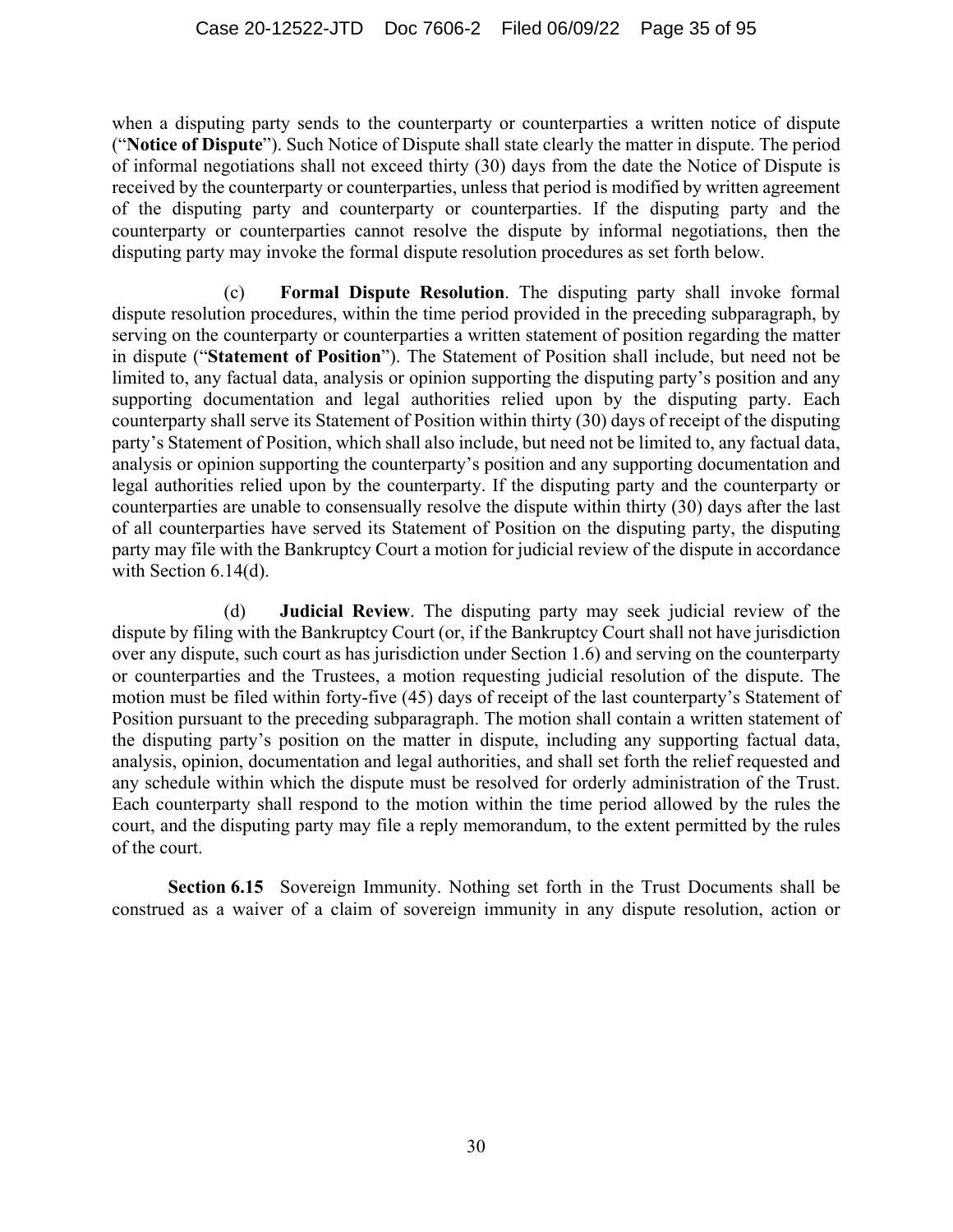when a disputing party sends to the counterparty or counterparties a written notice of dispute ("**Notice of Dispute**"). Such Notice of Dispute shall state clearly the matter in dispute. The period of informal negotiations shall not exceed thirty (30) days from the date the Notice of Dispute is received by the counterparty or counterparties, unless that period is modified by written agreement of the disputing party and counterparty or counterparties. If the disputing party and the counterparty or counterparties cannot resolve the dispute by informal negotiations, then the disputing party may invoke the formal dispute resolution procedures as set forth below.

(c) **Formal Dispute Resolution**. The disputing party shall invoke formal dispute resolution procedures, within the time period provided in the preceding subparagraph, by serving on the counterparty or counterparties a written statement of position regarding the matter in dispute ("**Statement of Position**"). The Statement of Position shall include, but need not be limited to, any factual data, analysis or opinion supporting the disputing party's position and any supporting documentation and legal authorities relied upon by the disputing party. Each counterparty shall serve its Statement of Position within thirty (30) days of receipt of the disputing party's Statement of Position, which shall also include, but need not be limited to, any factual data, analysis or opinion supporting the counterparty's position and any supporting documentation and legal authorities relied upon by the counterparty. If the disputing party and the counterparty or counterparties are unable to consensually resolve the dispute within thirty (30) days after the last of all counterparties have served its Statement of Position on the disputing party, the disputing party may file with the Bankruptcy Court a motion for judicial review of the dispute in accordance with Section 6.14(d).

(d) **Judicial Review**. The disputing party may seek judicial review of the dispute by filing with the Bankruptcy Court (or, if the Bankruptcy Court shall not have jurisdiction over any dispute, such court as has jurisdiction under Section 1.6) and serving on the counterparty or counterparties and the Trustees, a motion requesting judicial resolution of the dispute. The motion must be filed within forty-five (45) days of receipt of the last counterparty's Statement of Position pursuant to the preceding subparagraph. The motion shall contain a written statement of the disputing party's position on the matter in dispute, including any supporting factual data, analysis, opinion, documentation and legal authorities, and shall set forth the relief requested and any schedule within which the dispute must be resolved for orderly administration of the Trust. Each counterparty shall respond to the motion within the time period allowed by the rules the court, and the disputing party may file a reply memorandum, to the extent permitted by the rules of the court.

**Section 6.15** Sovereign Immunity. Nothing set forth in the Trust Documents shall be construed as a waiver of a claim of sovereign immunity in any dispute resolution, action or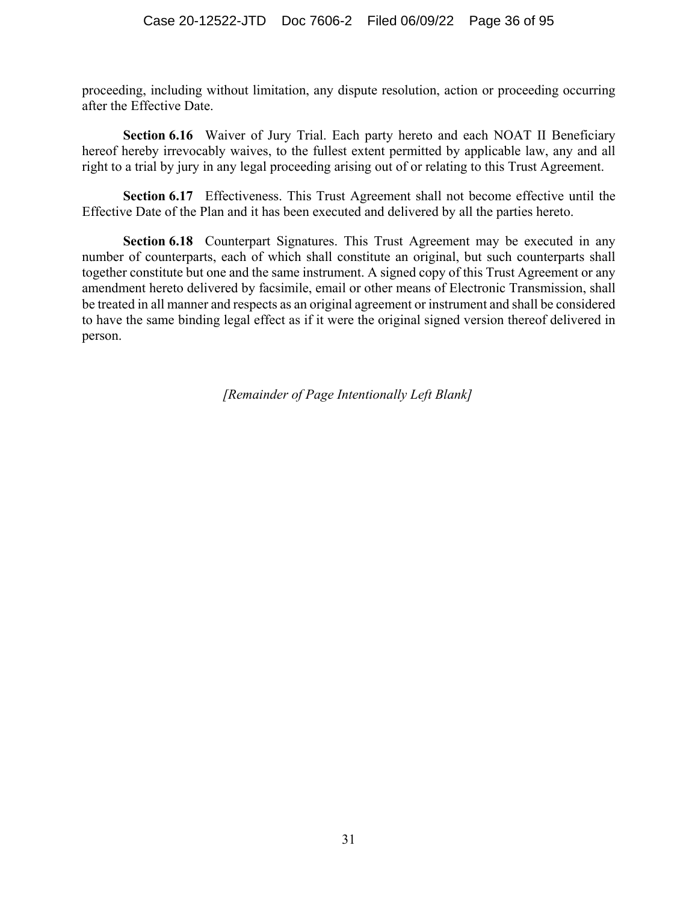proceeding, including without limitation, any dispute resolution, action or proceeding occurring after the Effective Date.

**Section 6.16** Waiver of Jury Trial. Each party hereto and each NOAT II Beneficiary hereof hereby irrevocably waives, to the fullest extent permitted by applicable law, any and all right to a trial by jury in any legal proceeding arising out of or relating to this Trust Agreement.

**Section 6.17** Effectiveness. This Trust Agreement shall not become effective until the Effective Date of the Plan and it has been executed and delivered by all the parties hereto.

**Section 6.18** Counterpart Signatures. This Trust Agreement may be executed in any number of counterparts, each of which shall constitute an original, but such counterparts shall together constitute but one and the same instrument. A signed copy of this Trust Agreement or any amendment hereto delivered by facsimile, email or other means of Electronic Transmission, shall be treated in all manner and respects as an original agreement or instrument and shall be considered to have the same binding legal effect as if it were the original signed version thereof delivered in person.

*[Remainder of Page Intentionally Left Blank]*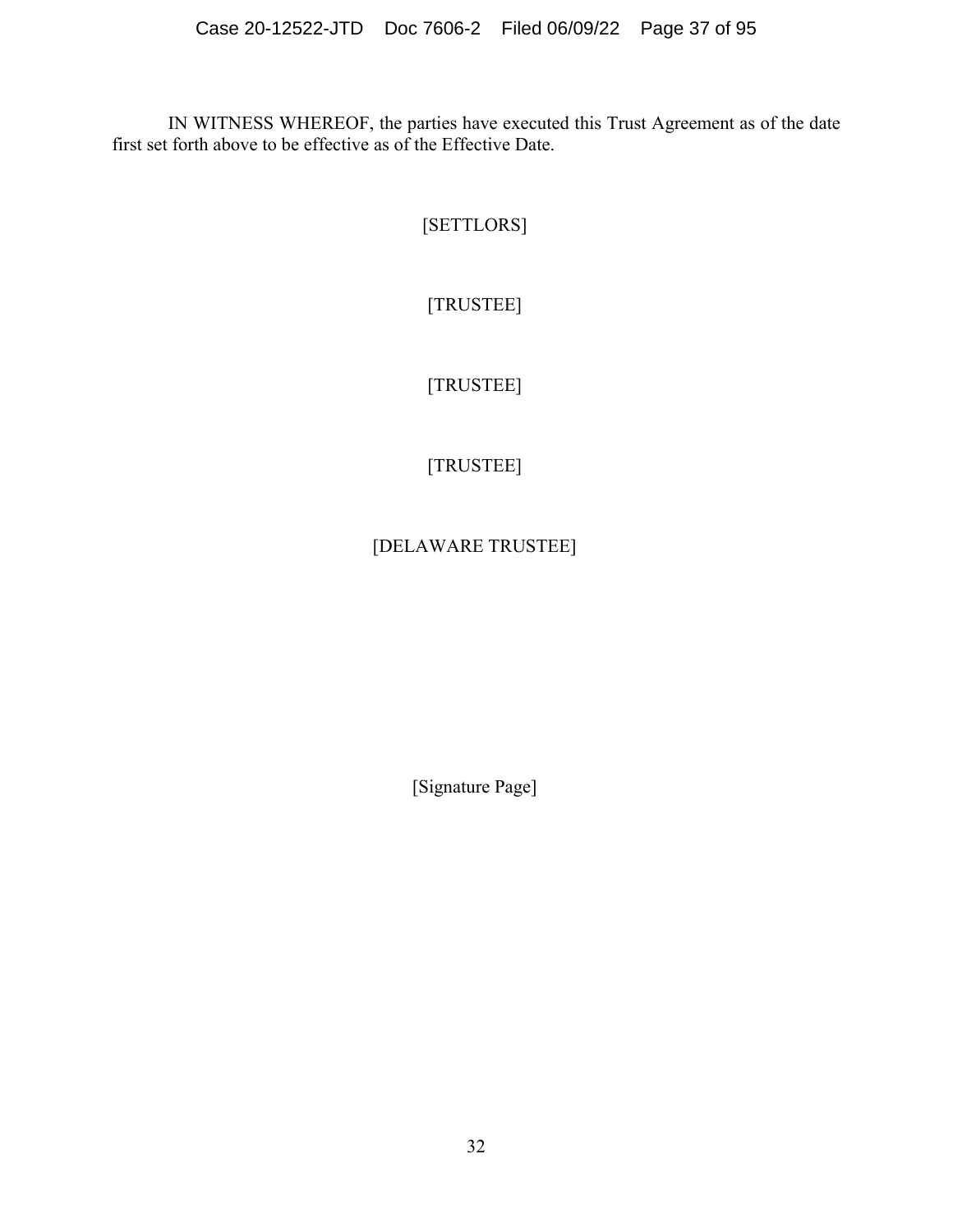IN WITNESS WHEREOF, the parties have executed this Trust Agreement as of the date first set forth above to be effective as of the Effective Date.

[SETTLORS]

[TRUSTEE]

[TRUSTEE]

[TRUSTEE]

[DELAWARE TRUSTEE]

[Signature Page]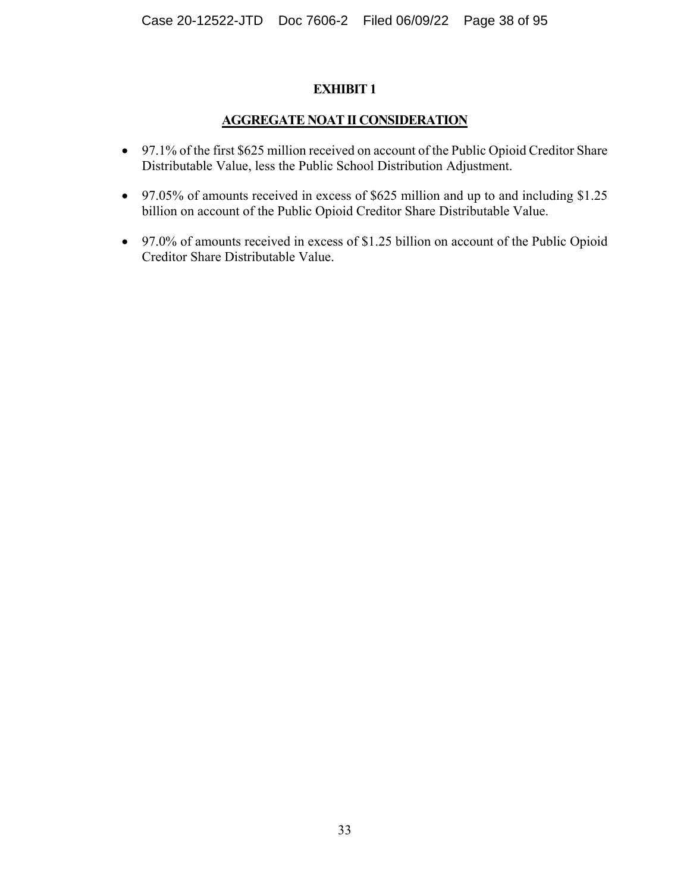# EXHIBIT 1

## AGGREGATE NOAT II CONSIDERATION

- 97.1% of the first $625 million received on account of the Public Opioid Creditor Share Distributable Value, less the Public School Distribution Adjustment.
- 97.05% of amounts received in excess of $625 million and up to and including $1.25 billion on account of the Public Opioid Creditor Share Distributable Value.
- 97.0% of amounts received in excess of $1.25 billion on account of the Public Opioid Creditor Share Distributable Value.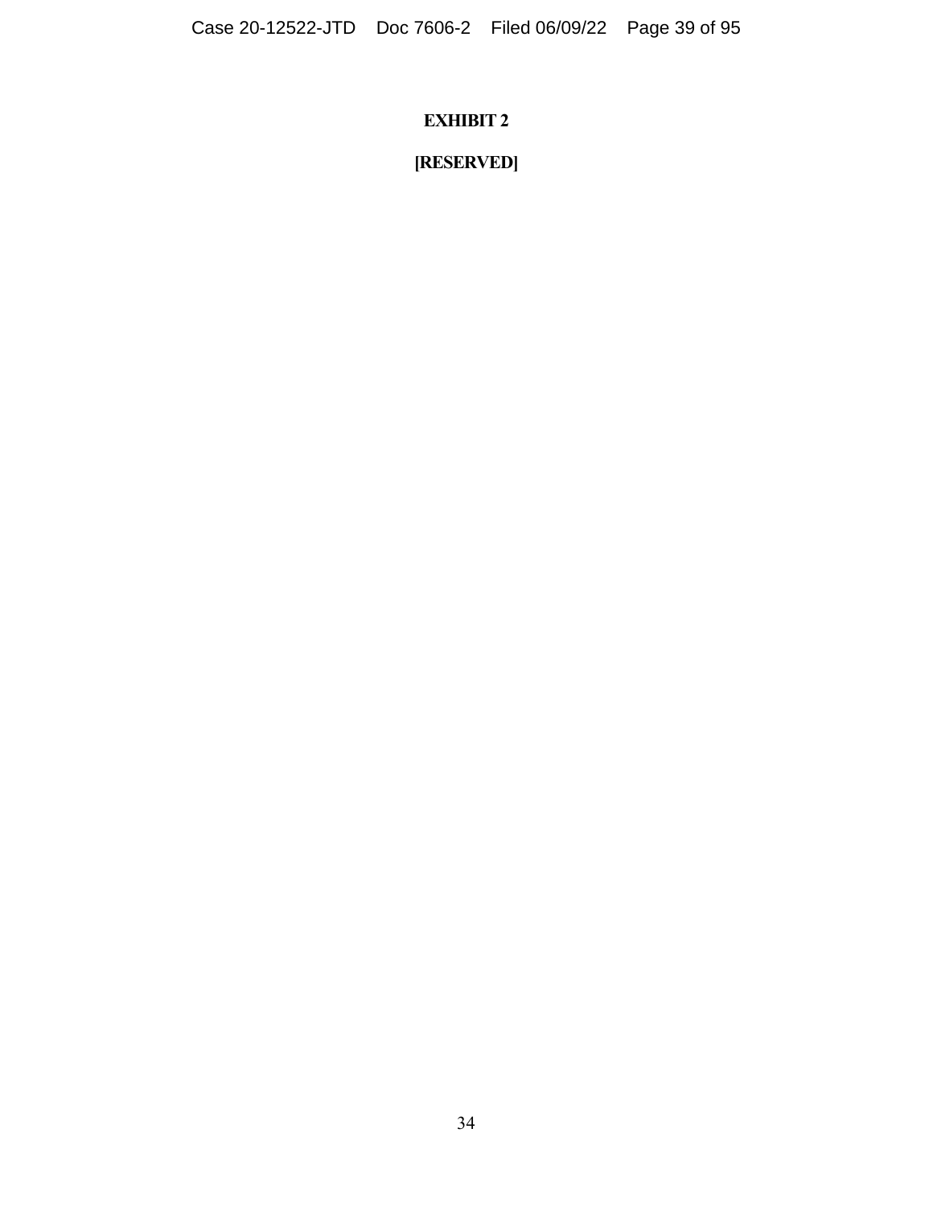**EXHIBIT 2**

**[RESERVED]**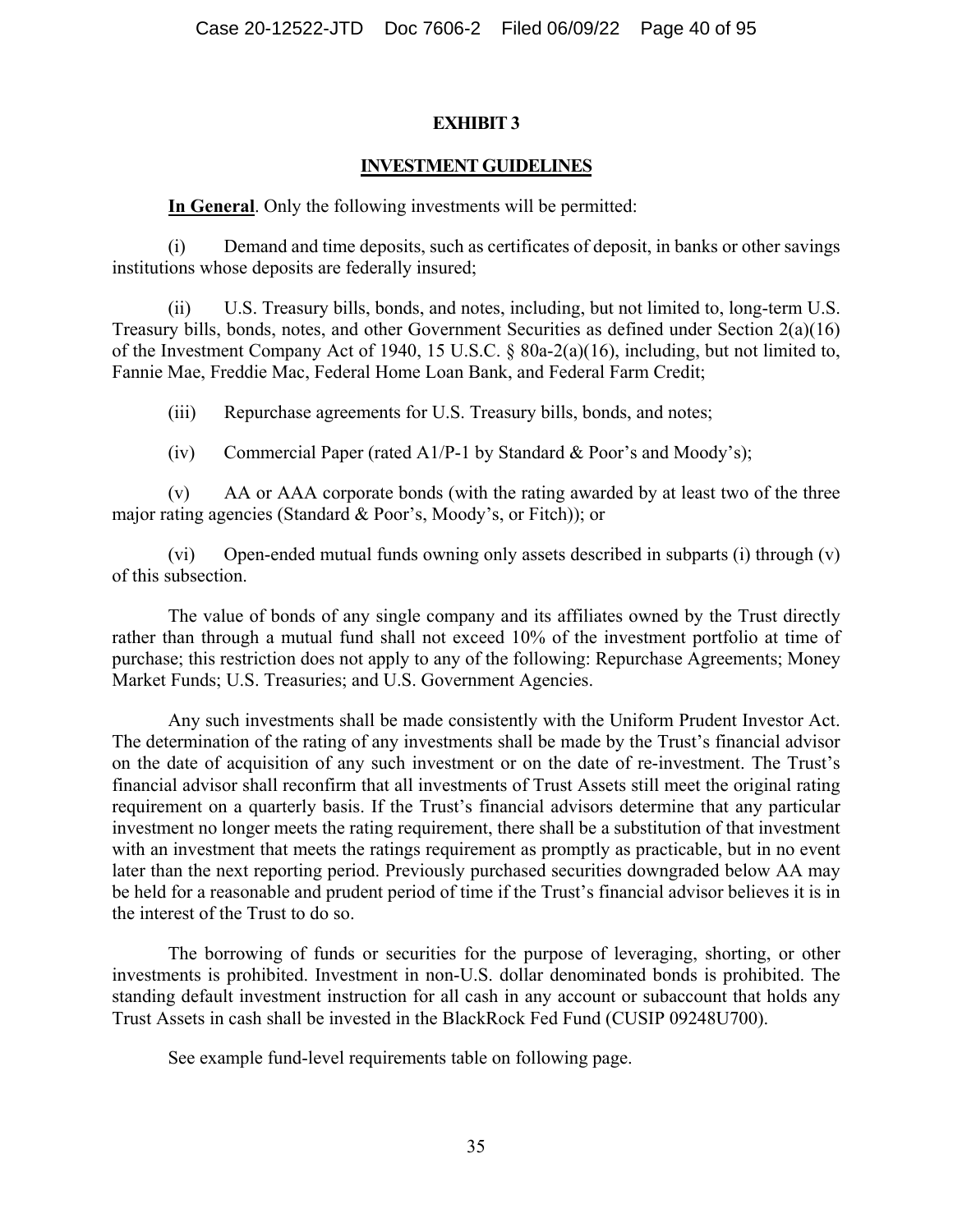# EXHIBIT 3

## INVESTMENT GUIDELINES

**In General**. Only the following investments will be permitted:

(i) Demand and time deposits, such as certificates of deposit, in banks or other savings institutions whose deposits are federally insured;

(ii) U.S. Treasury bills, bonds, and notes, including, but not limited to, long-term U.S. Treasury bills, bonds, notes, and other Government Securities as defined under Section 2(a)(16) of the Investment Company Act of 1940, 15 U.S.C. § 80a-2(a)(16), including, but not limited to, Fannie Mae, Freddie Mac, Federal Home Loan Bank, and Federal Farm Credit;

(iii) Repurchase agreements for U.S. Treasury bills, bonds, and notes;

(iv) Commercial Paper (rated A1/P-1 by Standard & Poor's and Moody's);

(v) AA or AAA corporate bonds (with the rating awarded by at least two of the three major rating agencies (Standard & Poor's, Moody's, or Fitch)); or

(vi) Open-ended mutual funds owning only assets described in subparts (i) through (v) of this subsection.

The value of bonds of any single company and its affiliates owned by the Trust directly rather than through a mutual fund shall not exceed 10% of the investment portfolio at time of purchase; this restriction does not apply to any of the following: Repurchase Agreements; Money Market Funds; U.S. Treasuries; and U.S. Government Agencies.

Any such investments shall be made consistently with the Uniform Prudent Investor Act. The determination of the rating of any investments shall be made by the Trust's financial advisor on the date of acquisition of any such investment or on the date of re-investment. The Trust's financial advisor shall reconfirm that all investments of Trust Assets still meet the original rating requirement on a quarterly basis. If the Trust's financial advisors determine that any particular investment no longer meets the rating requirement, there shall be a substitution of that investment with an investment that meets the ratings requirement as promptly as practicable, but in no event later than the next reporting period. Previously purchased securities downgraded below AA may be held for a reasonable and prudent period of time if the Trust's financial advisor believes it is in the interest of the Trust to do so.

The borrowing of funds or securities for the purpose of leveraging, shorting, or other investments is prohibited. Investment in non-U.S. dollar denominated bonds is prohibited. The standing default investment instruction for all cash in any account or subaccount that holds any Trust Assets in cash shall be invested in the BlackRock Fed Fund (CUSIP 09248U700).

See example fund-level requirements table on following page.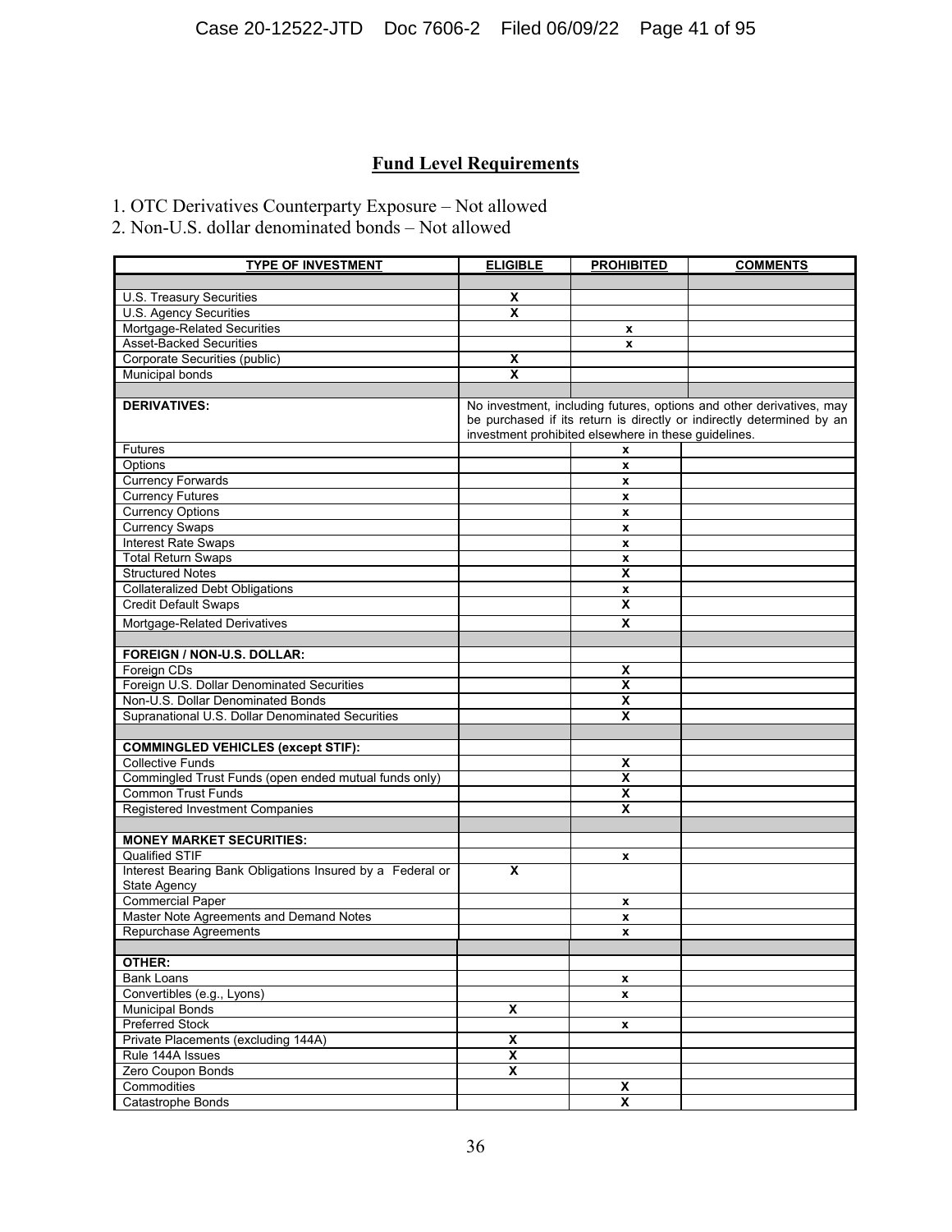## Fund Level Requirements

1. OTC Derivatives Counterparty Exposure – Not allowed
2. Non-U.S. dollar denominated bonds – Not allowed

| TYPE OF INVESTMENT | ELIGIBLE | PROHIBITED | COMMENTS |
|---|---|---|---|
| | | | |
| U.S. Treasury Securities | X | | |
| U.S. Agency Securities | X | | |
| Mortgage-Related Securities | | x | |
| Asset-Backed Securities | | x | |
| Corporate Securities (public) | X | | |
| Municipal bonds | X | | |
| | | | |
| **DERIVATIVES:** | No investment, including futures, options and other derivatives, may be purchased if its return is directly or indirectly determined by an investment prohibited elsewhere in these guidelines. | | |
| Futures | | x | |
| Options | | x | |
| Currency Forwards | | x | |
| Currency Futures | | x | |
| Currency Options | | x | |
| Currency Swaps | | x | |
| Interest Rate Swaps | | x | |
| Total Return Swaps | | x | |
| Structured Notes | | X | |
| Collateralized Debt Obligations | | x | |
| Credit Default Swaps | | X | |
| Mortgage-Related Derivatives | | X | |
| | | | |
| **FOREIGN / NON-U.S. DOLLAR:** | | | |
| Foreign CDs | | X | |
| Foreign U.S. Dollar Denominated Securities | | X | |
| Non-U.S. Dollar Denominated Bonds | | X | |
| Supranational U.S. Dollar Denominated Securities | | X | |
| | | | |
| **COMMINGLED VEHICLES (except STIF):** | | | |
| Collective Funds | | X | |
| Commingled Trust Funds (open ended mutual funds only) | | X | |
| Common Trust Funds | | X | |
| Registered Investment Companies | | X | |
| | | | |
| **MONEY MARKET SECURITIES:** | | | |
| Qualified STIF | | x | |
| Interest Bearing Bank Obligations Insured by a Federal or State Agency | X | | |
| Commercial Paper | | x | |
| Master Note Agreements and Demand Notes | | x | |
| Repurchase Agreements | | x | |
| | | | |
| **OTHER:** | | | |
| Bank Loans | | x | |
| Convertibles (e.g., Lyons) | | x | |
| Municipal Bonds | X | | |
| Preferred Stock | | x | |
| Private Placements (excluding 144A) | X | | |
| Rule 144A Issues | X | | |
| Zero Coupon Bonds | X | | |
| Commodities | | X | |
| Catastrophe Bonds | | X | |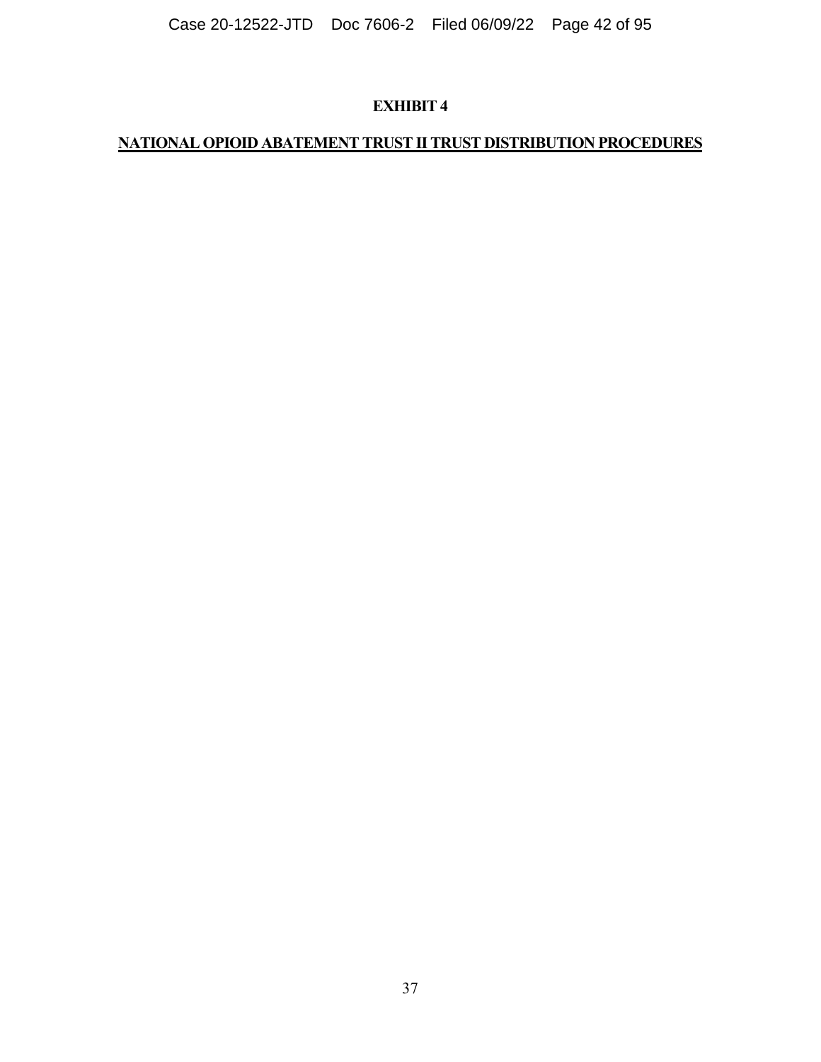# EXHIBIT 4

## NATIONAL OPIOID ABATEMENT TRUST II TRUST DISTRIBUTION PROCEDURES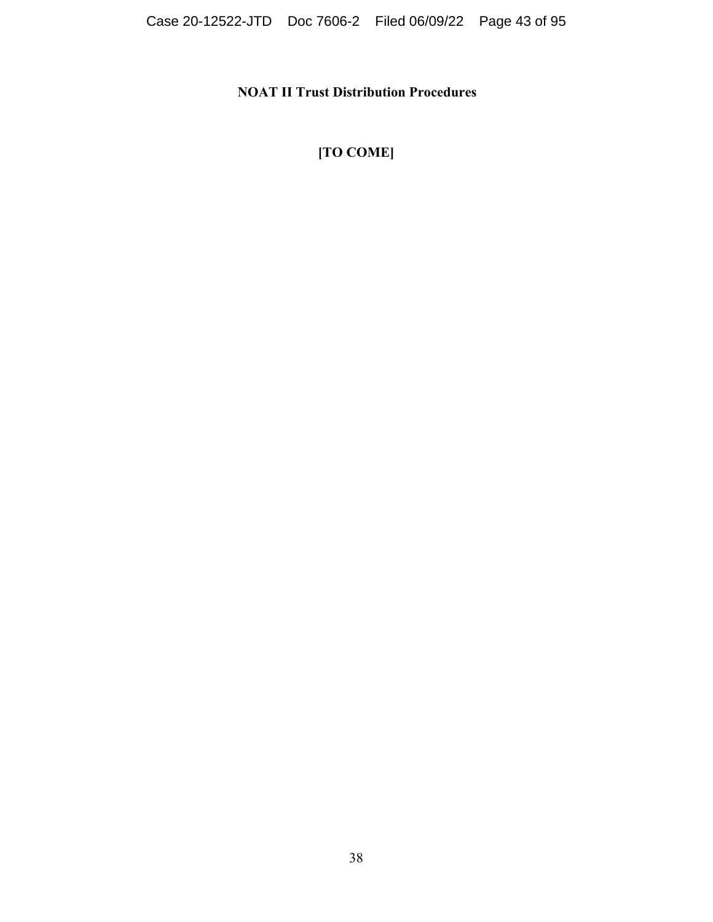# NOAT II Trust Distribution Procedures

**[TO COME]**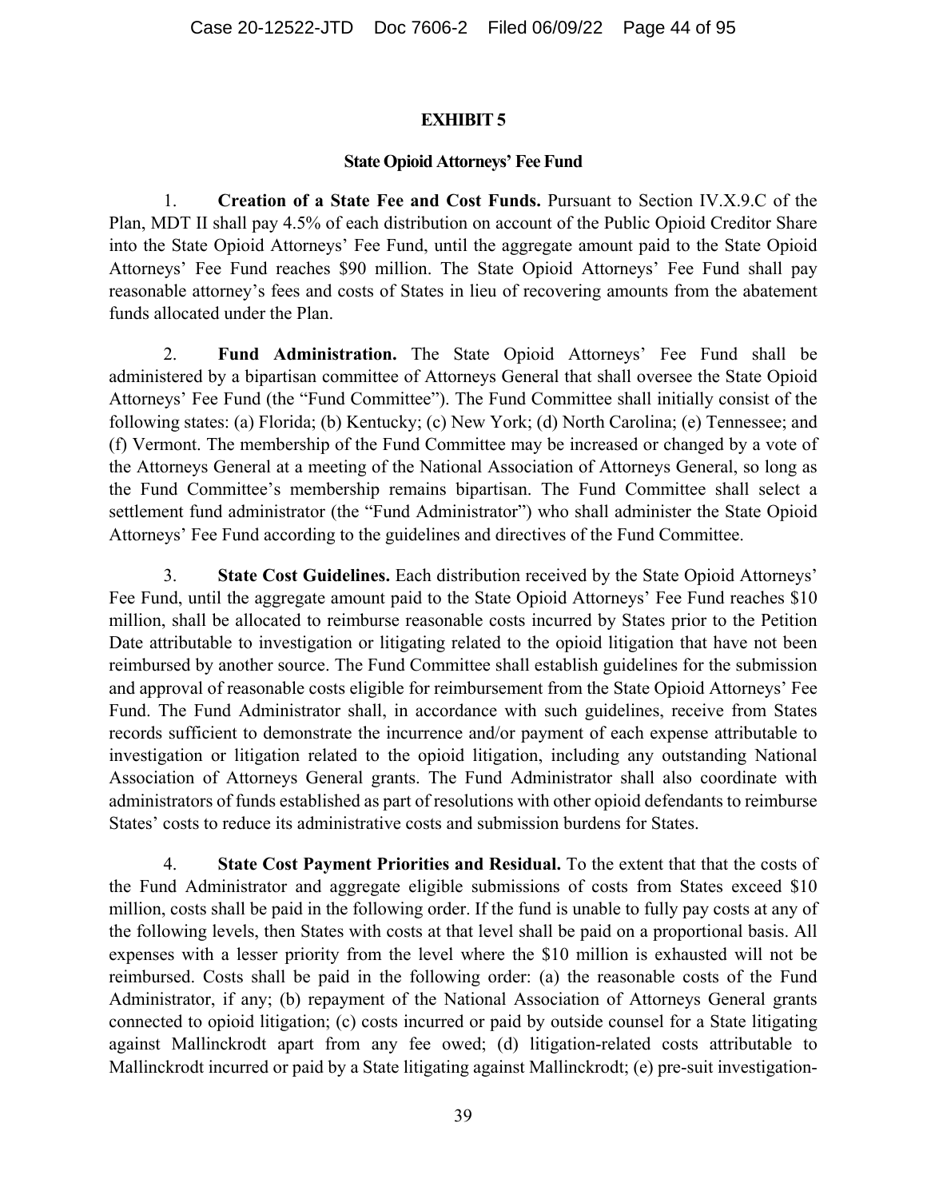## EXHIBIT 5

### State Opioid Attorneys' Fee Fund

1. **Creation of a State Fee and Cost Funds.** Pursuant to Section IV.X.9.C of the Plan, MDT II shall pay 4.5% of each distribution on account of the Public Opioid Creditor Share into the State Opioid Attorneys' Fee Fund, until the aggregate amount paid to the State Opioid Attorneys' Fee Fund reaches \$90 million. The State Opioid Attorneys' Fee Fund shall pay reasonable attorney's fees and costs of States in lieu of recovering amounts from the abatement funds allocated under the Plan.

2. **Fund Administration.** The State Opioid Attorneys' Fee Fund shall be administered by a bipartisan committee of Attorneys General that shall oversee the State Opioid Attorneys' Fee Fund (the "Fund Committee"). The Fund Committee shall initially consist of the following states: (a) Florida; (b) Kentucky; (c) New York; (d) North Carolina; (e) Tennessee; and (f) Vermont. The membership of the Fund Committee may be increased or changed by a vote of the Attorneys General at a meeting of the National Association of Attorneys General, so long as the Fund Committee's membership remains bipartisan. The Fund Committee shall select a settlement fund administrator (the "Fund Administrator") who shall administer the State Opioid Attorneys' Fee Fund according to the guidelines and directives of the Fund Committee.

3. **State Cost Guidelines.** Each distribution received by the State Opioid Attorneys' Fee Fund, until the aggregate amount paid to the State Opioid Attorneys' Fee Fund reaches \$10 million, shall be allocated to reimburse reasonable costs incurred by States prior to the Petition Date attributable to investigation or litigating related to the opioid litigation that have not been reimbursed by another source. The Fund Committee shall establish guidelines for the submission and approval of reasonable costs eligible for reimbursement from the State Opioid Attorneys' Fee Fund. The Fund Administrator shall, in accordance with such guidelines, receive from States records sufficient to demonstrate the incurrence and/or payment of each expense attributable to investigation or litigation related to the opioid litigation, including any outstanding National Association of Attorneys General grants. The Fund Administrator shall also coordinate with administrators of funds established as part of resolutions with other opioid defendants to reimburse States' costs to reduce its administrative costs and submission burdens for States.

4. **State Cost Payment Priorities and Residual.** To the extent that that the costs of the Fund Administrator and aggregate eligible submissions of costs from States exceed \$10 million, costs shall be paid in the following order. If the fund is unable to fully pay costs at any of the following levels, then States with costs at that level shall be paid on a proportional basis. All expenses with a lesser priority from the level where the \$10 million is exhausted will not be reimbursed. Costs shall be paid in the following order: (a) the reasonable costs of the Fund Administrator, if any; (b) repayment of the National Association of Attorneys General grants connected to opioid litigation; (c) costs incurred or paid by outside counsel for a State litigating against Mallinckrodt apart from any fee owed; (d) litigation-related costs attributable to Mallinckrodt incurred or paid by a State litigating against Mallinckrodt; (e) pre-suit investigation-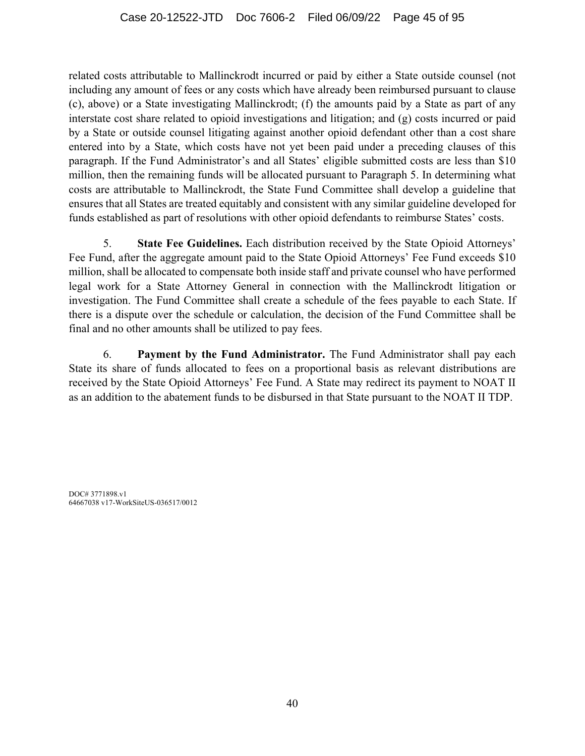related costs attributable to Mallinckrodt incurred or paid by either a State outside counsel (not including any amount of fees or any costs which have already been reimbursed pursuant to clause (c), above) or a State investigating Mallinckrodt; (f) the amounts paid by a State as part of any interstate cost share related to opioid investigations and litigation; and (g) costs incurred or paid by a State or outside counsel litigating against another opioid defendant other than a cost share entered into by a State, which costs have not yet been paid under a preceding clauses of this paragraph. If the Fund Administrator's and all States' eligible submitted costs are less than $10 million, then the remaining funds will be allocated pursuant to Paragraph 5. In determining what costs are attributable to Mallinckrodt, the State Fund Committee shall develop a guideline that ensures that all States are treated equitably and consistent with any similar guideline developed for funds established as part of resolutions with other opioid defendants to reimburse States' costs.

5. **State Fee Guidelines.** Each distribution received by the State Opioid Attorneys' Fee Fund, after the aggregate amount paid to the State Opioid Attorneys' Fee Fund exceeds $10 million, shall be allocated to compensate both inside staff and private counsel who have performed legal work for a State Attorney General in connection with the Mallinckrodt litigation or investigation. The Fund Committee shall create a schedule of the fees payable to each State. If there is a dispute over the schedule or calculation, the decision of the Fund Committee shall be final and no other amounts shall be utilized to pay fees.

6. **Payment by the Fund Administrator.** The Fund Administrator shall pay each State its share of funds allocated to fees on a proportional basis as relevant distributions are received by the State Opioid Attorneys' Fee Fund. A State may redirect its payment to NOAT II as an addition to the abatement funds to be disbursed in that State pursuant to the NOAT II TDP.

DOC# 3771898.v1
64667038 v17-WorkSiteUS-036517/0012